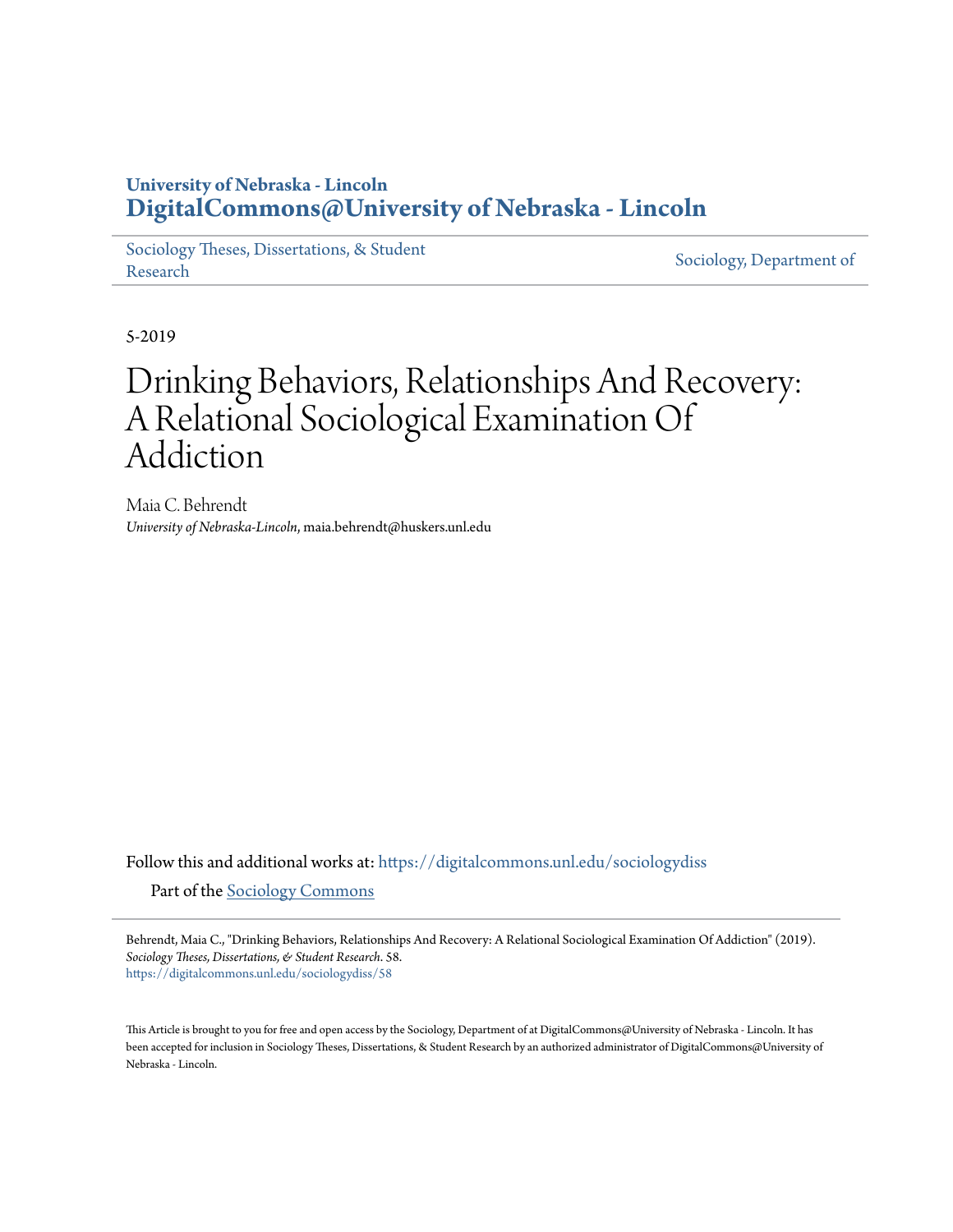University of Nebraska - Lincoln
**DigitalCommons@University of Nebraska - Lincoln**

Sociology Theses, Dissertations, & Student Research | Sociology, Department of

5-2019

# Drinking Behaviors, Relationships And Recovery: A Relational Sociological Examination Of Addiction

Maia C. Behrendt
*University of Nebraska-Lincoln*, maia.behrendt@huskers.unl.edu

Follow this and additional works at: https://digitalcommons.unl.edu/sociologydiss

Part of the Sociology Commons

Behrendt, Maia C., "Drinking Behaviors, Relationships And Recovery: A Relational Sociological Examination Of Addiction" (2019). *Sociology Theses, Dissertations, & Student Research*. 58.
https://digitalcommons.unl.edu/sociologydiss/58

This Article is brought to you for free and open access by the Sociology, Department of at DigitalCommons@University of Nebraska - Lincoln. It has been accepted for inclusion in Sociology Theses, Dissertations, & Student Research by an authorized administrator of DigitalCommons@University of Nebraska - Lincoln.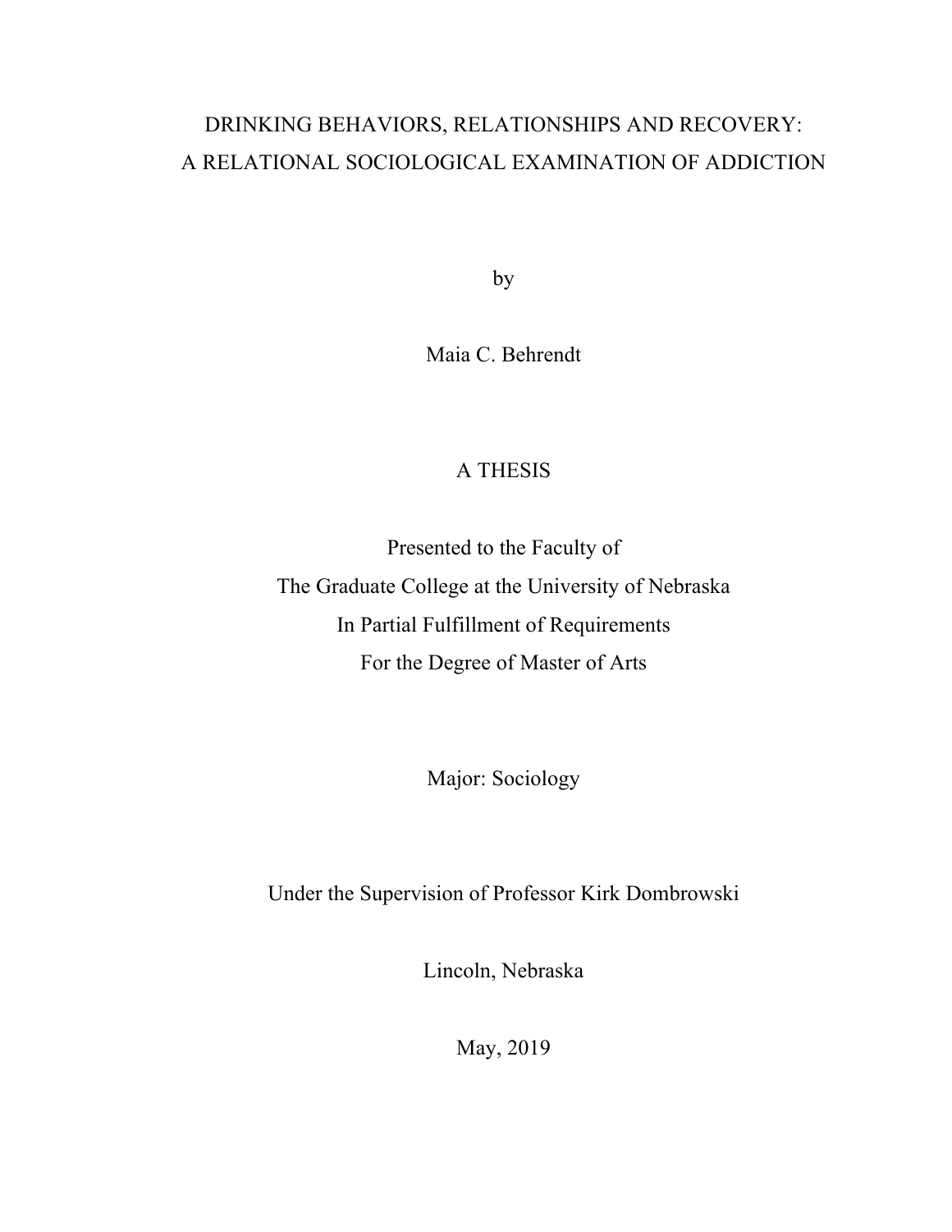# DRINKING BEHAVIORS, RELATIONSHIPS AND RECOVERY: A RELATIONAL SOCIOLOGICAL EXAMINATION OF ADDICTION

by

Maia C. Behrendt

A THESIS

Presented to the Faculty of
The Graduate College at the University of Nebraska
In Partial Fulfillment of Requirements
For the Degree of Master of Arts

Major: Sociology

Under the Supervision of Professor Kirk Dombrowski

Lincoln, Nebraska

May, 2019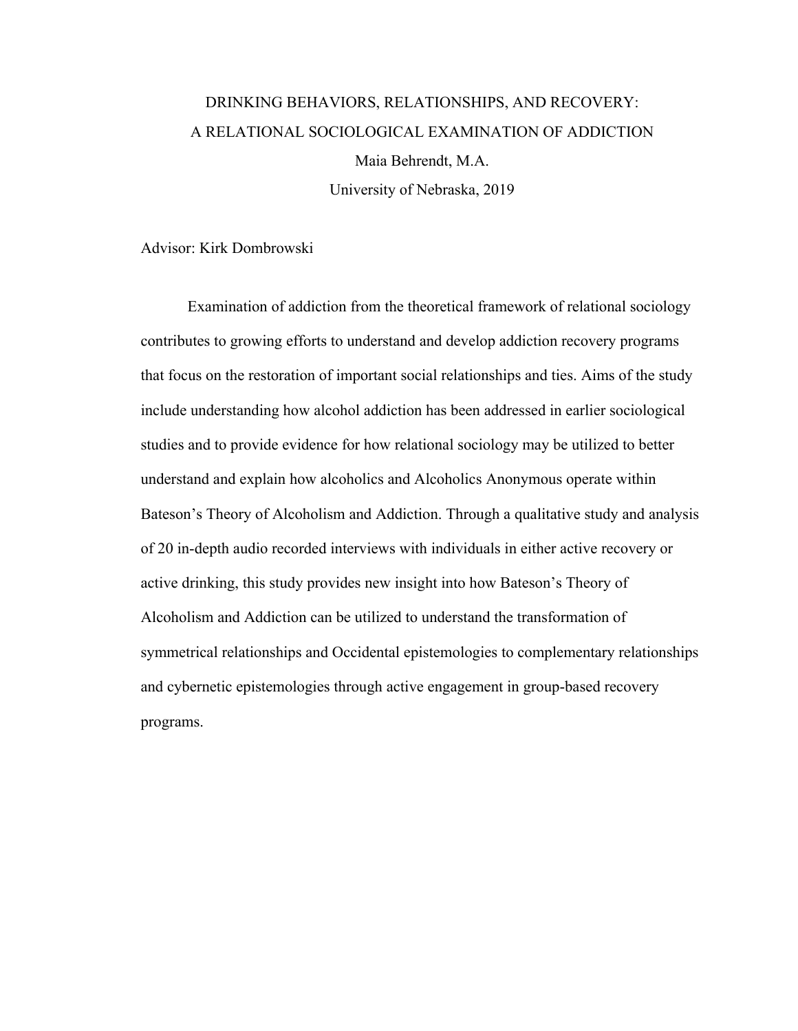# DRINKING BEHAVIORS, RELATIONSHIPS, AND RECOVERY: A RELATIONAL SOCIOLOGICAL EXAMINATION OF ADDICTION

Maia Behrendt, M.A.

University of Nebraska, 2019

Advisor: Kirk Dombrowski

Examination of addiction from the theoretical framework of relational sociology contributes to growing efforts to understand and develop addiction recovery programs that focus on the restoration of important social relationships and ties. Aims of the study include understanding how alcohol addiction has been addressed in earlier sociological studies and to provide evidence for how relational sociology may be utilized to better understand and explain how alcoholics and Alcoholics Anonymous operate within Bateson's Theory of Alcoholism and Addiction. Through a qualitative study and analysis of 20 in-depth audio recorded interviews with individuals in either active recovery or active drinking, this study provides new insight into how Bateson's Theory of Alcoholism and Addiction can be utilized to understand the transformation of symmetrical relationships and Occidental epistemologies to complementary relationships and cybernetic epistemologies through active engagement in group-based recovery programs.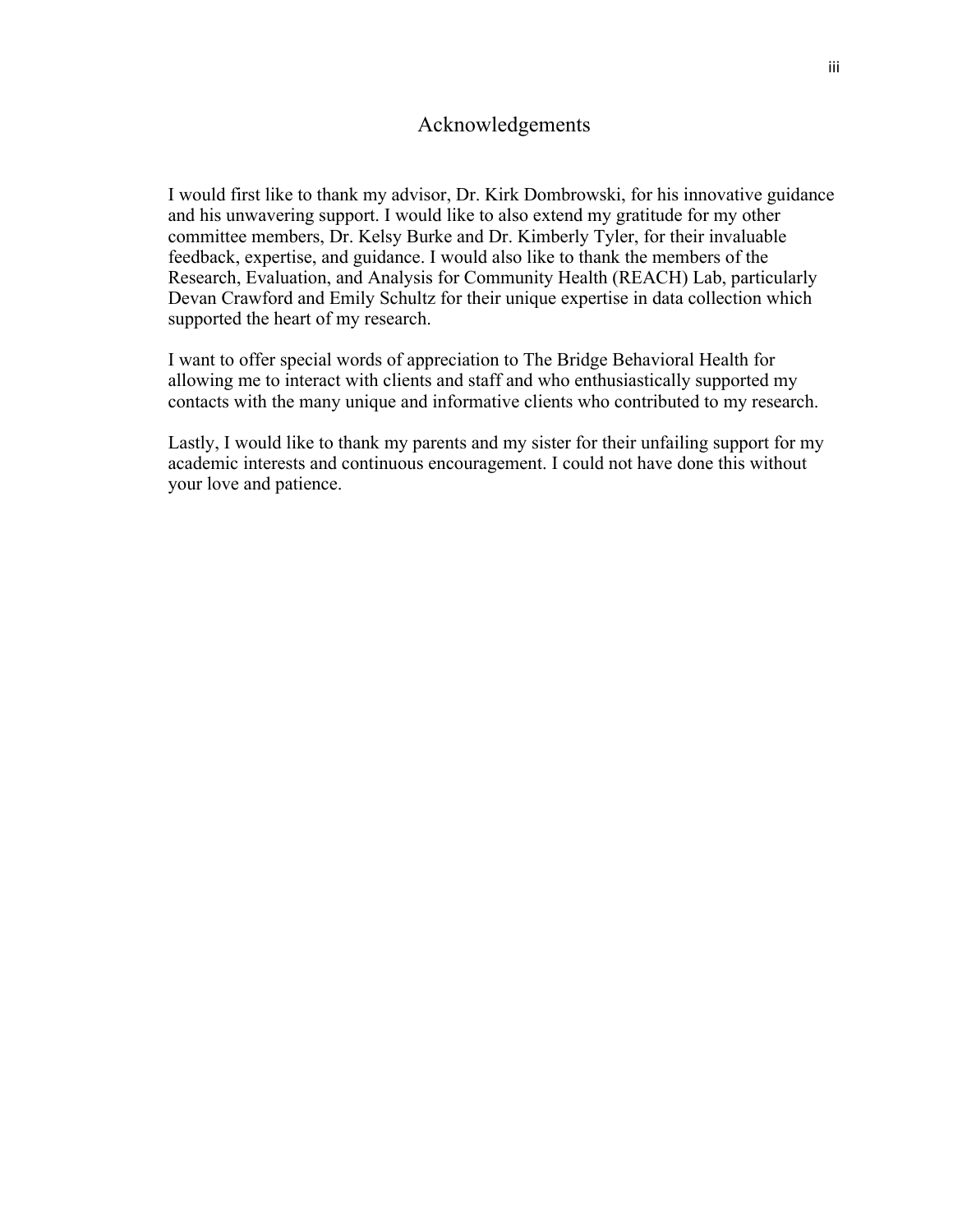# Acknowledgements

I would first like to thank my advisor, Dr. Kirk Dombrowski, for his innovative guidance and his unwavering support. I would like to also extend my gratitude for my other committee members, Dr. Kelsy Burke and Dr. Kimberly Tyler, for their invaluable feedback, expertise, and guidance. I would also like to thank the members of the Research, Evaluation, and Analysis for Community Health (REACH) Lab, particularly Devan Crawford and Emily Schultz for their unique expertise in data collection which supported the heart of my research.

I want to offer special words of appreciation to The Bridge Behavioral Health for allowing me to interact with clients and staff and who enthusiastically supported my contacts with the many unique and informative clients who contributed to my research.

Lastly, I would like to thank my parents and my sister for their unfailing support for my academic interests and continuous encouragement. I could not have done this without your love and patience.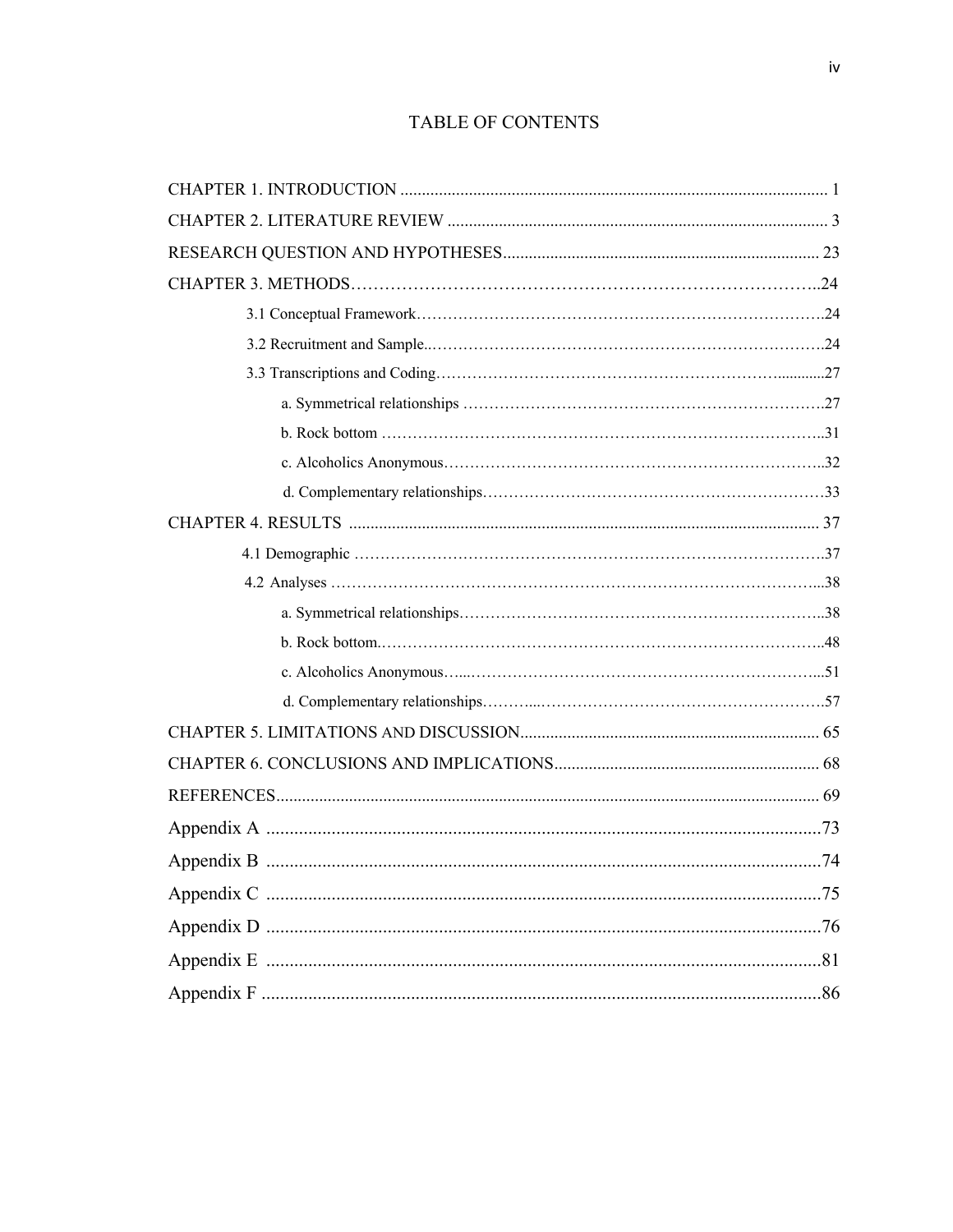# TABLE OF CONTENTS

CHAPTER 1. INTRODUCTION ..... 1

CHAPTER 2. LITERATURE REVIEW ..... 3

RESEARCH QUESTION AND HYPOTHESES ..... 23

CHAPTER 3. METHODS ..... 24

- 3.1 Conceptual Framework ..... 24
- 3.2 Recruitment and Sample ..... 24
- 3.3 Transcriptions and Coding ..... 27
  - a. Symmetrical relationships ..... 27
  - b. Rock bottom ..... 31
  - c. Alcoholics Anonymous ..... 32
  - d. Complementary relationships ..... 33

CHAPTER 4. RESULTS ..... 37

- 4.1 Demographic ..... 37
- 4.2 Analyses ..... 38
  - a. Symmetrical relationships ..... 38
  - b. Rock bottom ..... 48
  - c. Alcoholics Anonymous ..... 51
  - d. Complementary relationships ..... 57

CHAPTER 5. LIMITATIONS AND DISCUSSION ..... 65

CHAPTER 6. CONCLUSIONS AND IMPLICATIONS ..... 68

REFERENCES ..... 69

Appendix A ..... 73

Appendix B ..... 74

Appendix C ..... 75

Appendix D ..... 76

Appendix E ..... 81

Appendix F ..... 86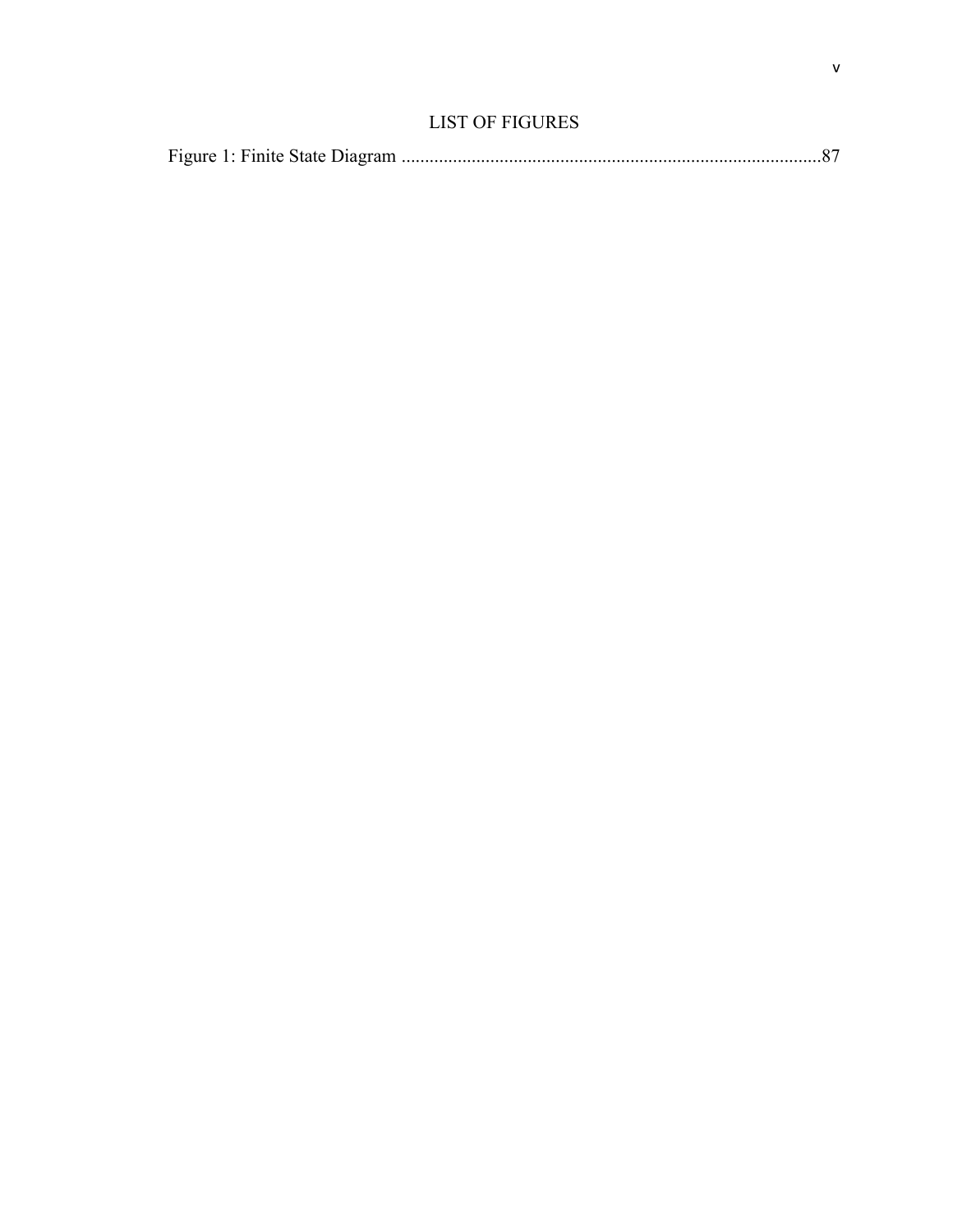# LIST OF FIGURES

Figure 1: Finite State Diagram ..........................................................................................87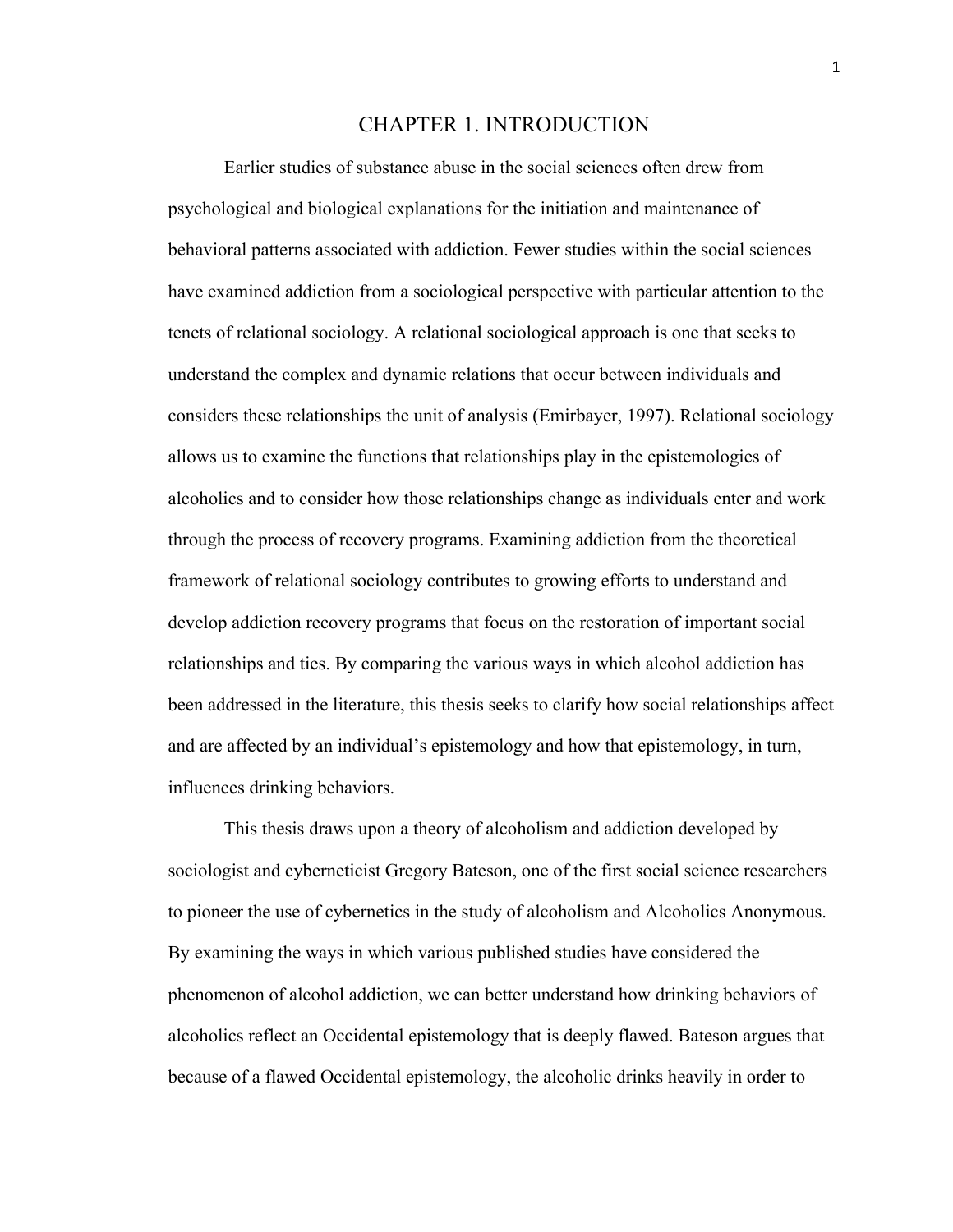# CHAPTER 1. INTRODUCTION

Earlier studies of substance abuse in the social sciences often drew from psychological and biological explanations for the initiation and maintenance of behavioral patterns associated with addiction. Fewer studies within the social sciences have examined addiction from a sociological perspective with particular attention to the tenets of relational sociology. A relational sociological approach is one that seeks to understand the complex and dynamic relations that occur between individuals and considers these relationships the unit of analysis (Emirbayer, 1997). Relational sociology allows us to examine the functions that relationships play in the epistemologies of alcoholics and to consider how those relationships change as individuals enter and work through the process of recovery programs. Examining addiction from the theoretical framework of relational sociology contributes to growing efforts to understand and develop addiction recovery programs that focus on the restoration of important social relationships and ties. By comparing the various ways in which alcohol addiction has been addressed in the literature, this thesis seeks to clarify how social relationships affect and are affected by an individual's epistemology and how that epistemology, in turn, influences drinking behaviors.

This thesis draws upon a theory of alcoholism and addiction developed by sociologist and cyberneticist Gregory Bateson, one of the first social science researchers to pioneer the use of cybernetics in the study of alcoholism and Alcoholics Anonymous. By examining the ways in which various published studies have considered the phenomenon of alcohol addiction, we can better understand how drinking behaviors of alcoholics reflect an Occidental epistemology that is deeply flawed. Bateson argues that because of a flawed Occidental epistemology, the alcoholic drinks heavily in order to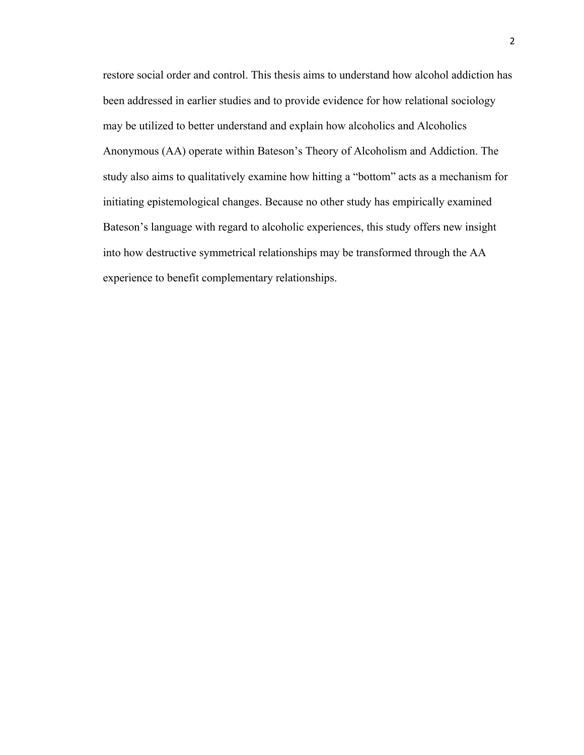restore social order and control. This thesis aims to understand how alcohol addiction has been addressed in earlier studies and to provide evidence for how relational sociology may be utilized to better understand and explain how alcoholics and Alcoholics Anonymous (AA) operate within Bateson's Theory of Alcoholism and Addiction. The study also aims to qualitatively examine how hitting a "bottom" acts as a mechanism for initiating epistemological changes. Because no other study has empirically examined Bateson's language with regard to alcoholic experiences, this study offers new insight into how destructive symmetrical relationships may be transformed through the AA experience to benefit complementary relationships.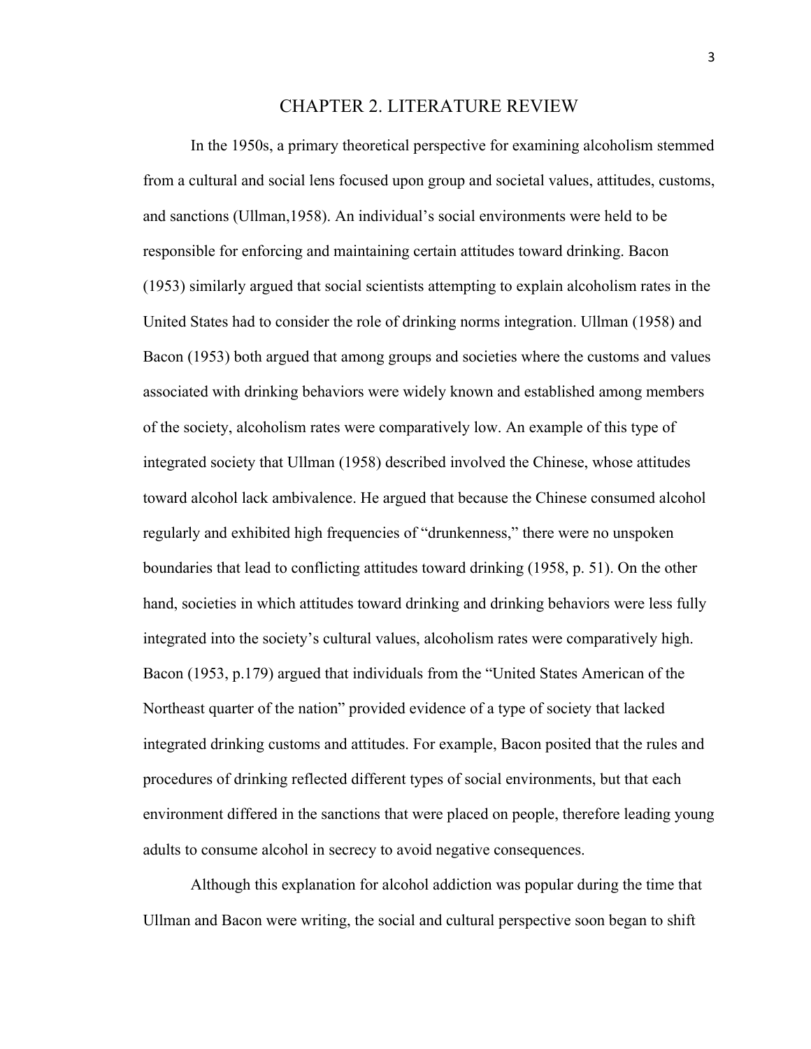# CHAPTER 2. LITERATURE REVIEW

In the 1950s, a primary theoretical perspective for examining alcoholism stemmed from a cultural and social lens focused upon group and societal values, attitudes, customs, and sanctions (Ullman,1958). An individual's social environments were held to be responsible for enforcing and maintaining certain attitudes toward drinking. Bacon (1953) similarly argued that social scientists attempting to explain alcoholism rates in the United States had to consider the role of drinking norms integration. Ullman (1958) and Bacon (1953) both argued that among groups and societies where the customs and values associated with drinking behaviors were widely known and established among members of the society, alcoholism rates were comparatively low. An example of this type of integrated society that Ullman (1958) described involved the Chinese, whose attitudes toward alcohol lack ambivalence. He argued that because the Chinese consumed alcohol regularly and exhibited high frequencies of "drunkenness," there were no unspoken boundaries that lead to conflicting attitudes toward drinking (1958, p. 51). On the other hand, societies in which attitudes toward drinking and drinking behaviors were less fully integrated into the society's cultural values, alcoholism rates were comparatively high. Bacon (1953, p.179) argued that individuals from the "United States American of the Northeast quarter of the nation" provided evidence of a type of society that lacked integrated drinking customs and attitudes. For example, Bacon posited that the rules and procedures of drinking reflected different types of social environments, but that each environment differed in the sanctions that were placed on people, therefore leading young adults to consume alcohol in secrecy to avoid negative consequences.

Although this explanation for alcohol addiction was popular during the time that Ullman and Bacon were writing, the social and cultural perspective soon began to shift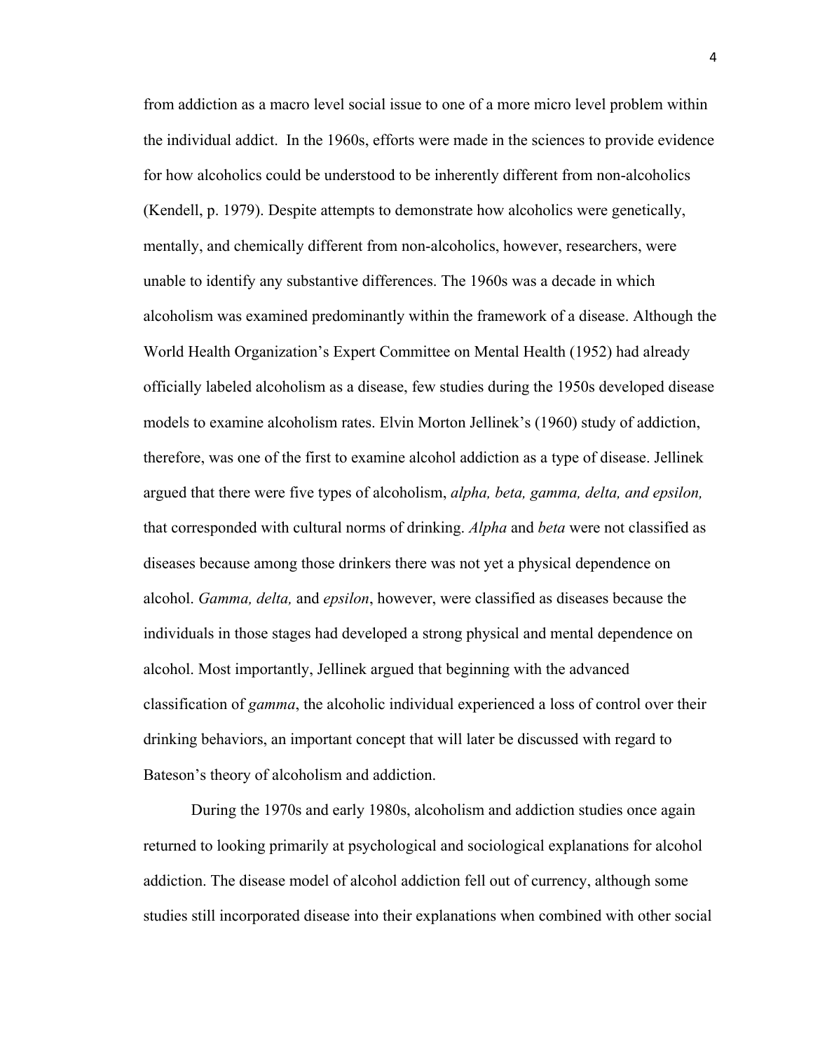from addiction as a macro level social issue to one of a more micro level problem within the individual addict. In the 1960s, efforts were made in the sciences to provide evidence for how alcoholics could be understood to be inherently different from non-alcoholics (Kendell, p. 1979). Despite attempts to demonstrate how alcoholics were genetically, mentally, and chemically different from non-alcoholics, however, researchers, were unable to identify any substantive differences. The 1960s was a decade in which alcoholism was examined predominantly within the framework of a disease. Although the World Health Organization's Expert Committee on Mental Health (1952) had already officially labeled alcoholism as a disease, few studies during the 1950s developed disease models to examine alcoholism rates. Elvin Morton Jellinek's (1960) study of addiction, therefore, was one of the first to examine alcohol addiction as a type of disease. Jellinek argued that there were five types of alcoholism, *alpha, beta, gamma, delta, and epsilon,* that corresponded with cultural norms of drinking. *Alpha* and *beta* were not classified as diseases because among those drinkers there was not yet a physical dependence on alcohol. *Gamma, delta,* and *epsilon*, however, were classified as diseases because the individuals in those stages had developed a strong physical and mental dependence on alcohol. Most importantly, Jellinek argued that beginning with the advanced classification of *gamma*, the alcoholic individual experienced a loss of control over their drinking behaviors, an important concept that will later be discussed with regard to Bateson's theory of alcoholism and addiction.

During the 1970s and early 1980s, alcoholism and addiction studies once again returned to looking primarily at psychological and sociological explanations for alcohol addiction. The disease model of alcohol addiction fell out of currency, although some studies still incorporated disease into their explanations when combined with other social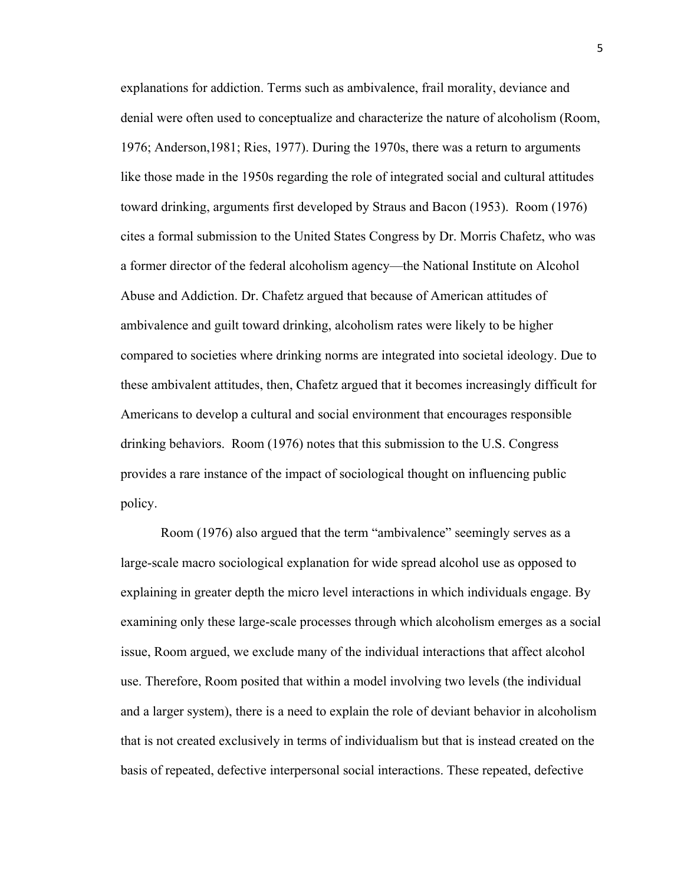explanations for addiction. Terms such as ambivalence, frail morality, deviance and denial were often used to conceptualize and characterize the nature of alcoholism (Room, 1976; Anderson,1981; Ries, 1977). During the 1970s, there was a return to arguments like those made in the 1950s regarding the role of integrated social and cultural attitudes toward drinking, arguments first developed by Straus and Bacon (1953). Room (1976) cites a formal submission to the United States Congress by Dr. Morris Chafetz, who was a former director of the federal alcoholism agency—the National Institute on Alcohol Abuse and Addiction. Dr. Chafetz argued that because of American attitudes of ambivalence and guilt toward drinking, alcoholism rates were likely to be higher compared to societies where drinking norms are integrated into societal ideology. Due to these ambivalent attitudes, then, Chafetz argued that it becomes increasingly difficult for Americans to develop a cultural and social environment that encourages responsible drinking behaviors. Room (1976) notes that this submission to the U.S. Congress provides a rare instance of the impact of sociological thought on influencing public policy.

Room (1976) also argued that the term "ambivalence" seemingly serves as a large-scale macro sociological explanation for wide spread alcohol use as opposed to explaining in greater depth the micro level interactions in which individuals engage. By examining only these large-scale processes through which alcoholism emerges as a social issue, Room argued, we exclude many of the individual interactions that affect alcohol use. Therefore, Room posited that within a model involving two levels (the individual and a larger system), there is a need to explain the role of deviant behavior in alcoholism that is not created exclusively in terms of individualism but that is instead created on the basis of repeated, defective interpersonal social interactions. These repeated, defective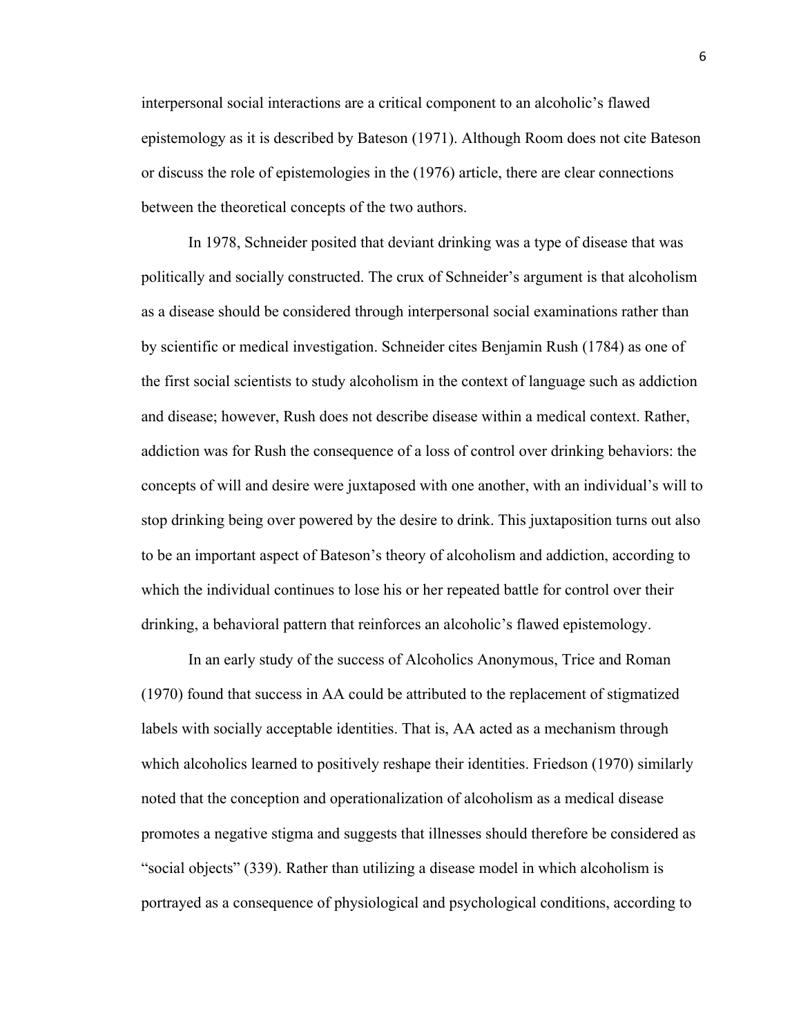interpersonal social interactions are a critical component to an alcoholic's flawed epistemology as it is described by Bateson (1971). Although Room does not cite Bateson or discuss the role of epistemologies in the (1976) article, there are clear connections between the theoretical concepts of the two authors.

In 1978, Schneider posited that deviant drinking was a type of disease that was politically and socially constructed. The crux of Schneider's argument is that alcoholism as a disease should be considered through interpersonal social examinations rather than by scientific or medical investigation. Schneider cites Benjamin Rush (1784) as one of the first social scientists to study alcoholism in the context of language such as addiction and disease; however, Rush does not describe disease within a medical context. Rather, addiction was for Rush the consequence of a loss of control over drinking behaviors: the concepts of will and desire were juxtaposed with one another, with an individual's will to stop drinking being over powered by the desire to drink. This juxtaposition turns out also to be an important aspect of Bateson's theory of alcoholism and addiction, according to which the individual continues to lose his or her repeated battle for control over their drinking, a behavioral pattern that reinforces an alcoholic's flawed epistemology.

In an early study of the success of Alcoholics Anonymous, Trice and Roman (1970) found that success in AA could be attributed to the replacement of stigmatized labels with socially acceptable identities. That is, AA acted as a mechanism through which alcoholics learned to positively reshape their identities. Friedson (1970) similarly noted that the conception and operationalization of alcoholism as a medical disease promotes a negative stigma and suggests that illnesses should therefore be considered as "social objects" (339). Rather than utilizing a disease model in which alcoholism is portrayed as a consequence of physiological and psychological conditions, according to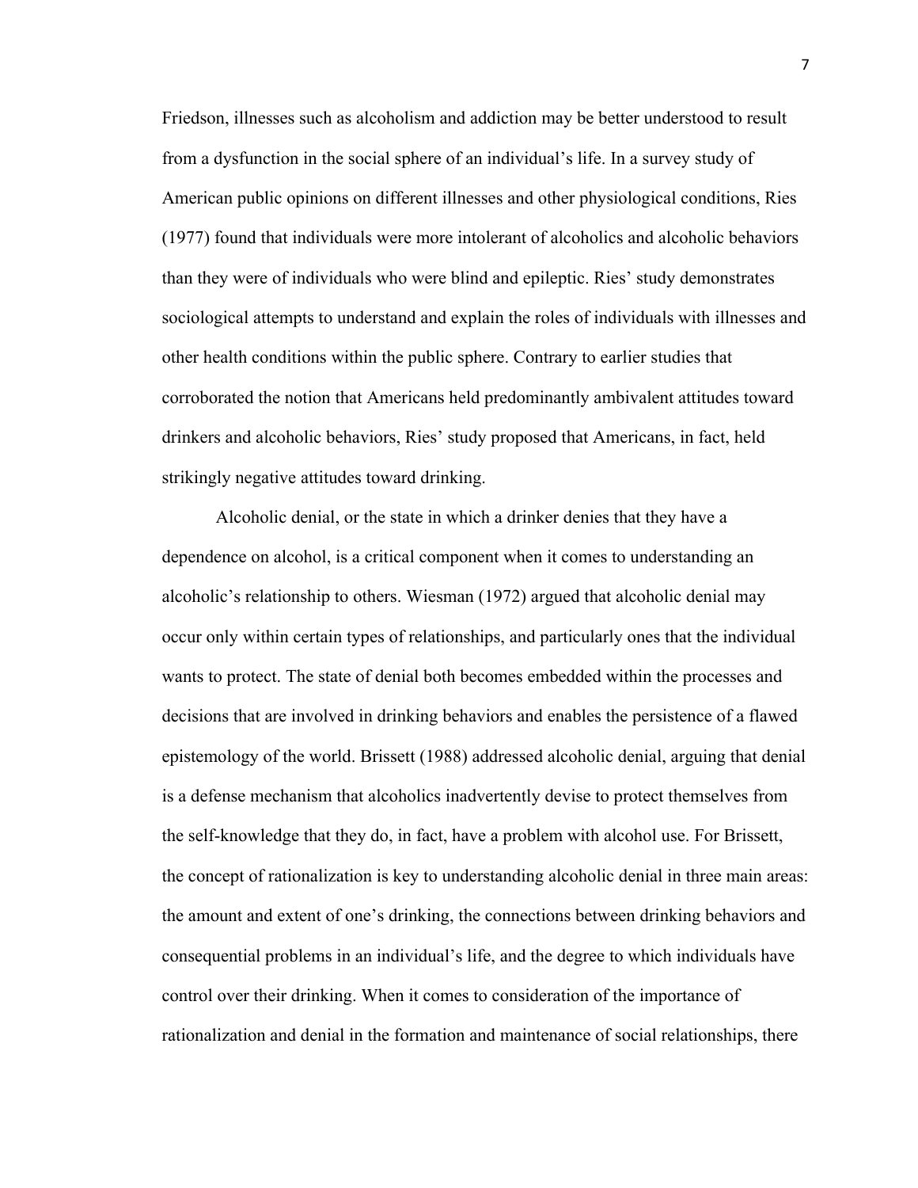Friedson, illnesses such as alcoholism and addiction may be better understood to result from a dysfunction in the social sphere of an individual's life. In a survey study of American public opinions on different illnesses and other physiological conditions, Ries (1977) found that individuals were more intolerant of alcoholics and alcoholic behaviors than they were of individuals who were blind and epileptic. Ries' study demonstrates sociological attempts to understand and explain the roles of individuals with illnesses and other health conditions within the public sphere. Contrary to earlier studies that corroborated the notion that Americans held predominantly ambivalent attitudes toward drinkers and alcoholic behaviors, Ries' study proposed that Americans, in fact, held strikingly negative attitudes toward drinking.

Alcoholic denial, or the state in which a drinker denies that they have a dependence on alcohol, is a critical component when it comes to understanding an alcoholic's relationship to others. Wiesman (1972) argued that alcoholic denial may occur only within certain types of relationships, and particularly ones that the individual wants to protect. The state of denial both becomes embedded within the processes and decisions that are involved in drinking behaviors and enables the persistence of a flawed epistemology of the world. Brissett (1988) addressed alcoholic denial, arguing that denial is a defense mechanism that alcoholics inadvertently devise to protect themselves from the self-knowledge that they do, in fact, have a problem with alcohol use. For Brissett, the concept of rationalization is key to understanding alcoholic denial in three main areas: the amount and extent of one's drinking, the connections between drinking behaviors and consequential problems in an individual's life, and the degree to which individuals have control over their drinking. When it comes to consideration of the importance of rationalization and denial in the formation and maintenance of social relationships, there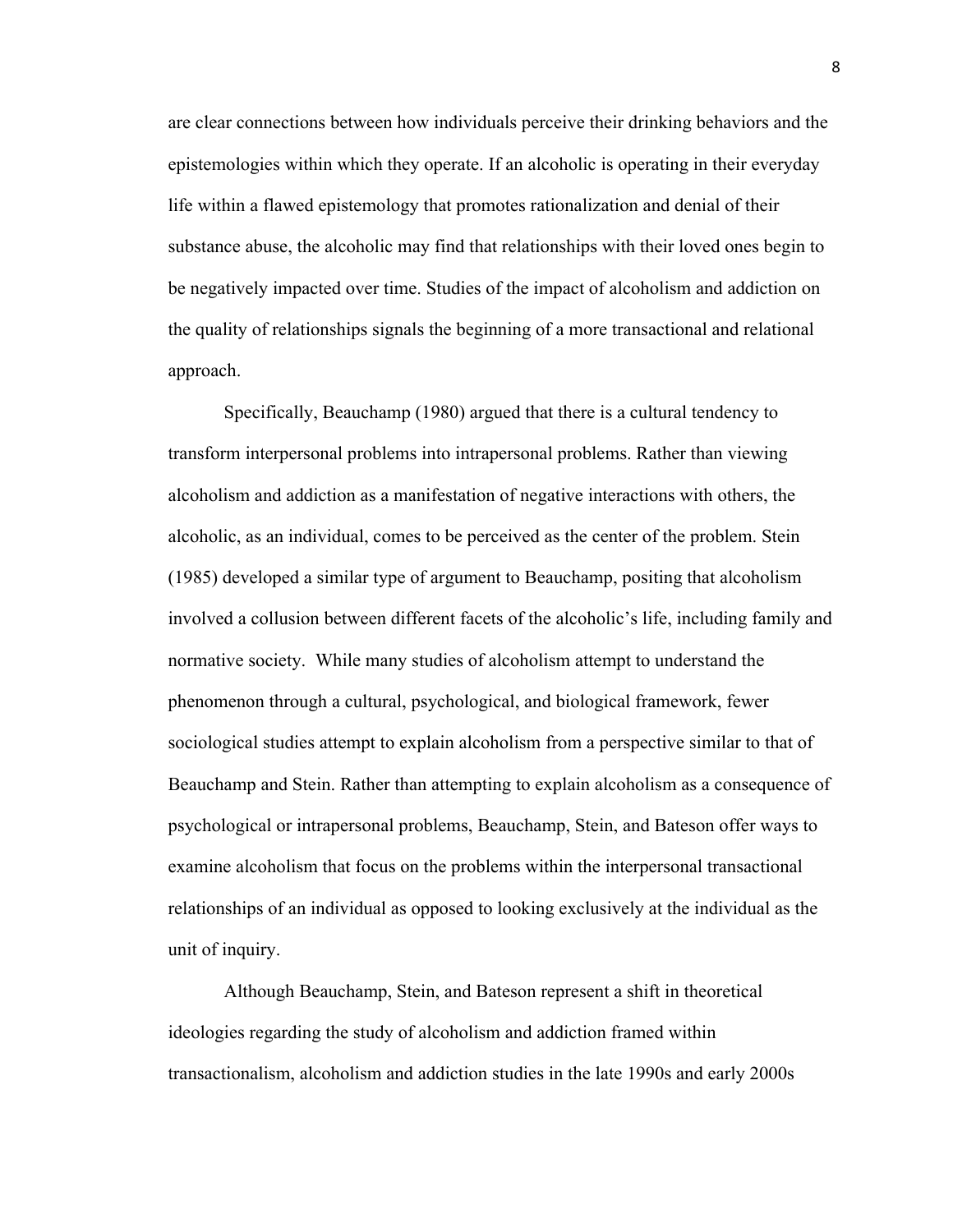are clear connections between how individuals perceive their drinking behaviors and the epistemologies within which they operate. If an alcoholic is operating in their everyday life within a flawed epistemology that promotes rationalization and denial of their substance abuse, the alcoholic may find that relationships with their loved ones begin to be negatively impacted over time. Studies of the impact of alcoholism and addiction on the quality of relationships signals the beginning of a more transactional and relational approach.

Specifically, Beauchamp (1980) argued that there is a cultural tendency to transform interpersonal problems into intrapersonal problems. Rather than viewing alcoholism and addiction as a manifestation of negative interactions with others, the alcoholic, as an individual, comes to be perceived as the center of the problem. Stein (1985) developed a similar type of argument to Beauchamp, positing that alcoholism involved a collusion between different facets of the alcoholic's life, including family and normative society. While many studies of alcoholism attempt to understand the phenomenon through a cultural, psychological, and biological framework, fewer sociological studies attempt to explain alcoholism from a perspective similar to that of Beauchamp and Stein. Rather than attempting to explain alcoholism as a consequence of psychological or intrapersonal problems, Beauchamp, Stein, and Bateson offer ways to examine alcoholism that focus on the problems within the interpersonal transactional relationships of an individual as opposed to looking exclusively at the individual as the unit of inquiry.

Although Beauchamp, Stein, and Bateson represent a shift in theoretical ideologies regarding the study of alcoholism and addiction framed within transactionalism, alcoholism and addiction studies in the late 1990s and early 2000s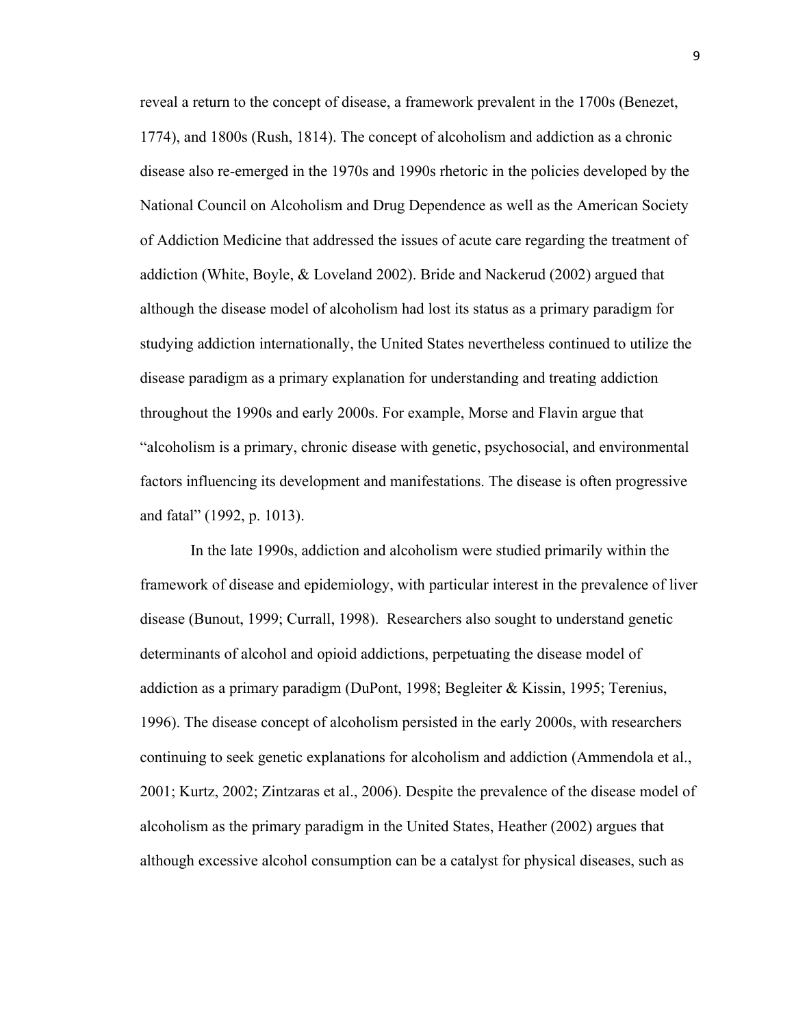reveal a return to the concept of disease, a framework prevalent in the 1700s (Benezet, 1774), and 1800s (Rush, 1814). The concept of alcoholism and addiction as a chronic disease also re-emerged in the 1970s and 1990s rhetoric in the policies developed by the National Council on Alcoholism and Drug Dependence as well as the American Society of Addiction Medicine that addressed the issues of acute care regarding the treatment of addiction (White, Boyle, & Loveland 2002). Bride and Nackerud (2002) argued that although the disease model of alcoholism had lost its status as a primary paradigm for studying addiction internationally, the United States nevertheless continued to utilize the disease paradigm as a primary explanation for understanding and treating addiction throughout the 1990s and early 2000s. For example, Morse and Flavin argue that "alcoholism is a primary, chronic disease with genetic, psychosocial, and environmental factors influencing its development and manifestations. The disease is often progressive and fatal" (1992, p. 1013).

In the late 1990s, addiction and alcoholism were studied primarily within the framework of disease and epidemiology, with particular interest in the prevalence of liver disease (Bunout, 1999; Currall, 1998). Researchers also sought to understand genetic determinants of alcohol and opioid addictions, perpetuating the disease model of addiction as a primary paradigm (DuPont, 1998; Begleiter & Kissin, 1995; Terenius, 1996). The disease concept of alcoholism persisted in the early 2000s, with researchers continuing to seek genetic explanations for alcoholism and addiction (Ammendola et al., 2001; Kurtz, 2002; Zintzaras et al., 2006). Despite the prevalence of the disease model of alcoholism as the primary paradigm in the United States, Heather (2002) argues that although excessive alcohol consumption can be a catalyst for physical diseases, such as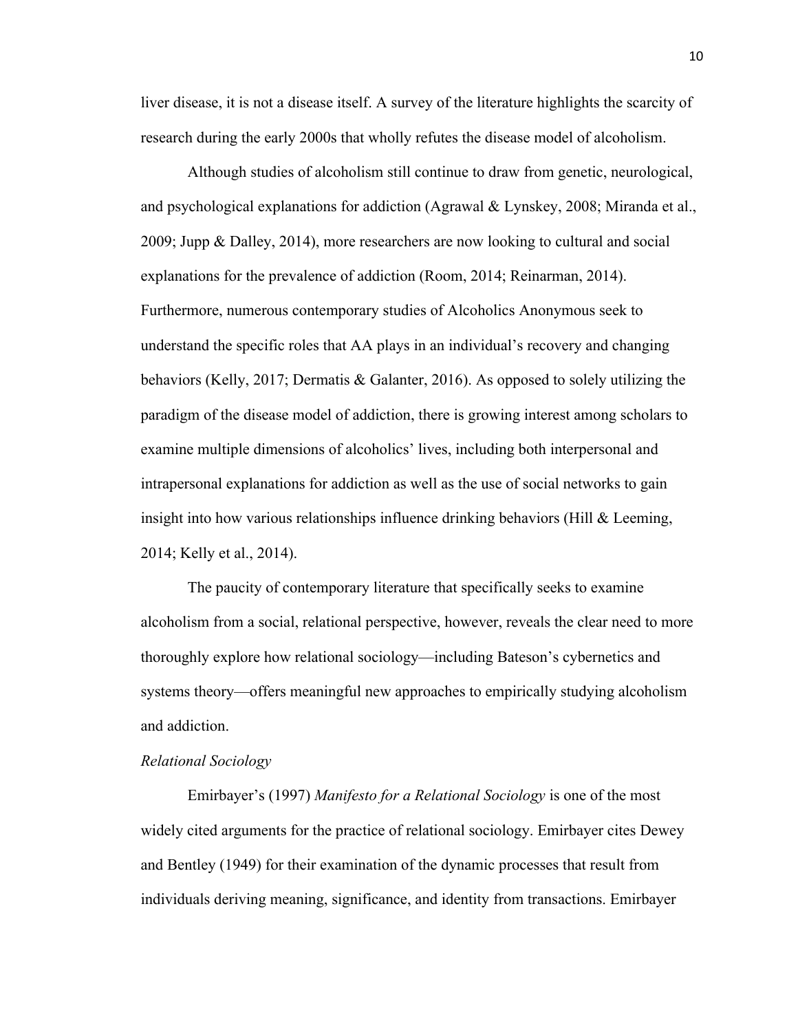liver disease, it is not a disease itself. A survey of the literature highlights the scarcity of research during the early 2000s that wholly refutes the disease model of alcoholism.

Although studies of alcoholism still continue to draw from genetic, neurological, and psychological explanations for addiction (Agrawal & Lynskey, 2008; Miranda et al., 2009; Jupp & Dalley, 2014), more researchers are now looking to cultural and social explanations for the prevalence of addiction (Room, 2014; Reinarman, 2014). Furthermore, numerous contemporary studies of Alcoholics Anonymous seek to understand the specific roles that AA plays in an individual's recovery and changing behaviors (Kelly, 2017; Dermatis & Galanter, 2016). As opposed to solely utilizing the paradigm of the disease model of addiction, there is growing interest among scholars to examine multiple dimensions of alcoholics' lives, including both interpersonal and intrapersonal explanations for addiction as well as the use of social networks to gain insight into how various relationships influence drinking behaviors (Hill & Leeming, 2014; Kelly et al., 2014).

The paucity of contemporary literature that specifically seeks to examine alcoholism from a social, relational perspective, however, reveals the clear need to more thoroughly explore how relational sociology—including Bateson's cybernetics and systems theory—offers meaningful new approaches to empirically studying alcoholism and addiction.

*Relational Sociology*

Emirbayer's (1997) *Manifesto for a Relational Sociology* is one of the most widely cited arguments for the practice of relational sociology. Emirbayer cites Dewey and Bentley (1949) for their examination of the dynamic processes that result from individuals deriving meaning, significance, and identity from transactions. Emirbayer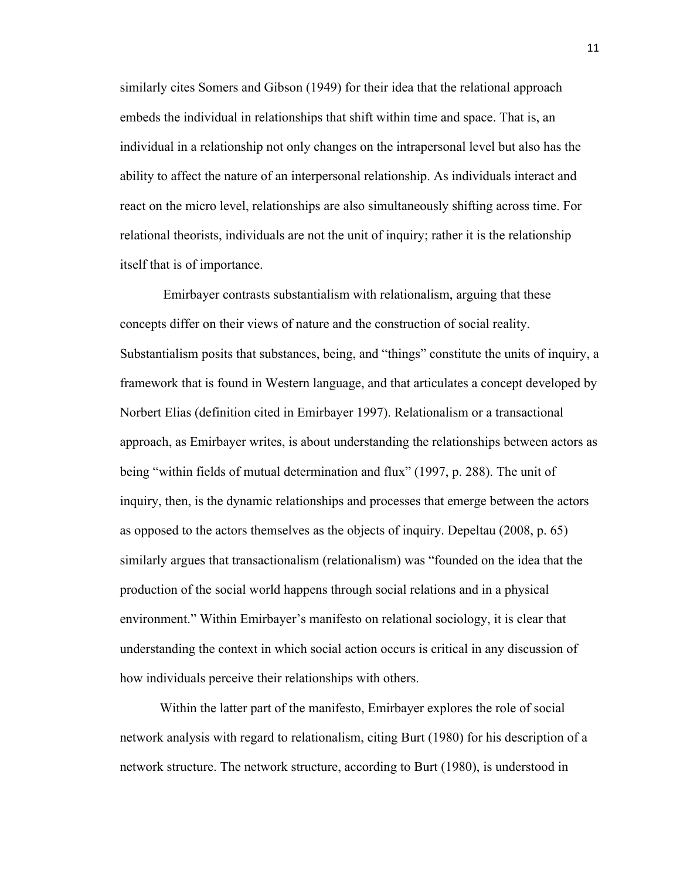similarly cites Somers and Gibson (1949) for their idea that the relational approach embeds the individual in relationships that shift within time and space. That is, an individual in a relationship not only changes on the intrapersonal level but also has the ability to affect the nature of an interpersonal relationship. As individuals interact and react on the micro level, relationships are also simultaneously shifting across time. For relational theorists, individuals are not the unit of inquiry; rather it is the relationship itself that is of importance.

Emirbayer contrasts substantialism with relationalism, arguing that these concepts differ on their views of nature and the construction of social reality. Substantialism posits that substances, being, and "things" constitute the units of inquiry, a framework that is found in Western language, and that articulates a concept developed by Norbert Elias (definition cited in Emirbayer 1997). Relationalism or a transactional approach, as Emirbayer writes, is about understanding the relationships between actors as being "within fields of mutual determination and flux" (1997, p. 288). The unit of inquiry, then, is the dynamic relationships and processes that emerge between the actors as opposed to the actors themselves as the objects of inquiry. Depeltau (2008, p. 65) similarly argues that transactionalism (relationalism) was "founded on the idea that the production of the social world happens through social relations and in a physical environment." Within Emirbayer's manifesto on relational sociology, it is clear that understanding the context in which social action occurs is critical in any discussion of how individuals perceive their relationships with others.

Within the latter part of the manifesto, Emirbayer explores the role of social network analysis with regard to relationalism, citing Burt (1980) for his description of a network structure. The network structure, according to Burt (1980), is understood in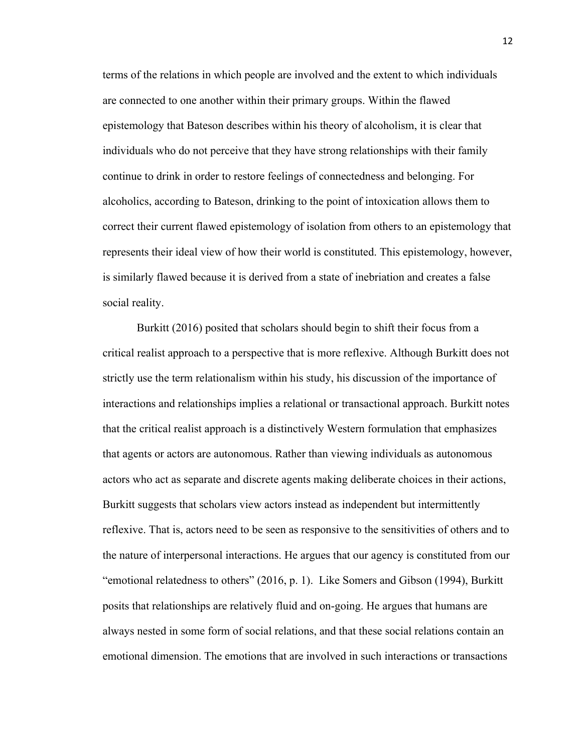terms of the relations in which people are involved and the extent to which individuals are connected to one another within their primary groups. Within the flawed epistemology that Bateson describes within his theory of alcoholism, it is clear that individuals who do not perceive that they have strong relationships with their family continue to drink in order to restore feelings of connectedness and belonging. For alcoholics, according to Bateson, drinking to the point of intoxication allows them to correct their current flawed epistemology of isolation from others to an epistemology that represents their ideal view of how their world is constituted. This epistemology, however, is similarly flawed because it is derived from a state of inebriation and creates a false social reality.

Burkitt (2016) posited that scholars should begin to shift their focus from a critical realist approach to a perspective that is more reflexive. Although Burkitt does not strictly use the term relationalism within his study, his discussion of the importance of interactions and relationships implies a relational or transactional approach. Burkitt notes that the critical realist approach is a distinctively Western formulation that emphasizes that agents or actors are autonomous. Rather than viewing individuals as autonomous actors who act as separate and discrete agents making deliberate choices in their actions, Burkitt suggests that scholars view actors instead as independent but intermittently reflexive. That is, actors need to be seen as responsive to the sensitivities of others and to the nature of interpersonal interactions. He argues that our agency is constituted from our "emotional relatedness to others" (2016, p. 1). Like Somers and Gibson (1994), Burkitt posits that relationships are relatively fluid and on-going. He argues that humans are always nested in some form of social relations, and that these social relations contain an emotional dimension. The emotions that are involved in such interactions or transactions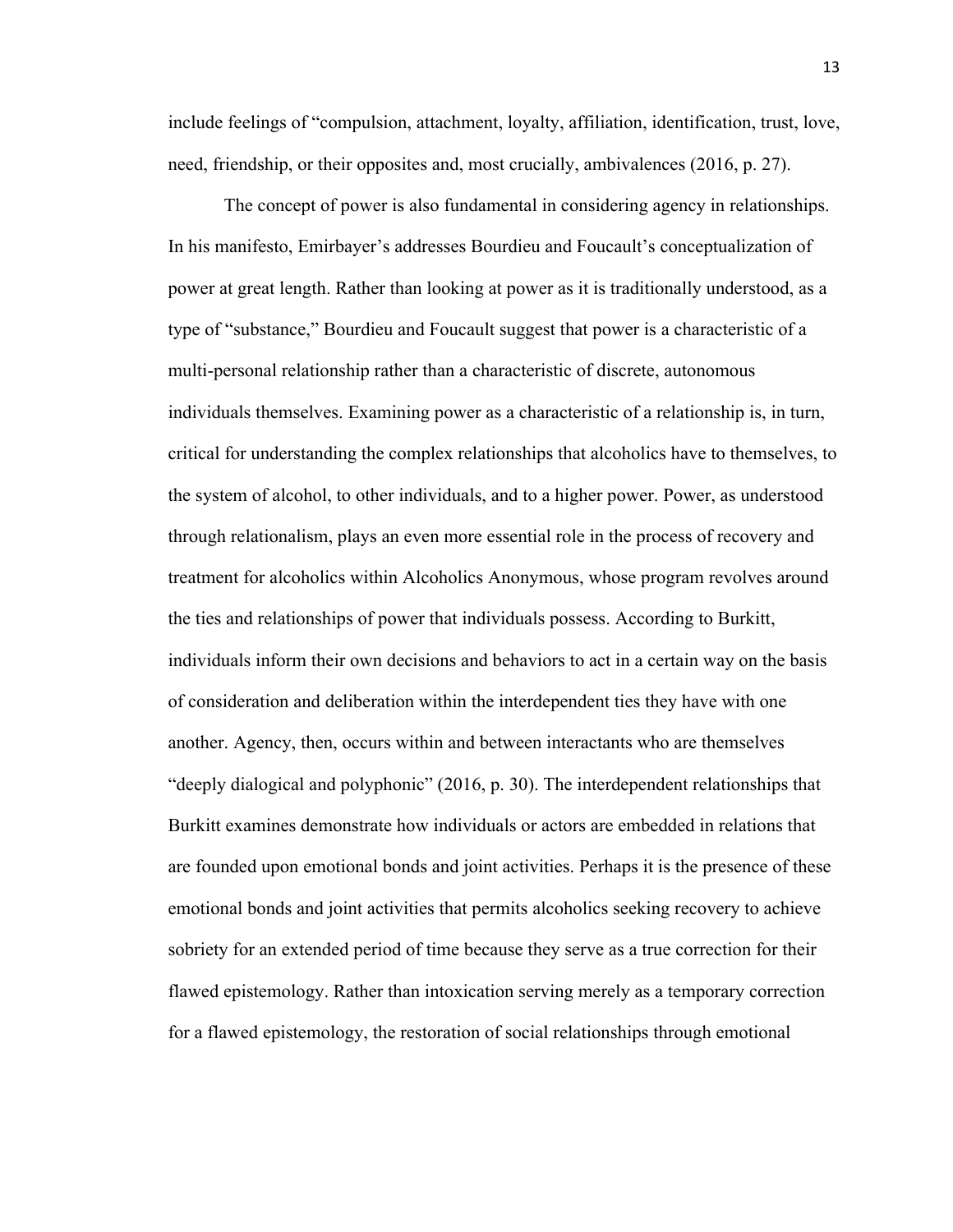include feelings of "compulsion, attachment, loyalty, affiliation, identification, trust, love, need, friendship, or their opposites and, most crucially, ambivalences (2016, p. 27).

The concept of power is also fundamental in considering agency in relationships. In his manifesto, Emirbayer's addresses Bourdieu and Foucault's conceptualization of power at great length. Rather than looking at power as it is traditionally understood, as a type of "substance," Bourdieu and Foucault suggest that power is a characteristic of a multi-personal relationship rather than a characteristic of discrete, autonomous individuals themselves. Examining power as a characteristic of a relationship is, in turn, critical for understanding the complex relationships that alcoholics have to themselves, to the system of alcohol, to other individuals, and to a higher power. Power, as understood through relationalism, plays an even more essential role in the process of recovery and treatment for alcoholics within Alcoholics Anonymous, whose program revolves around the ties and relationships of power that individuals possess. According to Burkitt, individuals inform their own decisions and behaviors to act in a certain way on the basis of consideration and deliberation within the interdependent ties they have with one another. Agency, then, occurs within and between interactants who are themselves "deeply dialogical and polyphonic" (2016, p. 30). The interdependent relationships that Burkitt examines demonstrate how individuals or actors are embedded in relations that are founded upon emotional bonds and joint activities. Perhaps it is the presence of these emotional bonds and joint activities that permits alcoholics seeking recovery to achieve sobriety for an extended period of time because they serve as a true correction for their flawed epistemology. Rather than intoxication serving merely as a temporary correction for a flawed epistemology, the restoration of social relationships through emotional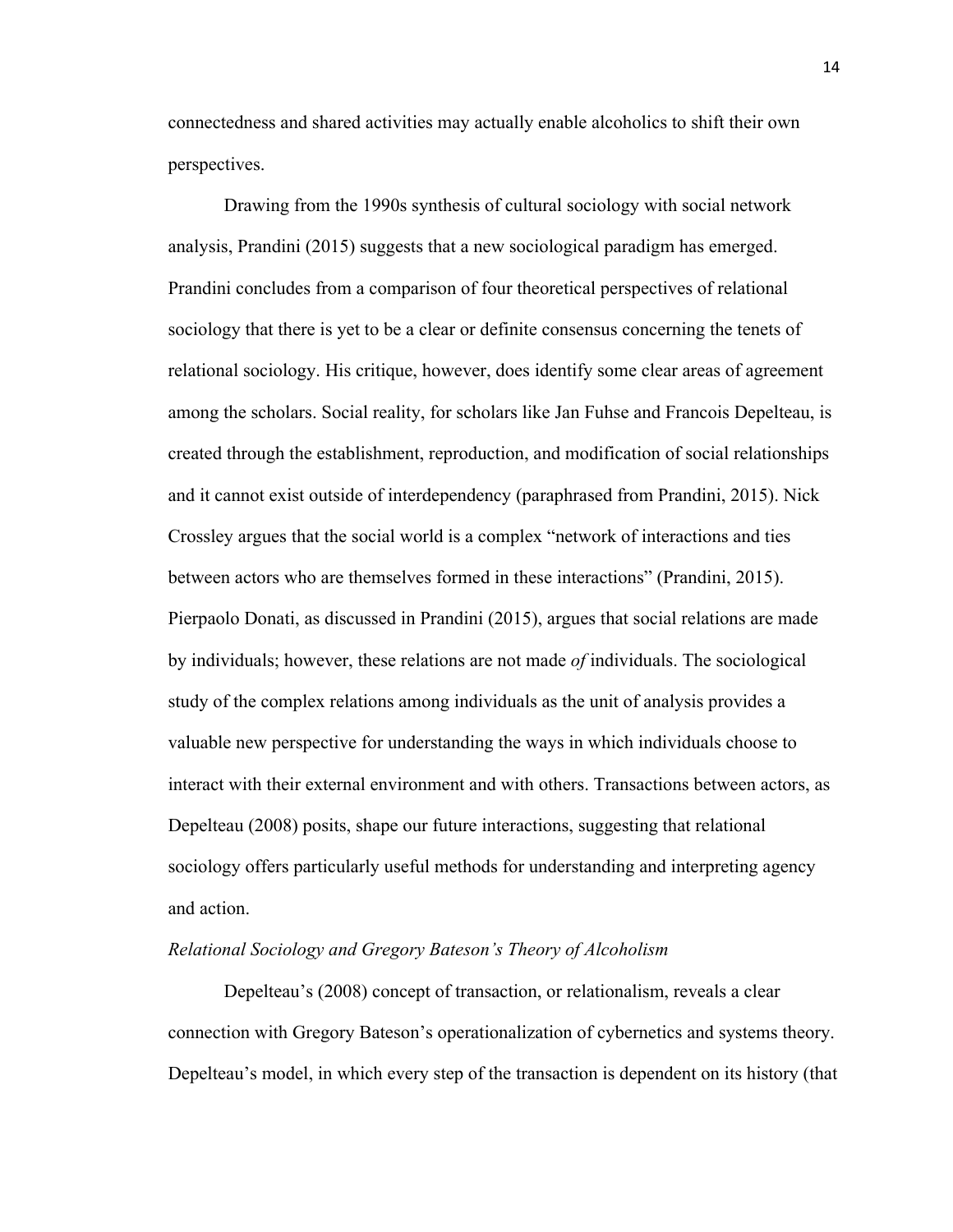connectedness and shared activities may actually enable alcoholics to shift their own perspectives.

Drawing from the 1990s synthesis of cultural sociology with social network analysis, Prandini (2015) suggests that a new sociological paradigm has emerged. Prandini concludes from a comparison of four theoretical perspectives of relational sociology that there is yet to be a clear or definite consensus concerning the tenets of relational sociology. His critique, however, does identify some clear areas of agreement among the scholars. Social reality, for scholars like Jan Fuhse and Francois Depelteau, is created through the establishment, reproduction, and modification of social relationships and it cannot exist outside of interdependency (paraphrased from Prandini, 2015). Nick Crossley argues that the social world is a complex "network of interactions and ties between actors who are themselves formed in these interactions" (Prandini, 2015). Pierpaolo Donati, as discussed in Prandini (2015), argues that social relations are made by individuals; however, these relations are not made *of* individuals. The sociological study of the complex relations among individuals as the unit of analysis provides a valuable new perspective for understanding the ways in which individuals choose to interact with their external environment and with others. Transactions between actors, as Depelteau (2008) posits, shape our future interactions, suggesting that relational sociology offers particularly useful methods for understanding and interpreting agency and action.

*Relational Sociology and Gregory Bateson's Theory of Alcoholism*

Depelteau's (2008) concept of transaction, or relationalism, reveals a clear connection with Gregory Bateson's operationalization of cybernetics and systems theory. Depelteau's model, in which every step of the transaction is dependent on its history (that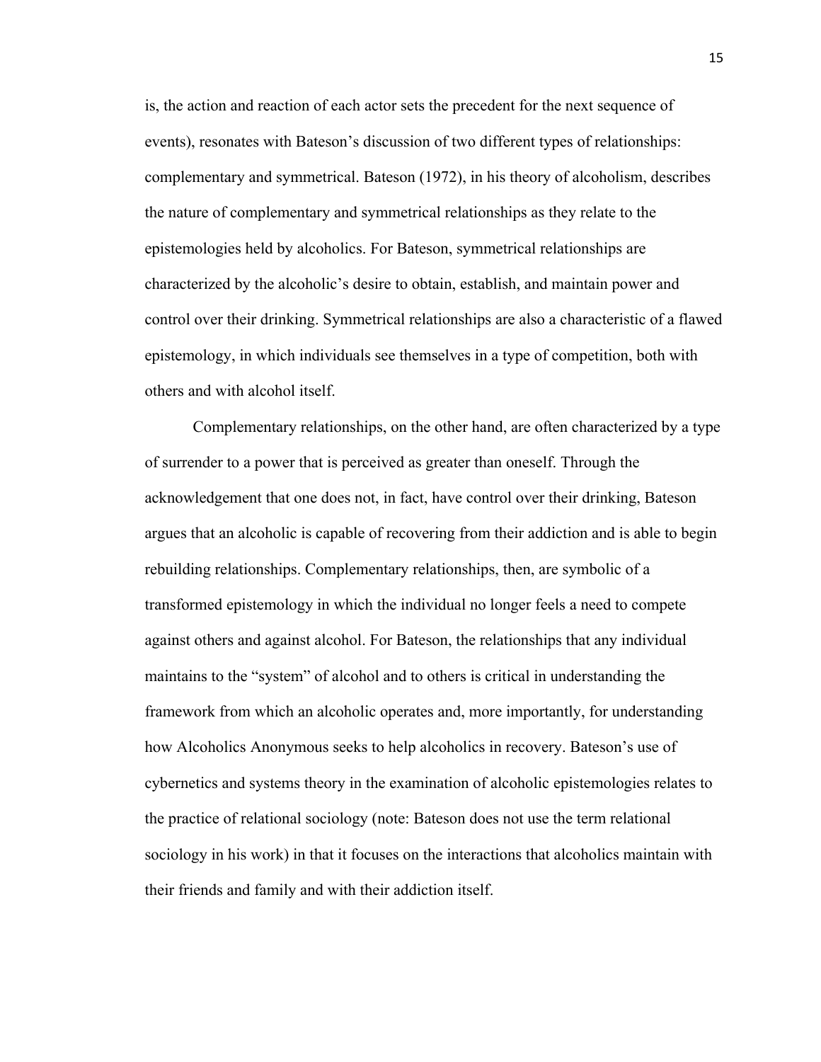is, the action and reaction of each actor sets the precedent for the next sequence of events), resonates with Bateson's discussion of two different types of relationships: complementary and symmetrical. Bateson (1972), in his theory of alcoholism, describes the nature of complementary and symmetrical relationships as they relate to the epistemologies held by alcoholics. For Bateson, symmetrical relationships are characterized by the alcoholic's desire to obtain, establish, and maintain power and control over their drinking. Symmetrical relationships are also a characteristic of a flawed epistemology, in which individuals see themselves in a type of competition, both with others and with alcohol itself.

Complementary relationships, on the other hand, are often characterized by a type of surrender to a power that is perceived as greater than oneself. Through the acknowledgement that one does not, in fact, have control over their drinking, Bateson argues that an alcoholic is capable of recovering from their addiction and is able to begin rebuilding relationships. Complementary relationships, then, are symbolic of a transformed epistemology in which the individual no longer feels a need to compete against others and against alcohol. For Bateson, the relationships that any individual maintains to the "system" of alcohol and to others is critical in understanding the framework from which an alcoholic operates and, more importantly, for understanding how Alcoholics Anonymous seeks to help alcoholics in recovery. Bateson's use of cybernetics and systems theory in the examination of alcoholic epistemologies relates to the practice of relational sociology (note: Bateson does not use the term relational sociology in his work) in that it focuses on the interactions that alcoholics maintain with their friends and family and with their addiction itself.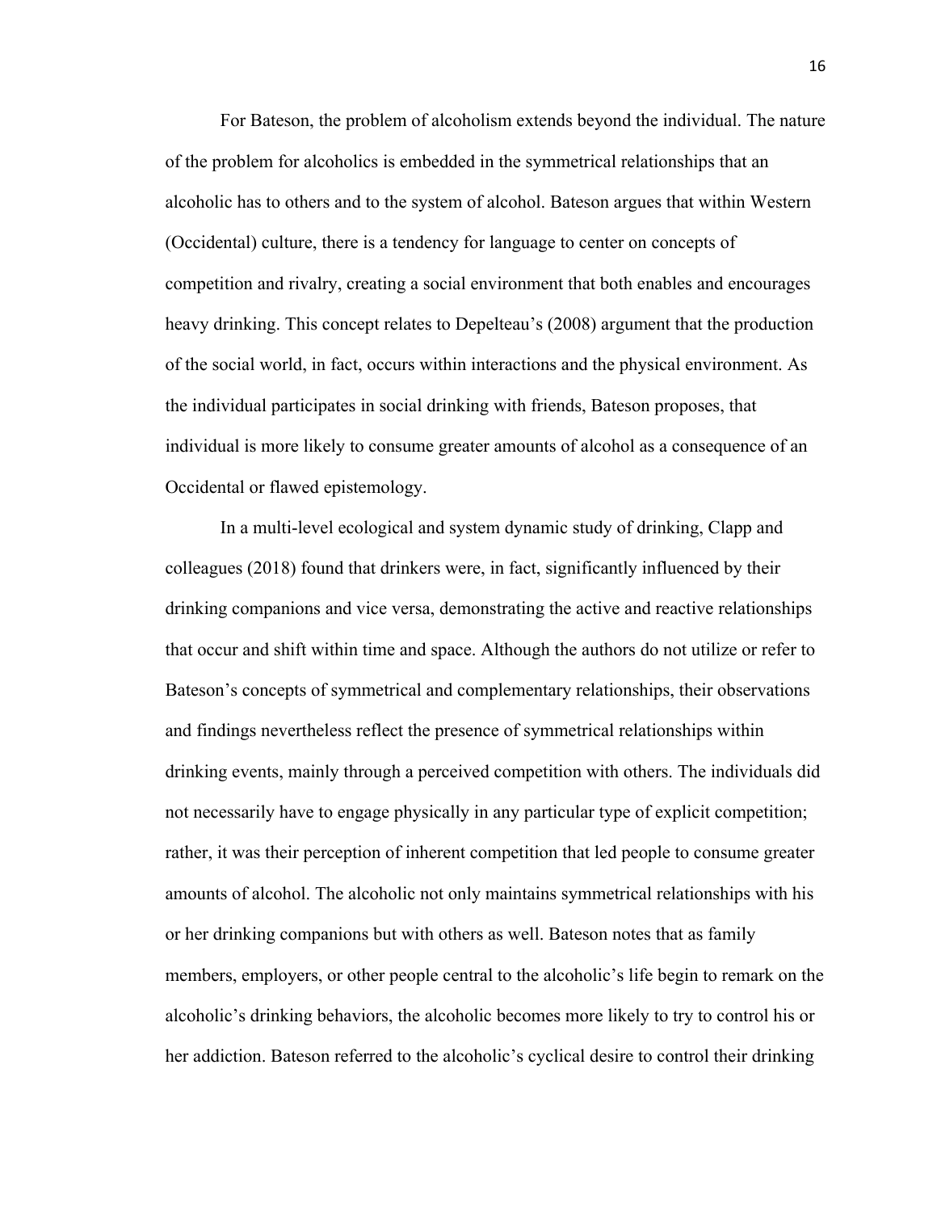For Bateson, the problem of alcoholism extends beyond the individual. The nature of the problem for alcoholics is embedded in the symmetrical relationships that an alcoholic has to others and to the system of alcohol. Bateson argues that within Western (Occidental) culture, there is a tendency for language to center on concepts of competition and rivalry, creating a social environment that both enables and encourages heavy drinking. This concept relates to Depelteau's (2008) argument that the production of the social world, in fact, occurs within interactions and the physical environment. As the individual participates in social drinking with friends, Bateson proposes, that individual is more likely to consume greater amounts of alcohol as a consequence of an Occidental or flawed epistemology.

In a multi-level ecological and system dynamic study of drinking, Clapp and colleagues (2018) found that drinkers were, in fact, significantly influenced by their drinking companions and vice versa, demonstrating the active and reactive relationships that occur and shift within time and space. Although the authors do not utilize or refer to Bateson's concepts of symmetrical and complementary relationships, their observations and findings nevertheless reflect the presence of symmetrical relationships within drinking events, mainly through a perceived competition with others. The individuals did not necessarily have to engage physically in any particular type of explicit competition; rather, it was their perception of inherent competition that led people to consume greater amounts of alcohol. The alcoholic not only maintains symmetrical relationships with his or her drinking companions but with others as well. Bateson notes that as family members, employers, or other people central to the alcoholic's life begin to remark on the alcoholic's drinking behaviors, the alcoholic becomes more likely to try to control his or her addiction. Bateson referred to the alcoholic's cyclical desire to control their drinking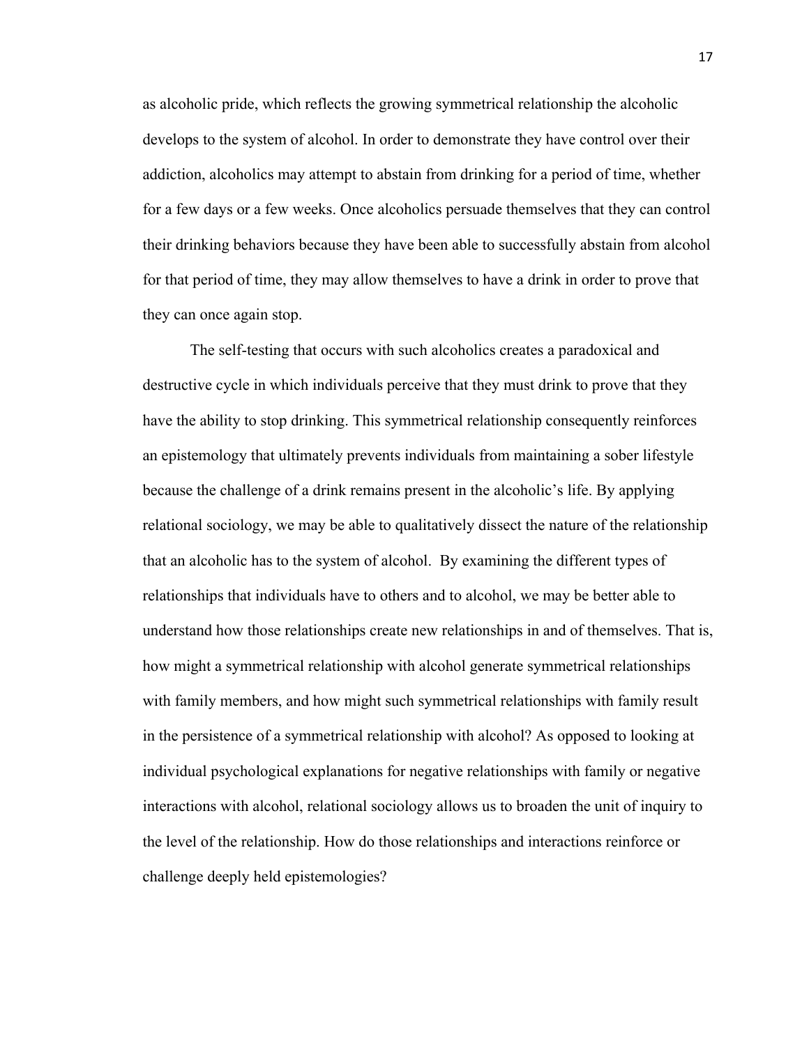as alcoholic pride, which reflects the growing symmetrical relationship the alcoholic develops to the system of alcohol. In order to demonstrate they have control over their addiction, alcoholics may attempt to abstain from drinking for a period of time, whether for a few days or a few weeks. Once alcoholics persuade themselves that they can control their drinking behaviors because they have been able to successfully abstain from alcohol for that period of time, they may allow themselves to have a drink in order to prove that they can once again stop.

The self-testing that occurs with such alcoholics creates a paradoxical and destructive cycle in which individuals perceive that they must drink to prove that they have the ability to stop drinking. This symmetrical relationship consequently reinforces an epistemology that ultimately prevents individuals from maintaining a sober lifestyle because the challenge of a drink remains present in the alcoholic's life. By applying relational sociology, we may be able to qualitatively dissect the nature of the relationship that an alcoholic has to the system of alcohol. By examining the different types of relationships that individuals have to others and to alcohol, we may be better able to understand how those relationships create new relationships in and of themselves. That is, how might a symmetrical relationship with alcohol generate symmetrical relationships with family members, and how might such symmetrical relationships with family result in the persistence of a symmetrical relationship with alcohol? As opposed to looking at individual psychological explanations for negative relationships with family or negative interactions with alcohol, relational sociology allows us to broaden the unit of inquiry to the level of the relationship. How do those relationships and interactions reinforce or challenge deeply held epistemologies?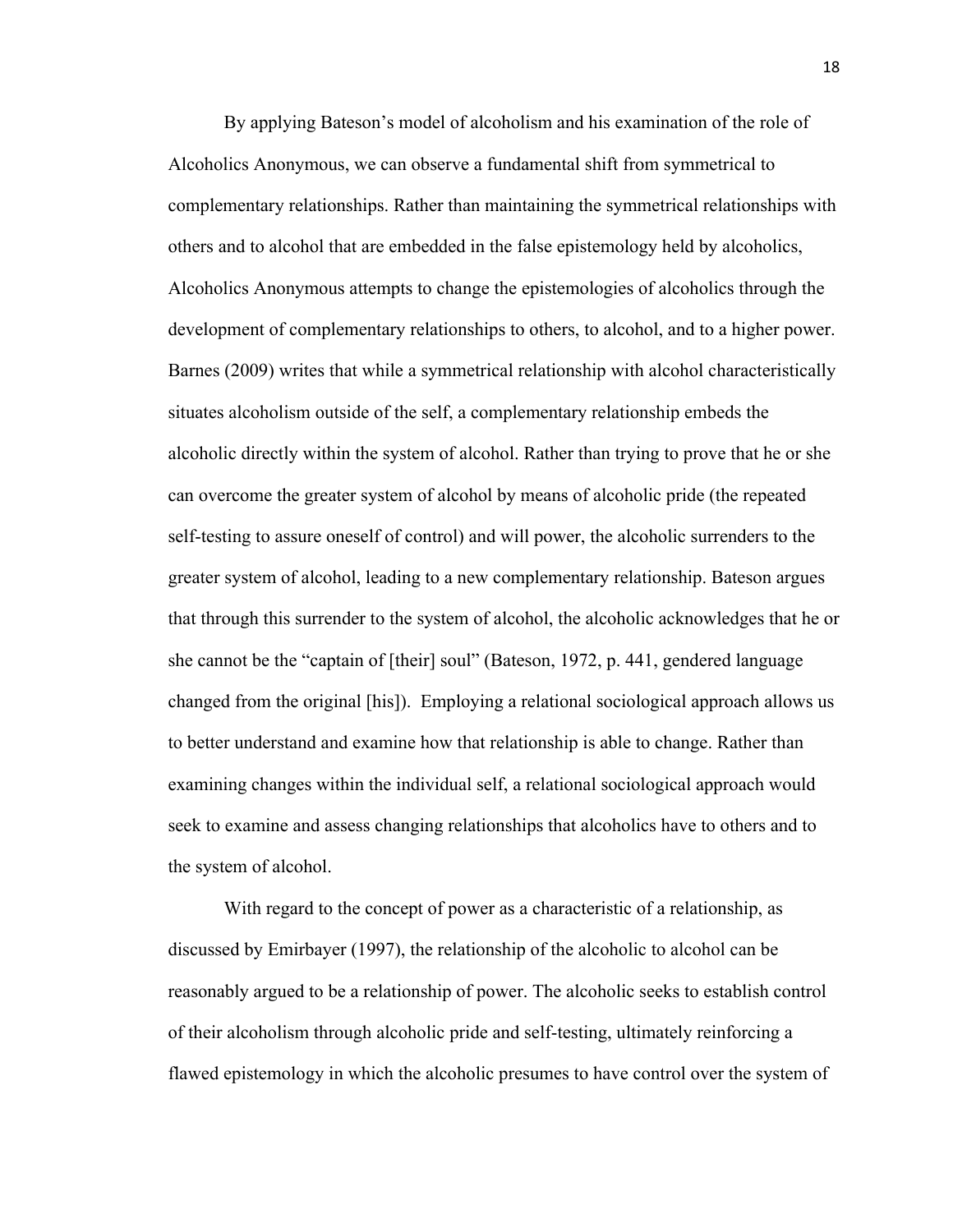By applying Bateson's model of alcoholism and his examination of the role of Alcoholics Anonymous, we can observe a fundamental shift from symmetrical to complementary relationships. Rather than maintaining the symmetrical relationships with others and to alcohol that are embedded in the false epistemology held by alcoholics, Alcoholics Anonymous attempts to change the epistemologies of alcoholics through the development of complementary relationships to others, to alcohol, and to a higher power. Barnes (2009) writes that while a symmetrical relationship with alcohol characteristically situates alcoholism outside of the self, a complementary relationship embeds the alcoholic directly within the system of alcohol. Rather than trying to prove that he or she can overcome the greater system of alcohol by means of alcoholic pride (the repeated self-testing to assure oneself of control) and will power, the alcoholic surrenders to the greater system of alcohol, leading to a new complementary relationship. Bateson argues that through this surrender to the system of alcohol, the alcoholic acknowledges that he or she cannot be the "captain of [their] soul" (Bateson, 1972, p. 441, gendered language changed from the original [his]). Employing a relational sociological approach allows us to better understand and examine how that relationship is able to change. Rather than examining changes within the individual self, a relational sociological approach would seek to examine and assess changing relationships that alcoholics have to others and to the system of alcohol.

With regard to the concept of power as a characteristic of a relationship, as discussed by Emirbayer (1997), the relationship of the alcoholic to alcohol can be reasonably argued to be a relationship of power. The alcoholic seeks to establish control of their alcoholism through alcoholic pride and self-testing, ultimately reinforcing a flawed epistemology in which the alcoholic presumes to have control over the system of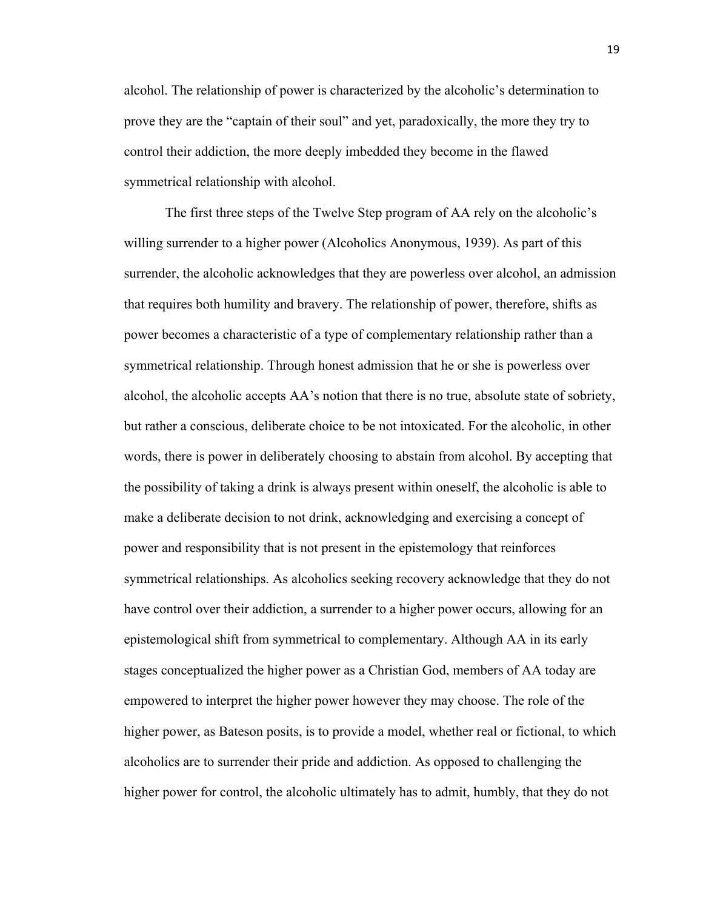alcohol. The relationship of power is characterized by the alcoholic's determination to prove they are the "captain of their soul" and yet, paradoxically, the more they try to control their addiction, the more deeply imbedded they become in the flawed symmetrical relationship with alcohol.

The first three steps of the Twelve Step program of AA rely on the alcoholic's willing surrender to a higher power (Alcoholics Anonymous, 1939). As part of this surrender, the alcoholic acknowledges that they are powerless over alcohol, an admission that requires both humility and bravery. The relationship of power, therefore, shifts as power becomes a characteristic of a type of complementary relationship rather than a symmetrical relationship. Through honest admission that he or she is powerless over alcohol, the alcoholic accepts AA's notion that there is no true, absolute state of sobriety, but rather a conscious, deliberate choice to be not intoxicated. For the alcoholic, in other words, there is power in deliberately choosing to abstain from alcohol. By accepting that the possibility of taking a drink is always present within oneself, the alcoholic is able to make a deliberate decision to not drink, acknowledging and exercising a concept of power and responsibility that is not present in the epistemology that reinforces symmetrical relationships. As alcoholics seeking recovery acknowledge that they do not have control over their addiction, a surrender to a higher power occurs, allowing for an epistemological shift from symmetrical to complementary. Although AA in its early stages conceptualized the higher power as a Christian God, members of AA today are empowered to interpret the higher power however they may choose. The role of the higher power, as Bateson posits, is to provide a model, whether real or fictional, to which alcoholics are to surrender their pride and addiction. As opposed to challenging the higher power for control, the alcoholic ultimately has to admit, humbly, that they do not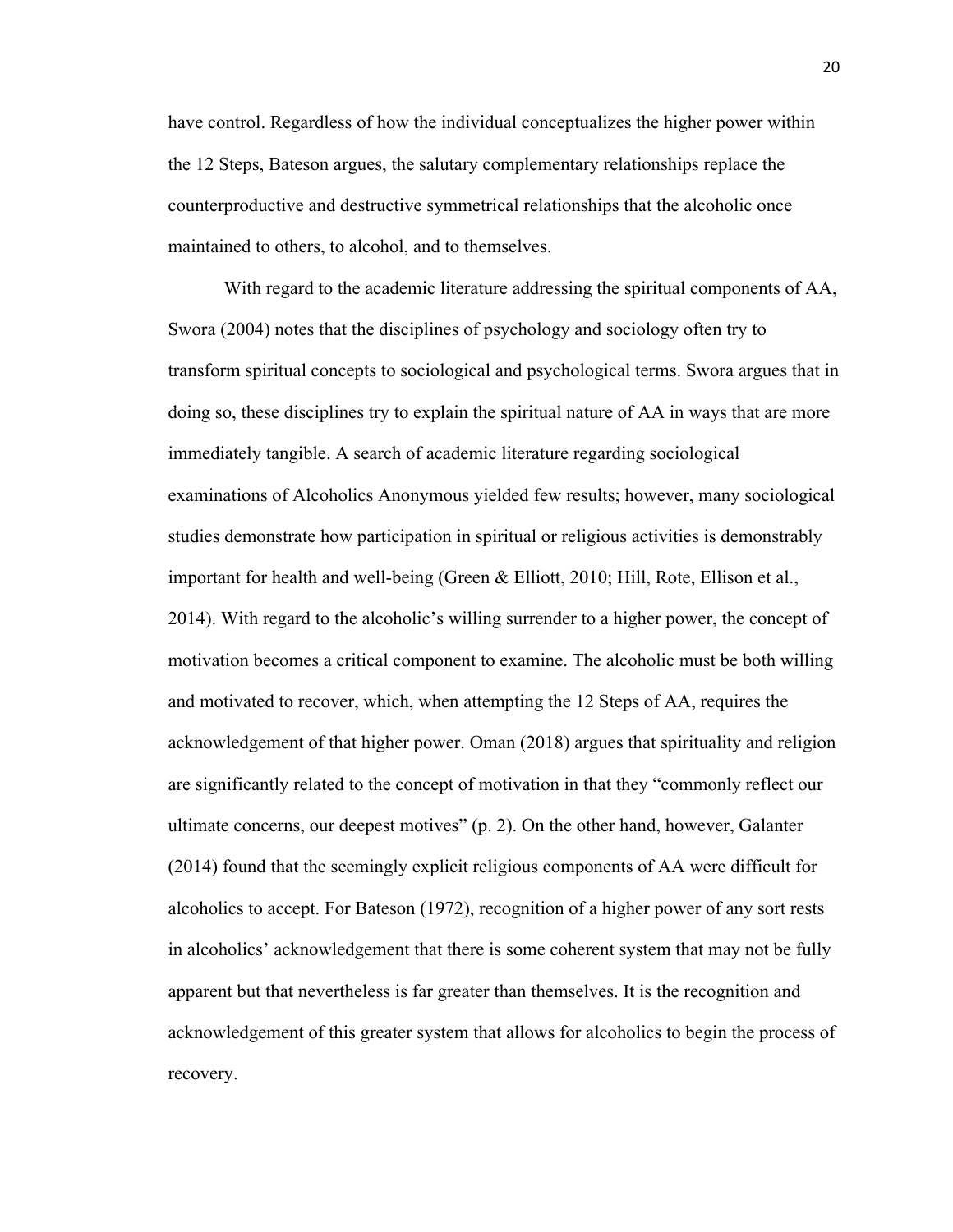have control. Regardless of how the individual conceptualizes the higher power within the 12 Steps, Bateson argues, the salutary complementary relationships replace the counterproductive and destructive symmetrical relationships that the alcoholic once maintained to others, to alcohol, and to themselves.

With regard to the academic literature addressing the spiritual components of AA, Swora (2004) notes that the disciplines of psychology and sociology often try to transform spiritual concepts to sociological and psychological terms. Swora argues that in doing so, these disciplines try to explain the spiritual nature of AA in ways that are more immediately tangible. A search of academic literature regarding sociological examinations of Alcoholics Anonymous yielded few results; however, many sociological studies demonstrate how participation in spiritual or religious activities is demonstrably important for health and well-being (Green & Elliott, 2010; Hill, Rote, Ellison et al., 2014). With regard to the alcoholic's willing surrender to a higher power, the concept of motivation becomes a critical component to examine. The alcoholic must be both willing and motivated to recover, which, when attempting the 12 Steps of AA, requires the acknowledgement of that higher power. Oman (2018) argues that spirituality and religion are significantly related to the concept of motivation in that they "commonly reflect our ultimate concerns, our deepest motives" (p. 2). On the other hand, however, Galanter (2014) found that the seemingly explicit religious components of AA were difficult for alcoholics to accept. For Bateson (1972), recognition of a higher power of any sort rests in alcoholics' acknowledgement that there is some coherent system that may not be fully apparent but that nevertheless is far greater than themselves. It is the recognition and acknowledgement of this greater system that allows for alcoholics to begin the process of recovery.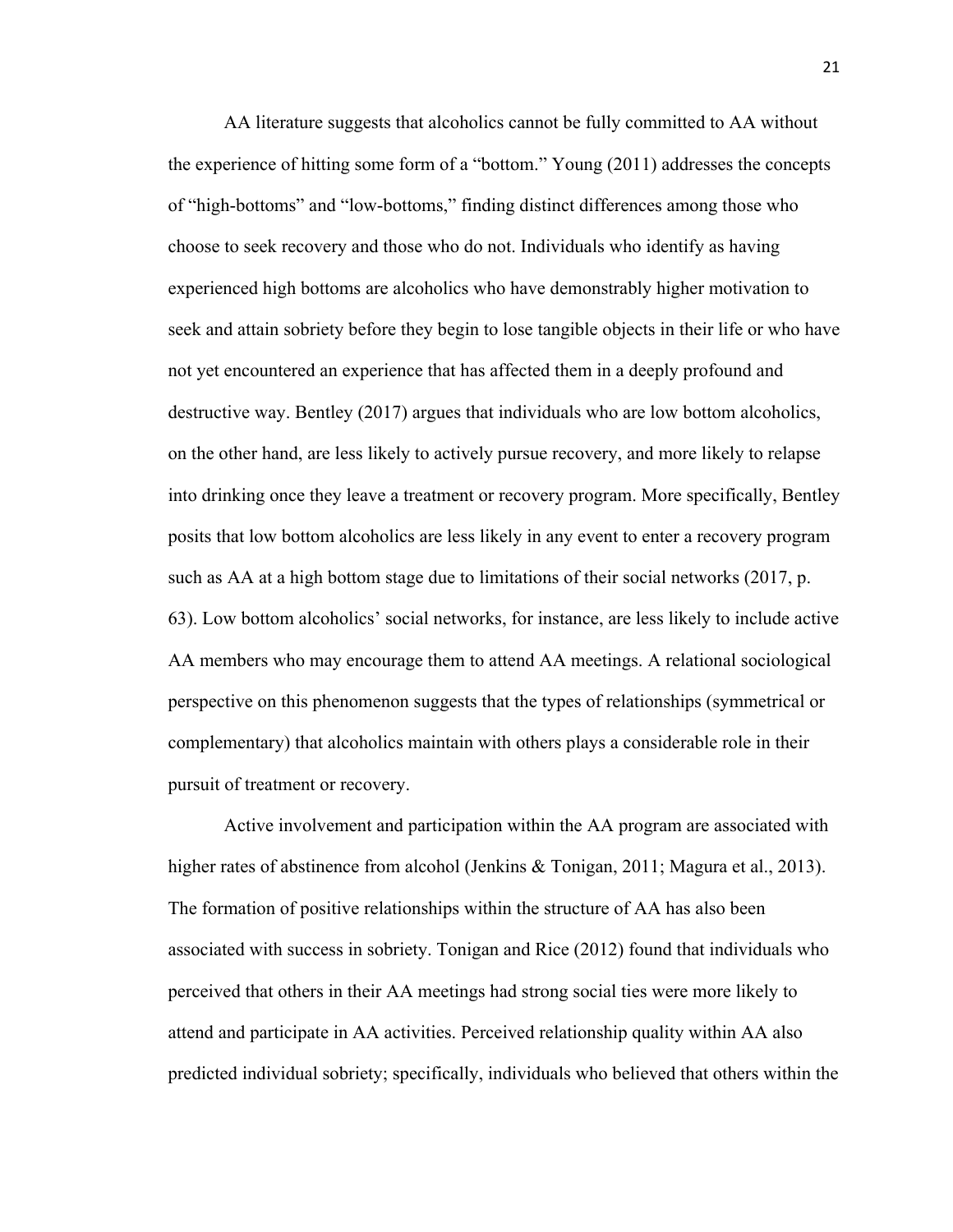AA literature suggests that alcoholics cannot be fully committed to AA without the experience of hitting some form of a "bottom." Young (2011) addresses the concepts of "high-bottoms" and "low-bottoms," finding distinct differences among those who choose to seek recovery and those who do not. Individuals who identify as having experienced high bottoms are alcoholics who have demonstrably higher motivation to seek and attain sobriety before they begin to lose tangible objects in their life or who have not yet encountered an experience that has affected them in a deeply profound and destructive way. Bentley (2017) argues that individuals who are low bottom alcoholics, on the other hand, are less likely to actively pursue recovery, and more likely to relapse into drinking once they leave a treatment or recovery program. More specifically, Bentley posits that low bottom alcoholics are less likely in any event to enter a recovery program such as AA at a high bottom stage due to limitations of their social networks (2017, p. 63). Low bottom alcoholics' social networks, for instance, are less likely to include active AA members who may encourage them to attend AA meetings. A relational sociological perspective on this phenomenon suggests that the types of relationships (symmetrical or complementary) that alcoholics maintain with others plays a considerable role in their pursuit of treatment or recovery.

Active involvement and participation within the AA program are associated with higher rates of abstinence from alcohol (Jenkins & Tonigan, 2011; Magura et al., 2013). The formation of positive relationships within the structure of AA has also been associated with success in sobriety. Tonigan and Rice (2012) found that individuals who perceived that others in their AA meetings had strong social ties were more likely to attend and participate in AA activities. Perceived relationship quality within AA also predicted individual sobriety; specifically, individuals who believed that others within the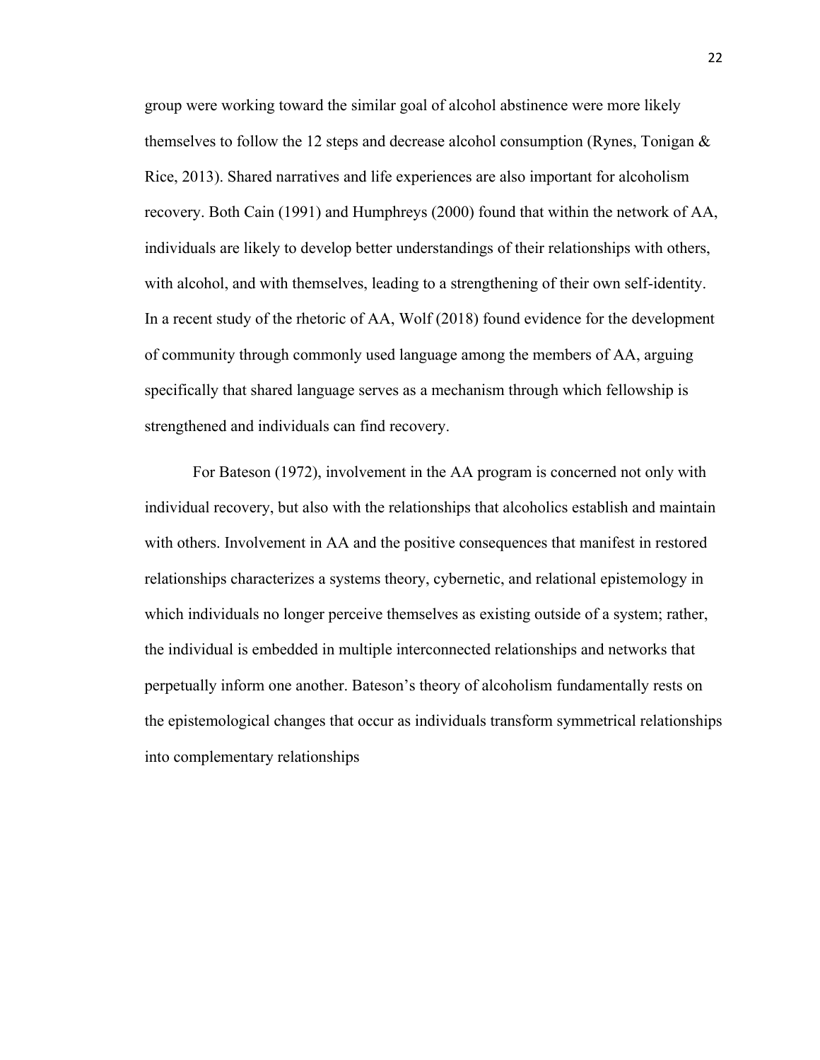group were working toward the similar goal of alcohol abstinence were more likely themselves to follow the 12 steps and decrease alcohol consumption (Rynes, Tonigan & Rice, 2013). Shared narratives and life experiences are also important for alcoholism recovery. Both Cain (1991) and Humphreys (2000) found that within the network of AA, individuals are likely to develop better understandings of their relationships with others, with alcohol, and with themselves, leading to a strengthening of their own self-identity. In a recent study of the rhetoric of AA, Wolf (2018) found evidence for the development of community through commonly used language among the members of AA, arguing specifically that shared language serves as a mechanism through which fellowship is strengthened and individuals can find recovery.

For Bateson (1972), involvement in the AA program is concerned not only with individual recovery, but also with the relationships that alcoholics establish and maintain with others. Involvement in AA and the positive consequences that manifest in restored relationships characterizes a systems theory, cybernetic, and relational epistemology in which individuals no longer perceive themselves as existing outside of a system; rather, the individual is embedded in multiple interconnected relationships and networks that perpetually inform one another. Bateson's theory of alcoholism fundamentally rests on the epistemological changes that occur as individuals transform symmetrical relationships into complementary relationships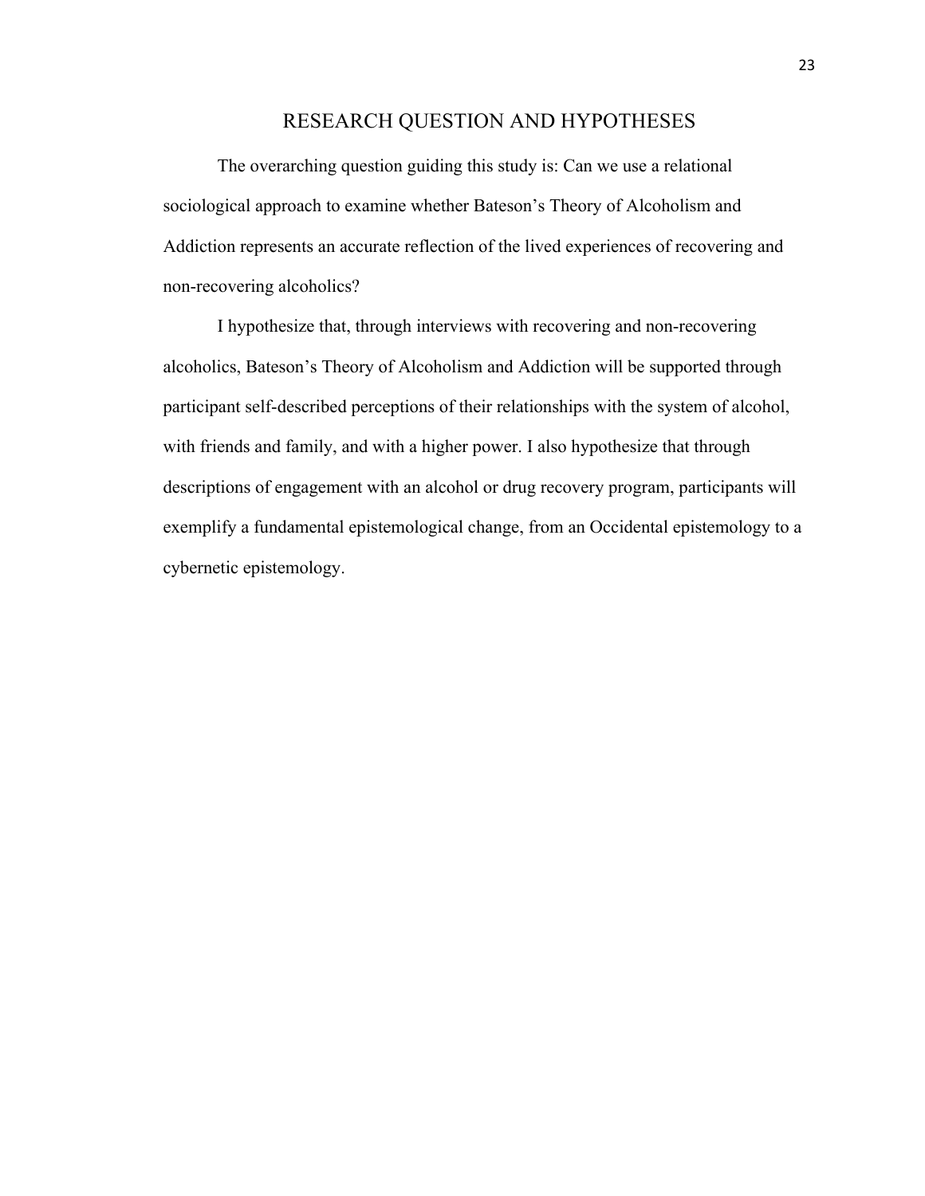# RESEARCH QUESTION AND HYPOTHESES

The overarching question guiding this study is: Can we use a relational sociological approach to examine whether Bateson's Theory of Alcoholism and Addiction represents an accurate reflection of the lived experiences of recovering and non-recovering alcoholics?

I hypothesize that, through interviews with recovering and non-recovering alcoholics, Bateson's Theory of Alcoholism and Addiction will be supported through participant self-described perceptions of their relationships with the system of alcohol, with friends and family, and with a higher power. I also hypothesize that through descriptions of engagement with an alcohol or drug recovery program, participants will exemplify a fundamental epistemological change, from an Occidental epistemology to a cybernetic epistemology.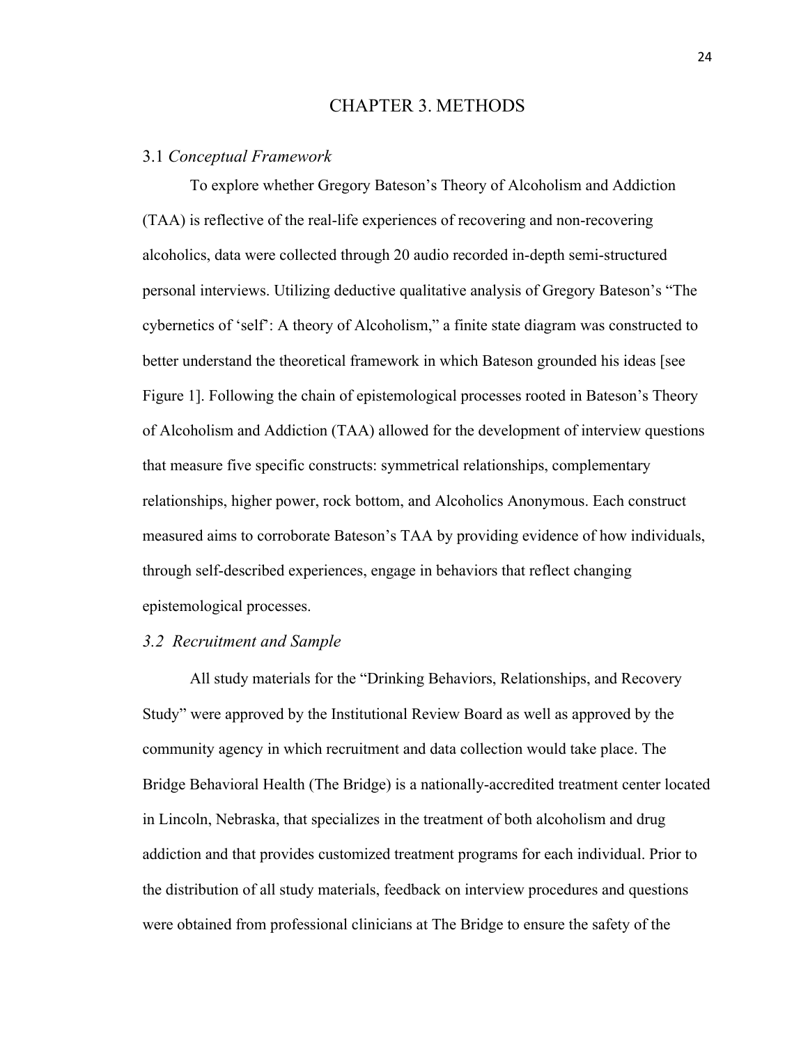# CHAPTER 3. METHODS

## 3.1 *Conceptual Framework*

To explore whether Gregory Bateson's Theory of Alcoholism and Addiction (TAA) is reflective of the real-life experiences of recovering and non-recovering alcoholics, data were collected through 20 audio recorded in-depth semi-structured personal interviews. Utilizing deductive qualitative analysis of Gregory Bateson's "The cybernetics of 'self': A theory of Alcoholism," a finite state diagram was constructed to better understand the theoretical framework in which Bateson grounded his ideas [see Figure 1]. Following the chain of epistemological processes rooted in Bateson's Theory of Alcoholism and Addiction (TAA) allowed for the development of interview questions that measure five specific constructs: symmetrical relationships, complementary relationships, higher power, rock bottom, and Alcoholics Anonymous. Each construct measured aims to corroborate Bateson's TAA by providing evidence of how individuals, through self-described experiences, engage in behaviors that reflect changing epistemological processes.

## *3.2 Recruitment and Sample*

All study materials for the "Drinking Behaviors, Relationships, and Recovery Study" were approved by the Institutional Review Board as well as approved by the community agency in which recruitment and data collection would take place. The Bridge Behavioral Health (The Bridge) is a nationally-accredited treatment center located in Lincoln, Nebraska, that specializes in the treatment of both alcoholism and drug addiction and that provides customized treatment programs for each individual. Prior to the distribution of all study materials, feedback on interview procedures and questions were obtained from professional clinicians at The Bridge to ensure the safety of the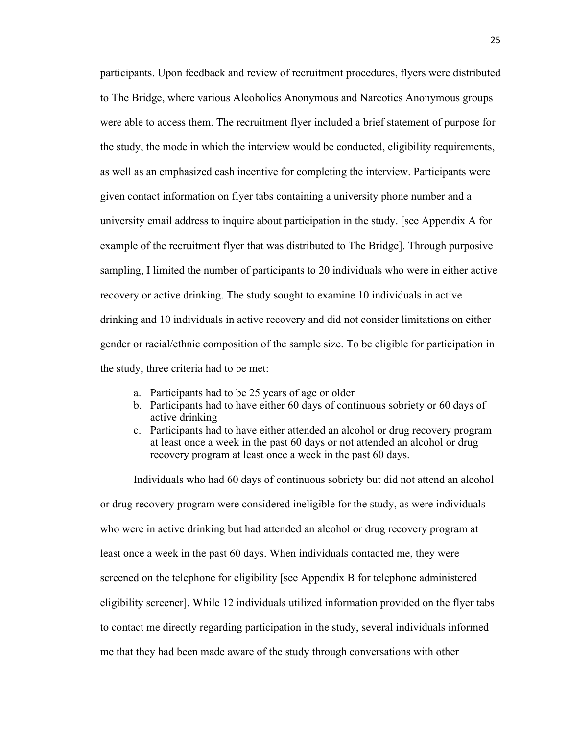participants. Upon feedback and review of recruitment procedures, flyers were distributed to The Bridge, where various Alcoholics Anonymous and Narcotics Anonymous groups were able to access them. The recruitment flyer included a brief statement of purpose for the study, the mode in which the interview would be conducted, eligibility requirements, as well as an emphasized cash incentive for completing the interview. Participants were given contact information on flyer tabs containing a university phone number and a university email address to inquire about participation in the study. [see Appendix A for example of the recruitment flyer that was distributed to The Bridge]. Through purposive sampling, I limited the number of participants to 20 individuals who were in either active recovery or active drinking. The study sought to examine 10 individuals in active drinking and 10 individuals in active recovery and did not consider limitations on either gender or racial/ethnic composition of the sample size. To be eligible for participation in the study, three criteria had to be met:

a. Participants had to be 25 years of age or older
b. Participants had to have either 60 days of continuous sobriety or 60 days of active drinking
c. Participants had to have either attended an alcohol or drug recovery program at least once a week in the past 60 days or not attended an alcohol or drug recovery program at least once a week in the past 60 days.

Individuals who had 60 days of continuous sobriety but did not attend an alcohol or drug recovery program were considered ineligible for the study, as were individuals who were in active drinking but had attended an alcohol or drug recovery program at least once a week in the past 60 days. When individuals contacted me, they were screened on the telephone for eligibility [see Appendix B for telephone administered eligibility screener]. While 12 individuals utilized information provided on the flyer tabs to contact me directly regarding participation in the study, several individuals informed me that they had been made aware of the study through conversations with other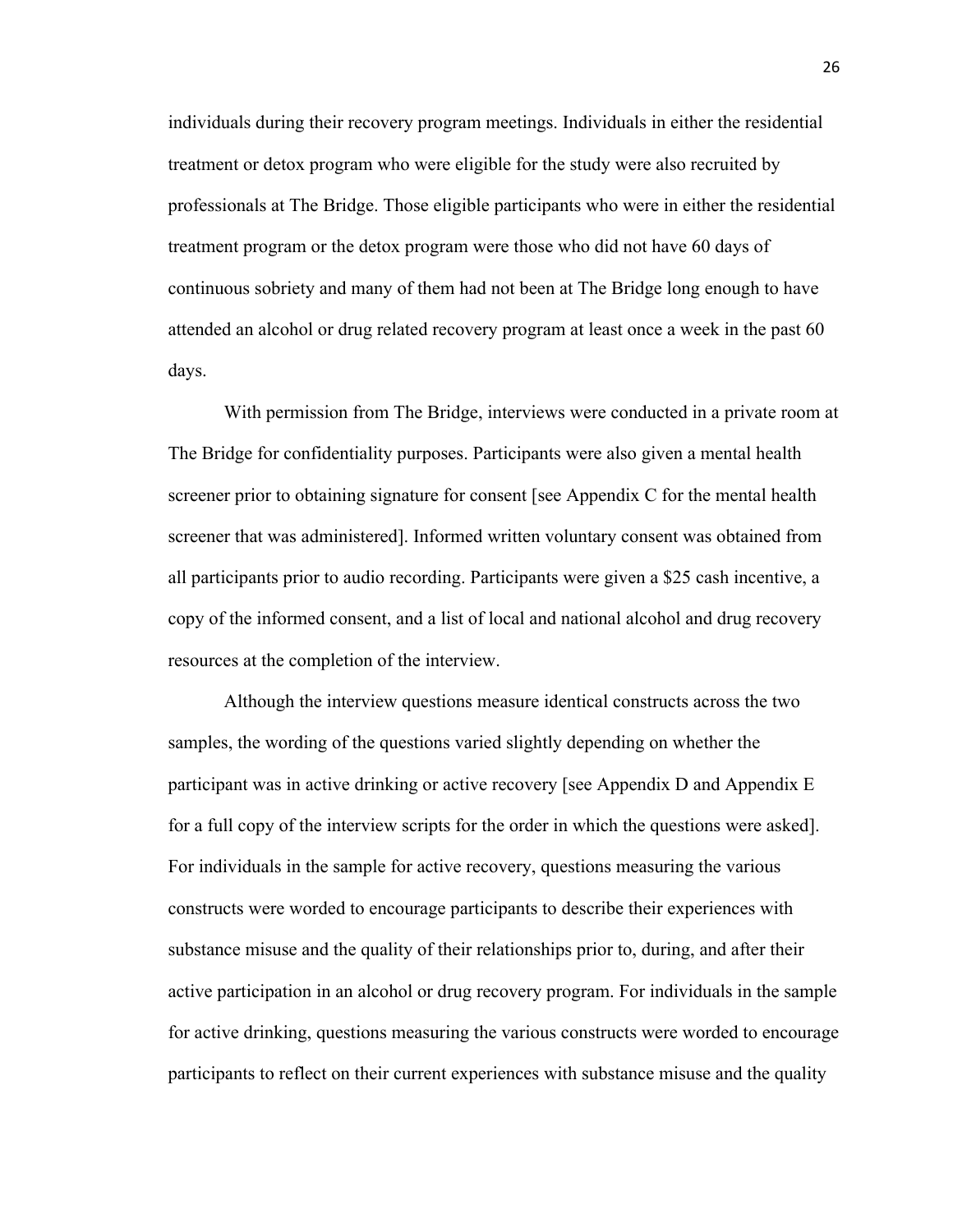individuals during their recovery program meetings. Individuals in either the residential treatment or detox program who were eligible for the study were also recruited by professionals at The Bridge. Those eligible participants who were in either the residential treatment program or the detox program were those who did not have 60 days of continuous sobriety and many of them had not been at The Bridge long enough to have attended an alcohol or drug related recovery program at least once a week in the past 60 days.

With permission from The Bridge, interviews were conducted in a private room at The Bridge for confidentiality purposes. Participants were also given a mental health screener prior to obtaining signature for consent [see Appendix C for the mental health screener that was administered]. Informed written voluntary consent was obtained from all participants prior to audio recording. Participants were given a $25 cash incentive, a copy of the informed consent, and a list of local and national alcohol and drug recovery resources at the completion of the interview.

Although the interview questions measure identical constructs across the two samples, the wording of the questions varied slightly depending on whether the participant was in active drinking or active recovery [see Appendix D and Appendix E for a full copy of the interview scripts for the order in which the questions were asked]. For individuals in the sample for active recovery, questions measuring the various constructs were worded to encourage participants to describe their experiences with substance misuse and the quality of their relationships prior to, during, and after their active participation in an alcohol or drug recovery program. For individuals in the sample for active drinking, questions measuring the various constructs were worded to encourage participants to reflect on their current experiences with substance misuse and the quality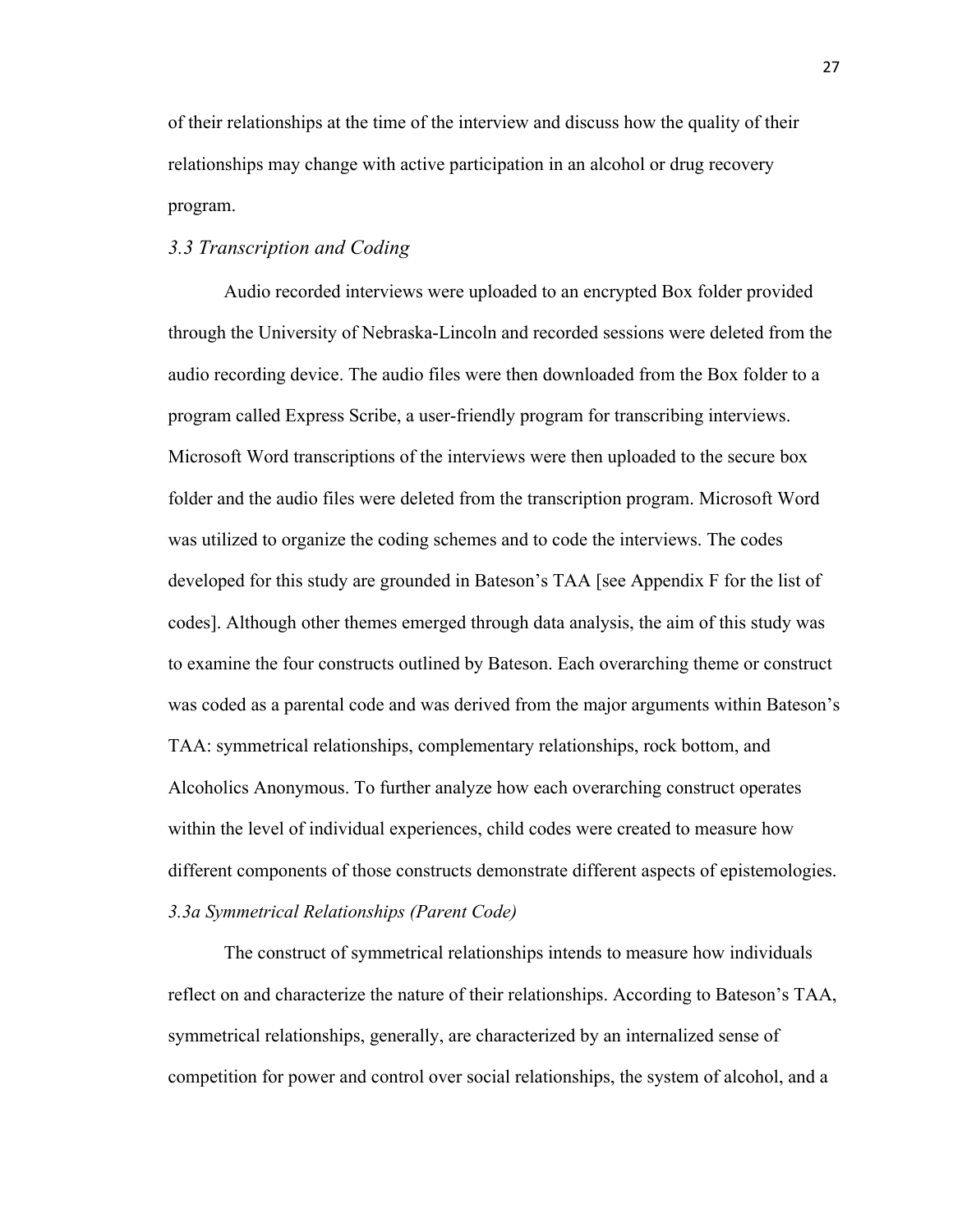of their relationships at the time of the interview and discuss how the quality of their relationships may change with active participation in an alcohol or drug recovery program.

### *3.3 Transcription and Coding*

Audio recorded interviews were uploaded to an encrypted Box folder provided through the University of Nebraska-Lincoln and recorded sessions were deleted from the audio recording device. The audio files were then downloaded from the Box folder to a program called Express Scribe, a user-friendly program for transcribing interviews. Microsoft Word transcriptions of the interviews were then uploaded to the secure box folder and the audio files were deleted from the transcription program. Microsoft Word was utilized to organize the coding schemes and to code the interviews. The codes developed for this study are grounded in Bateson's TAA [see Appendix F for the list of codes]. Although other themes emerged through data analysis, the aim of this study was to examine the four constructs outlined by Bateson. Each overarching theme or construct was coded as a parental code and was derived from the major arguments within Bateson's TAA: symmetrical relationships, complementary relationships, rock bottom, and Alcoholics Anonymous. To further analyze how each overarching construct operates within the level of individual experiences, child codes were created to measure how different components of those constructs demonstrate different aspects of epistemologies.

#### *3.3a Symmetrical Relationships (Parent Code)*

The construct of symmetrical relationships intends to measure how individuals reflect on and characterize the nature of their relationships. According to Bateson's TAA, symmetrical relationships, generally, are characterized by an internalized sense of competition for power and control over social relationships, the system of alcohol, and a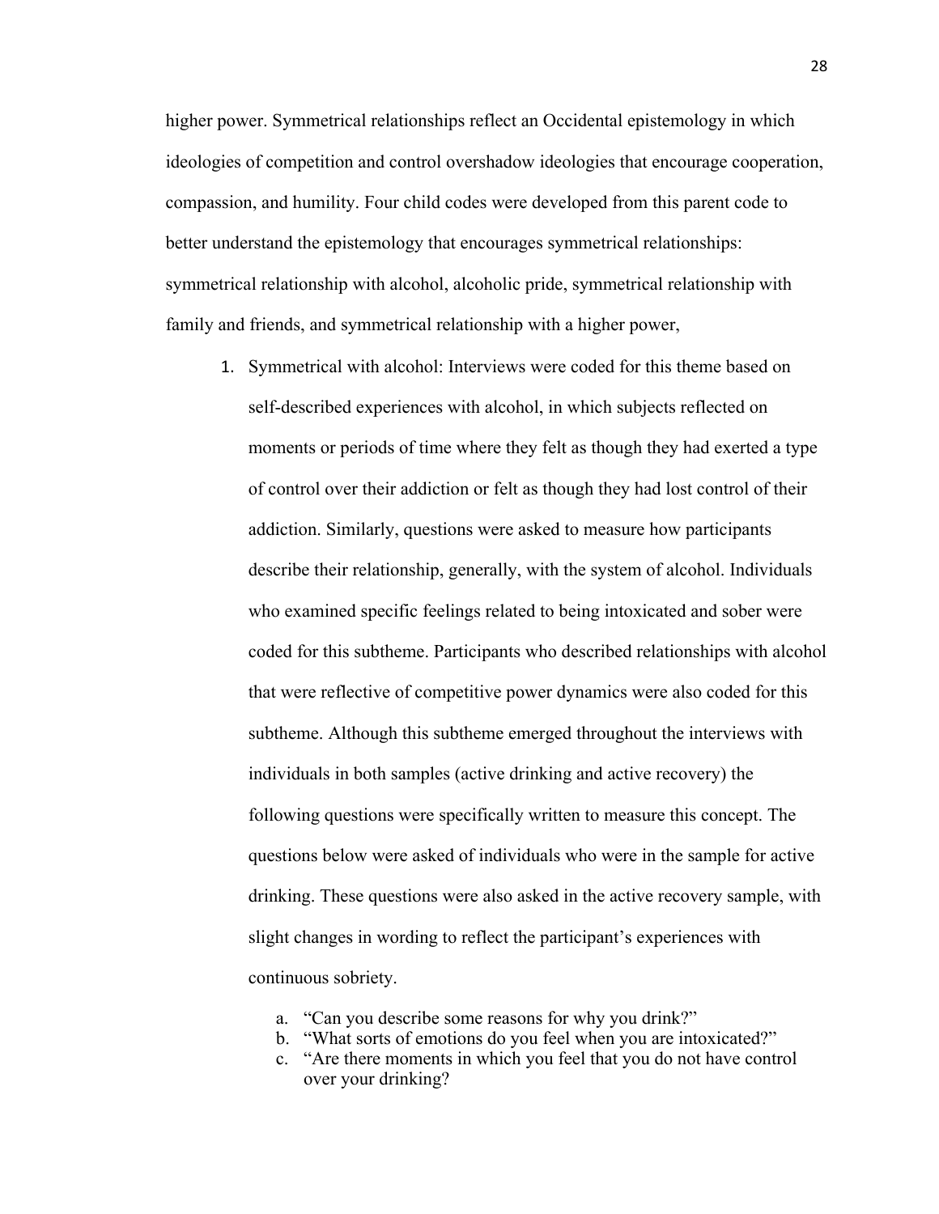higher power. Symmetrical relationships reflect an Occidental epistemology in which ideologies of competition and control overshadow ideologies that encourage cooperation, compassion, and humility. Four child codes were developed from this parent code to better understand the epistemology that encourages symmetrical relationships: symmetrical relationship with alcohol, alcoholic pride, symmetrical relationship with family and friends, and symmetrical relationship with a higher power,

1. Symmetrical with alcohol: Interviews were coded for this theme based on self-described experiences with alcohol, in which subjects reflected on moments or periods of time where they felt as though they had exerted a type of control over their addiction or felt as though they had lost control of their addiction. Similarly, questions were asked to measure how participants describe their relationship, generally, with the system of alcohol. Individuals who examined specific feelings related to being intoxicated and sober were coded for this subtheme. Participants who described relationships with alcohol that were reflective of competitive power dynamics were also coded for this subtheme. Although this subtheme emerged throughout the interviews with individuals in both samples (active drinking and active recovery) the following questions were specifically written to measure this concept. The questions below were asked of individuals who were in the sample for active drinking. These questions were also asked in the active recovery sample, with slight changes in wording to reflect the participant's experiences with continuous sobriety.

    a. "Can you describe some reasons for why you drink?"
    b. "What sorts of emotions do you feel when you are intoxicated?"
    c. "Are there moments in which you feel that you do not have control over your drinking?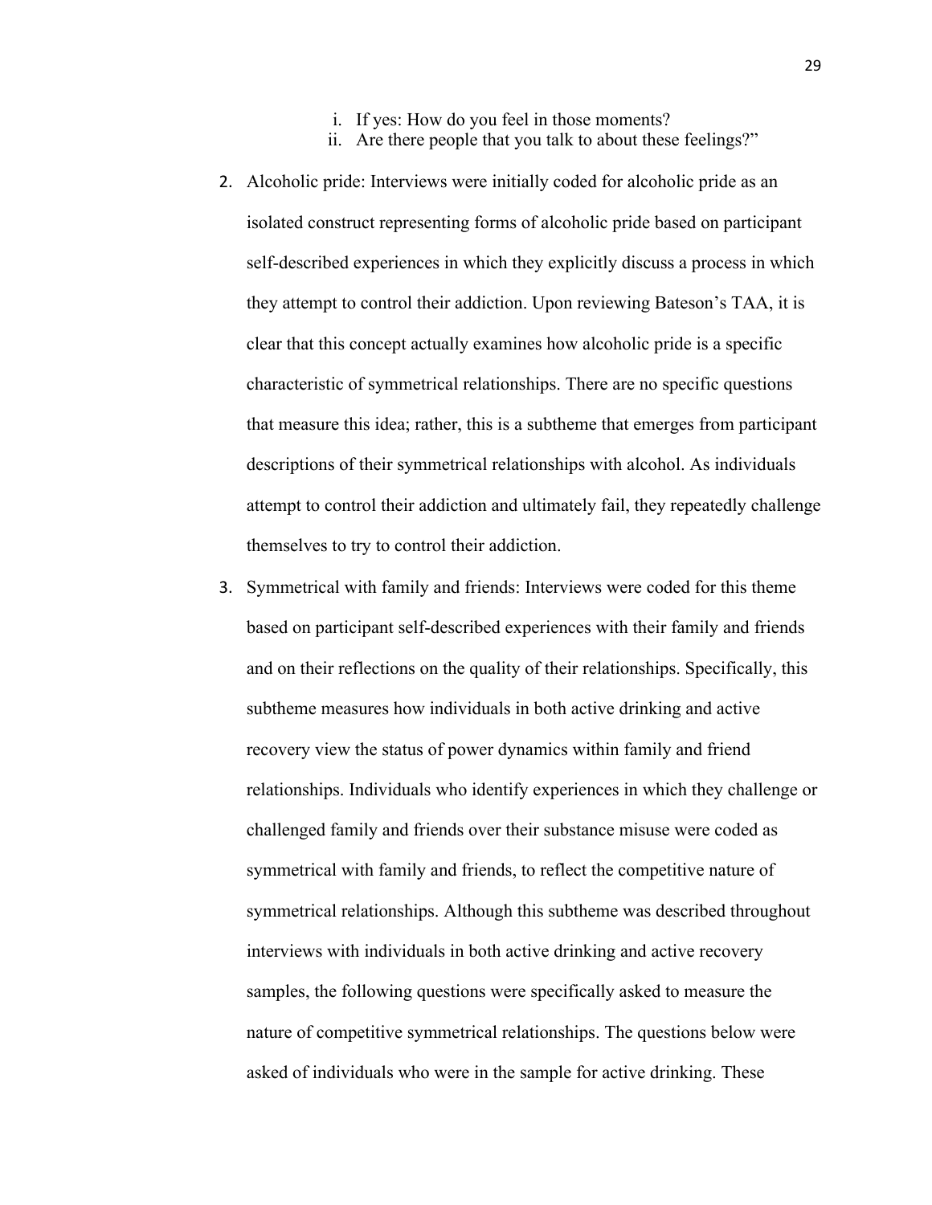i. If yes: How do you feel in those moments?
   ii. Are there people that you talk to about these feelings?"

2. Alcoholic pride: Interviews were initially coded for alcoholic pride as an isolated construct representing forms of alcoholic pride based on participant self-described experiences in which they explicitly discuss a process in which they attempt to control their addiction. Upon reviewing Bateson's TAA, it is clear that this concept actually examines how alcoholic pride is a specific characteristic of symmetrical relationships. There are no specific questions that measure this idea; rather, this is a subtheme that emerges from participant descriptions of their symmetrical relationships with alcohol. As individuals attempt to control their addiction and ultimately fail, they repeatedly challenge themselves to try to control their addiction.

3. Symmetrical with family and friends: Interviews were coded for this theme based on participant self-described experiences with their family and friends and on their reflections on the quality of their relationships. Specifically, this subtheme measures how individuals in both active drinking and active recovery view the status of power dynamics within family and friend relationships. Individuals who identify experiences in which they challenge or challenged family and friends over their substance misuse were coded as symmetrical with family and friends, to reflect the competitive nature of symmetrical relationships. Although this subtheme was described throughout interviews with individuals in both active drinking and active recovery samples, the following questions were specifically asked to measure the nature of competitive symmetrical relationships. The questions below were asked of individuals who were in the sample for active drinking. These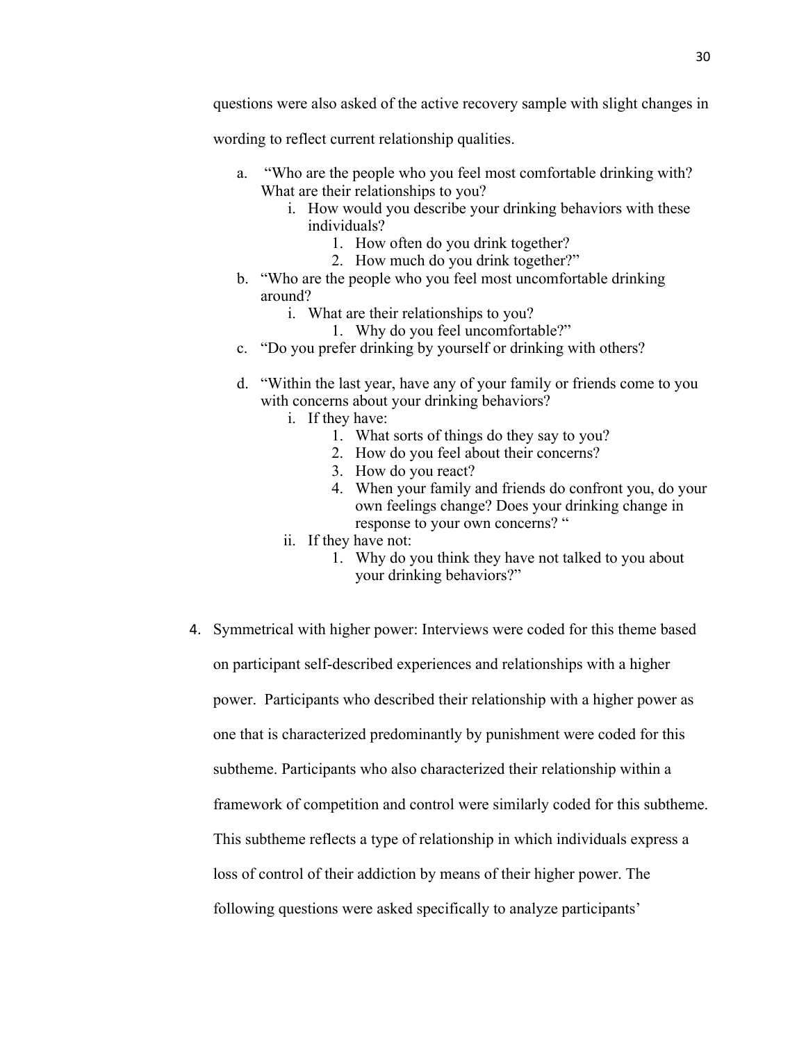questions were also asked of the active recovery sample with slight changes in wording to reflect current relationship qualities.

a. "Who are the people who you feel most comfortable drinking with? What are their relationships to you?
   i. How would you describe your drinking behaviors with these individuals?
      1. How often do you drink together?
      2. How much do you drink together?"
b. "Who are the people who you feel most uncomfortable drinking around?
   i. What are their relationships to you?
      1. Why do you feel uncomfortable?"
c. "Do you prefer drinking by yourself or drinking with others?
d. "Within the last year, have any of your family or friends come to you with concerns about your drinking behaviors?
   i. If they have:
      1. What sorts of things do they say to you?
      2. How do you feel about their concerns?
      3. How do you react?
      4. When your family and friends do confront you, do your own feelings change? Does your drinking change in response to your own concerns? "
   ii. If they have not:
      1. Why do you think they have not talked to you about your drinking behaviors?"

4. Symmetrical with higher power: Interviews were coded for this theme based on participant self-described experiences and relationships with a higher power. Participants who described their relationship with a higher power as one that is characterized predominantly by punishment were coded for this subtheme. Participants who also characterized their relationship within a framework of competition and control were similarly coded for this subtheme. This subtheme reflects a type of relationship in which individuals express a loss of control of their addiction by means of their higher power. The following questions were asked specifically to analyze participants'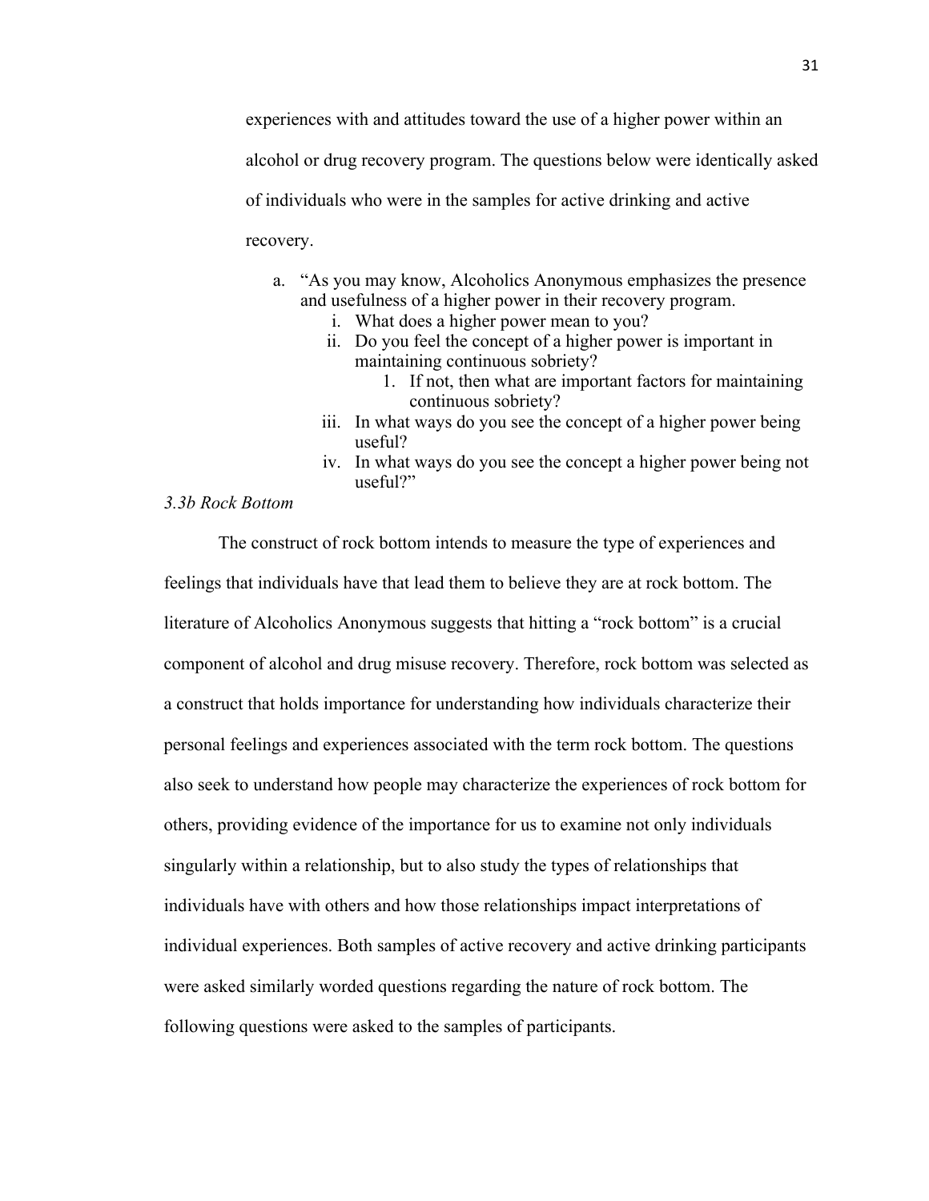experiences with and attitudes toward the use of a higher power within an alcohol or drug recovery program. The questions below were identically asked of individuals who were in the samples for active drinking and active recovery.

a. "As you may know, Alcoholics Anonymous emphasizes the presence and usefulness of a higher power in their recovery program.
    i. What does a higher power mean to you?
    ii. Do you feel the concept of a higher power is important in maintaining continuous sobriety?
        1. If not, then what are important factors for maintaining continuous sobriety?
    iii. In what ways do you see the concept of a higher power being useful?
    iv. In what ways do you see the concept a higher power being not useful?"

*3.3b Rock Bottom*

The construct of rock bottom intends to measure the type of experiences and feelings that individuals have that lead them to believe they are at rock bottom. The literature of Alcoholics Anonymous suggests that hitting a "rock bottom" is a crucial component of alcohol and drug misuse recovery. Therefore, rock bottom was selected as a construct that holds importance for understanding how individuals characterize their personal feelings and experiences associated with the term rock bottom. The questions also seek to understand how people may characterize the experiences of rock bottom for others, providing evidence of the importance for us to examine not only individuals singularly within a relationship, but to also study the types of relationships that individuals have with others and how those relationships impact interpretations of individual experiences. Both samples of active recovery and active drinking participants were asked similarly worded questions regarding the nature of rock bottom. The following questions were asked to the samples of participants.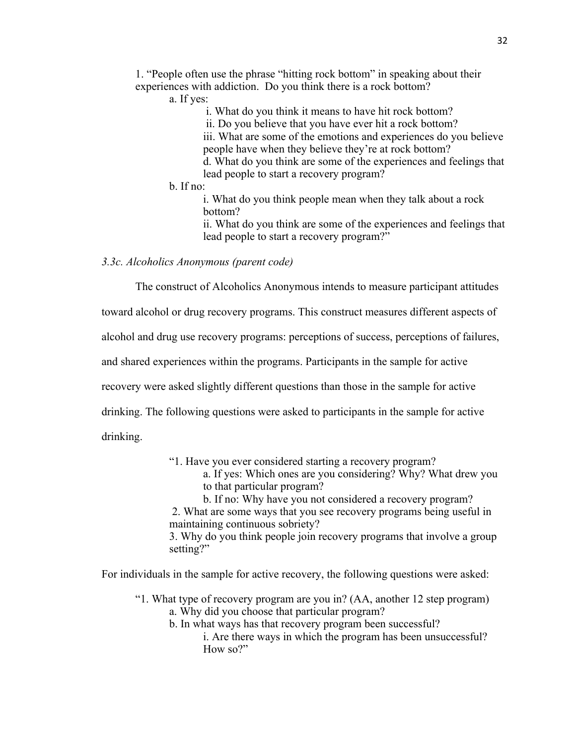1. "People often use the phrase "hitting rock bottom" in speaking about their experiences with addiction. Do you think there is a rock bottom?

  a. If yes:

    i. What do you think it means to have hit rock bottom?

    ii. Do you believe that you have ever hit a rock bottom?

    iii. What are some of the emotions and experiences do you believe people have when they believe they're at rock bottom?

    d. What do you think are some of the experiences and feelings that lead people to start a recovery program?

  b. If no:

    i. What do you think people mean when they talk about a rock bottom?

    ii. What do you think are some of the experiences and feelings that lead people to start a recovery program?"

*3.3c. Alcoholics Anonymous (parent code)*

The construct of Alcoholics Anonymous intends to measure participant attitudes toward alcohol or drug recovery programs. This construct measures different aspects of alcohol and drug use recovery programs: perceptions of success, perceptions of failures, and shared experiences within the programs. Participants in the sample for active recovery were asked slightly different questions than those in the sample for active drinking. The following questions were asked to participants in the sample for active drinking.

"1. Have you ever considered starting a recovery program?

  a. If yes: Which ones are you considering? Why? What drew you to that particular program?

  b. If no: Why have you not considered a recovery program?

2. What are some ways that you see recovery programs being useful in maintaining continuous sobriety?

3. Why do you think people join recovery programs that involve a group setting?"

For individuals in the sample for active recovery, the following questions were asked:

"1. What type of recovery program are you in? (AA, another 12 step program)

  a. Why did you choose that particular program?

  b. In what ways has that recovery program been successful?

    i. Are there ways in which the program has been unsuccessful? How so?"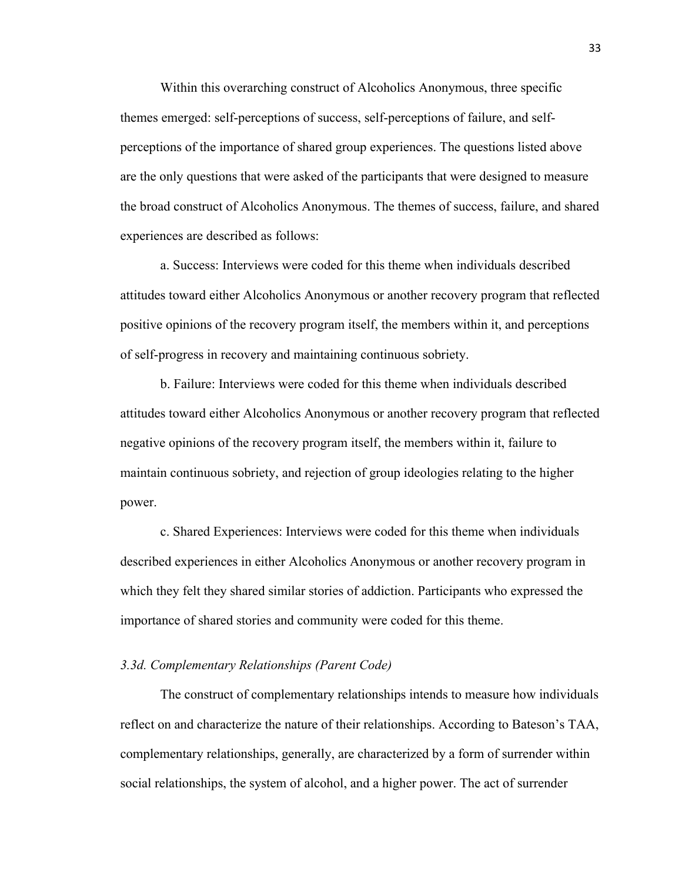Within this overarching construct of Alcoholics Anonymous, three specific themes emerged: self-perceptions of success, self-perceptions of failure, and self-perceptions of the importance of shared group experiences. The questions listed above are the only questions that were asked of the participants that were designed to measure the broad construct of Alcoholics Anonymous. The themes of success, failure, and shared experiences are described as follows:

a. Success: Interviews were coded for this theme when individuals described attitudes toward either Alcoholics Anonymous or another recovery program that reflected positive opinions of the recovery program itself, the members within it, and perceptions of self-progress in recovery and maintaining continuous sobriety.

b. Failure: Interviews were coded for this theme when individuals described attitudes toward either Alcoholics Anonymous or another recovery program that reflected negative opinions of the recovery program itself, the members within it, failure to maintain continuous sobriety, and rejection of group ideologies relating to the higher power.

c. Shared Experiences: Interviews were coded for this theme when individuals described experiences in either Alcoholics Anonymous or another recovery program in which they felt they shared similar stories of addiction. Participants who expressed the importance of shared stories and community were coded for this theme.

### *3.3d. Complementary Relationships (Parent Code)*

The construct of complementary relationships intends to measure how individuals reflect on and characterize the nature of their relationships. According to Bateson's TAA, complementary relationships, generally, are characterized by a form of surrender within social relationships, the system of alcohol, and a higher power. The act of surrender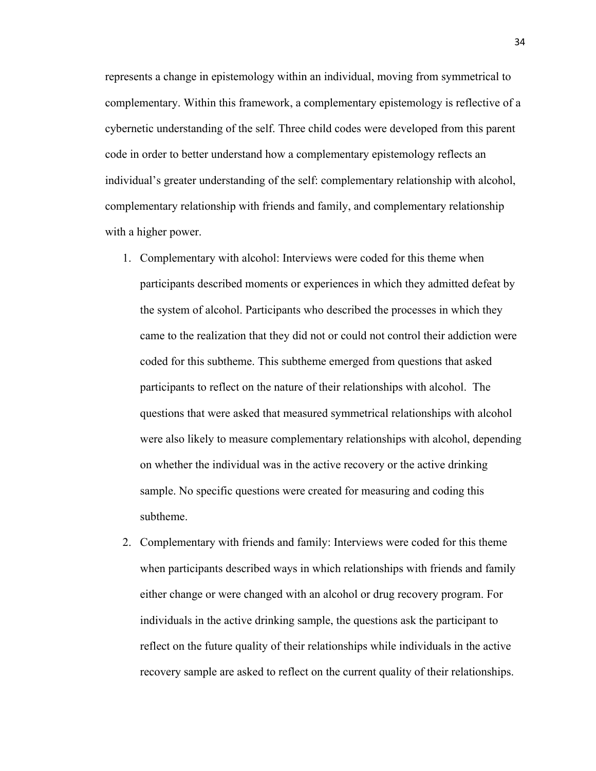represents a change in epistemology within an individual, moving from symmetrical to complementary. Within this framework, a complementary epistemology is reflective of a cybernetic understanding of the self. Three child codes were developed from this parent code in order to better understand how a complementary epistemology reflects an individual's greater understanding of the self: complementary relationship with alcohol, complementary relationship with friends and family, and complementary relationship with a higher power.

1. Complementary with alcohol: Interviews were coded for this theme when participants described moments or experiences in which they admitted defeat by the system of alcohol. Participants who described the processes in which they came to the realization that they did not or could not control their addiction were coded for this subtheme. This subtheme emerged from questions that asked participants to reflect on the nature of their relationships with alcohol. The questions that were asked that measured symmetrical relationships with alcohol were also likely to measure complementary relationships with alcohol, depending on whether the individual was in the active recovery or the active drinking sample. No specific questions were created for measuring and coding this subtheme.
2. Complementary with friends and family: Interviews were coded for this theme when participants described ways in which relationships with friends and family either change or were changed with an alcohol or drug recovery program. For individuals in the active drinking sample, the questions ask the participant to reflect on the future quality of their relationships while individuals in the active recovery sample are asked to reflect on the current quality of their relationships.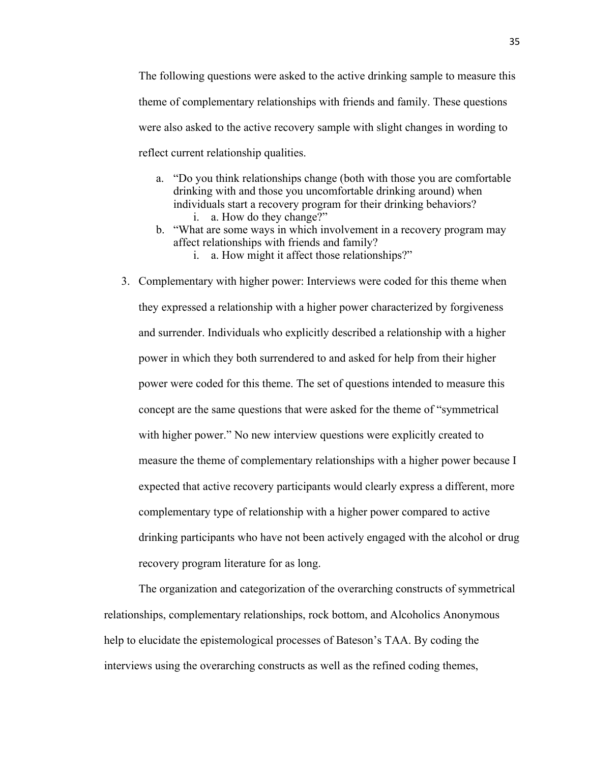The following questions were asked to the active drinking sample to measure this theme of complementary relationships with friends and family. These questions were also asked to the active recovery sample with slight changes in wording to reflect current relationship qualities.

   a. "Do you think relationships change (both with those you are comfortable drinking with and those you uncomfortable drinking around) when individuals start a recovery program for their drinking behaviors?
      i. a. How do they change?"
   b. "What are some ways in which involvement in a recovery program may affect relationships with friends and family?
      i. a. How might it affect those relationships?"

3. Complementary with higher power: Interviews were coded for this theme when they expressed a relationship with a higher power characterized by forgiveness and surrender. Individuals who explicitly described a relationship with a higher power in which they both surrendered to and asked for help from their higher power were coded for this theme. The set of questions intended to measure this concept are the same questions that were asked for the theme of "symmetrical with higher power." No new interview questions were explicitly created to measure the theme of complementary relationships with a higher power because I expected that active recovery participants would clearly express a different, more complementary type of relationship with a higher power compared to active drinking participants who have not been actively engaged with the alcohol or drug recovery program literature for as long.

The organization and categorization of the overarching constructs of symmetrical relationships, complementary relationships, rock bottom, and Alcoholics Anonymous help to elucidate the epistemological processes of Bateson's TAA. By coding the interviews using the overarching constructs as well as the refined coding themes,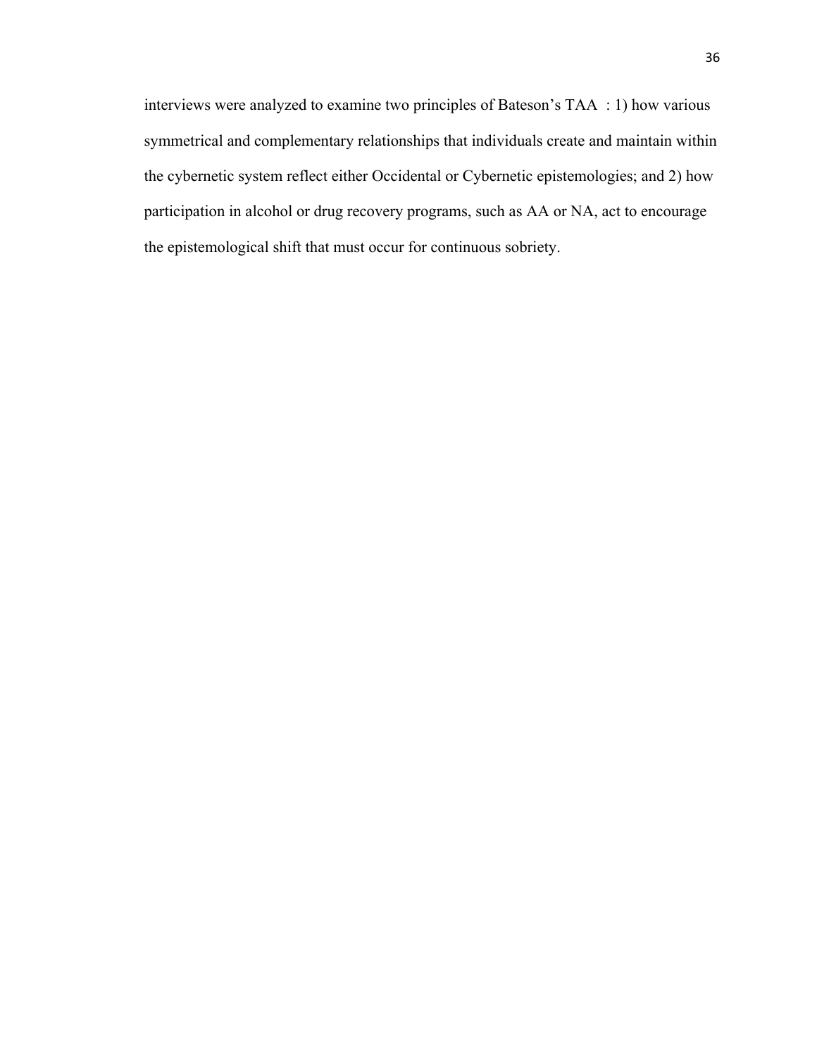interviews were analyzed to examine two principles of Bateson's TAA : 1) how various symmetrical and complementary relationships that individuals create and maintain within the cybernetic system reflect either Occidental or Cybernetic epistemologies; and 2) how participation in alcohol or drug recovery programs, such as AA or NA, act to encourage the epistemological shift that must occur for continuous sobriety.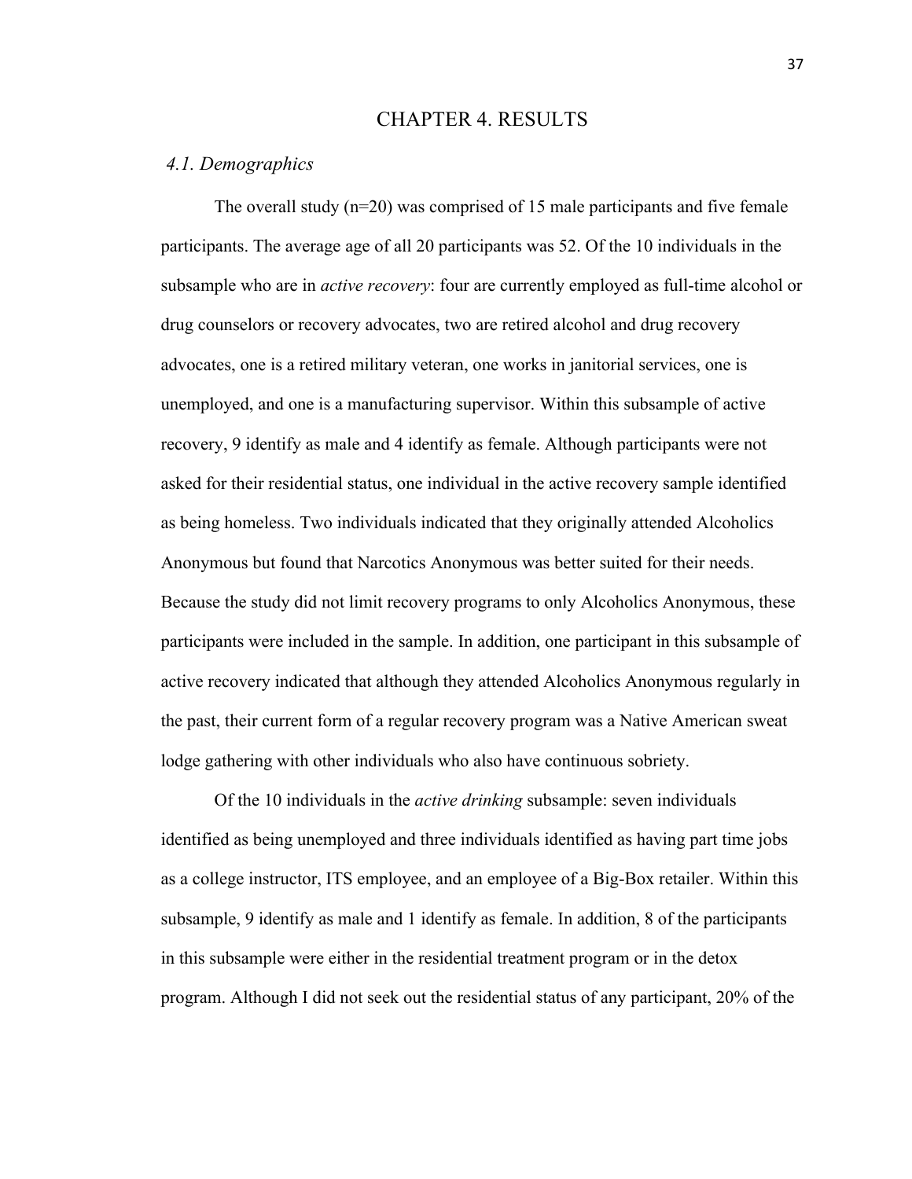# CHAPTER 4. RESULTS

## *4.1. Demographics*

The overall study (n=20) was comprised of 15 male participants and five female participants. The average age of all 20 participants was 52. Of the 10 individuals in the subsample who are in *active recovery*: four are currently employed as full-time alcohol or drug counselors or recovery advocates, two are retired alcohol and drug recovery advocates, one is a retired military veteran, one works in janitorial services, one is unemployed, and one is a manufacturing supervisor. Within this subsample of active recovery, 9 identify as male and 4 identify as female. Although participants were not asked for their residential status, one individual in the active recovery sample identified as being homeless. Two individuals indicated that they originally attended Alcoholics Anonymous but found that Narcotics Anonymous was better suited for their needs. Because the study did not limit recovery programs to only Alcoholics Anonymous, these participants were included in the sample. In addition, one participant in this subsample of active recovery indicated that although they attended Alcoholics Anonymous regularly in the past, their current form of a regular recovery program was a Native American sweat lodge gathering with other individuals who also have continuous sobriety.

Of the 10 individuals in the *active drinking* subsample: seven individuals identified as being unemployed and three individuals identified as having part time jobs as a college instructor, ITS employee, and an employee of a Big-Box retailer. Within this subsample, 9 identify as male and 1 identify as female. In addition, 8 of the participants in this subsample were either in the residential treatment program or in the detox program. Although I did not seek out the residential status of any participant, 20% of the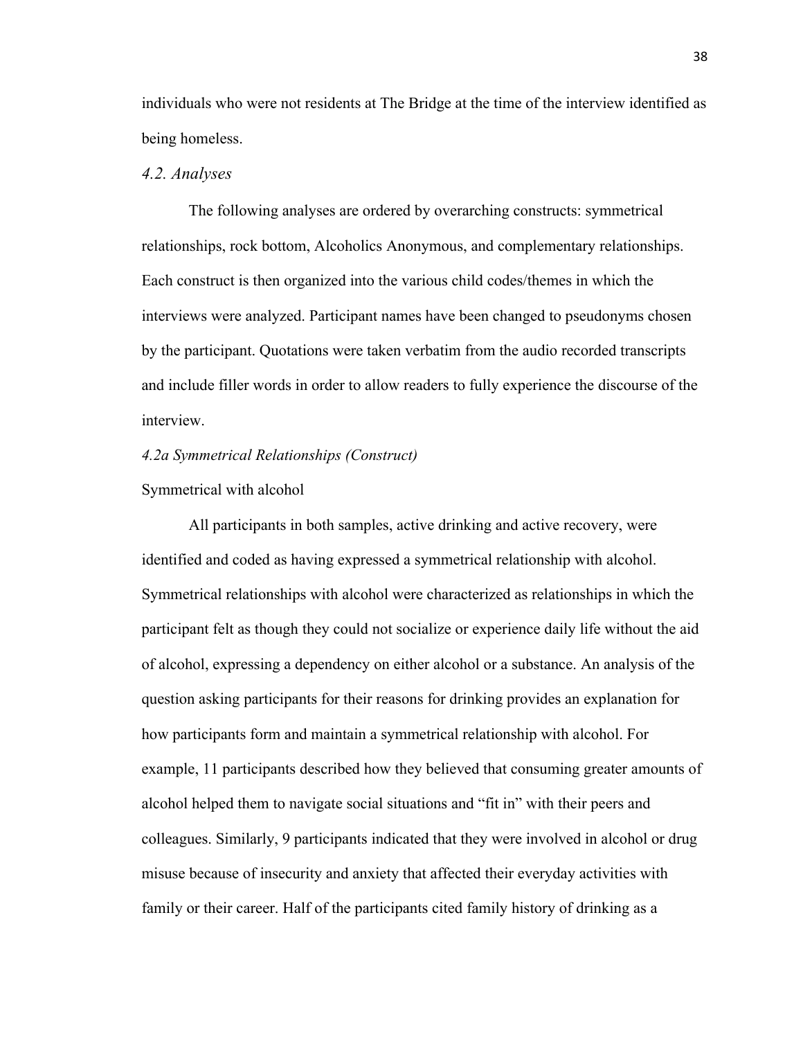individuals who were not residents at The Bridge at the time of the interview identified as being homeless.

### *4.2. Analyses*

The following analyses are ordered by overarching constructs: symmetrical relationships, rock bottom, Alcoholics Anonymous, and complementary relationships. Each construct is then organized into the various child codes/themes in which the interviews were analyzed. Participant names have been changed to pseudonyms chosen by the participant. Quotations were taken verbatim from the audio recorded transcripts and include filler words in order to allow readers to fully experience the discourse of the interview.

#### *4.2a Symmetrical Relationships (Construct)*

Symmetrical with alcohol

All participants in both samples, active drinking and active recovery, were identified and coded as having expressed a symmetrical relationship with alcohol. Symmetrical relationships with alcohol were characterized as relationships in which the participant felt as though they could not socialize or experience daily life without the aid of alcohol, expressing a dependency on either alcohol or a substance. An analysis of the question asking participants for their reasons for drinking provides an explanation for how participants form and maintain a symmetrical relationship with alcohol. For example, 11 participants described how they believed that consuming greater amounts of alcohol helped them to navigate social situations and "fit in" with their peers and colleagues. Similarly, 9 participants indicated that they were involved in alcohol or drug misuse because of insecurity and anxiety that affected their everyday activities with family or their career. Half of the participants cited family history of drinking as a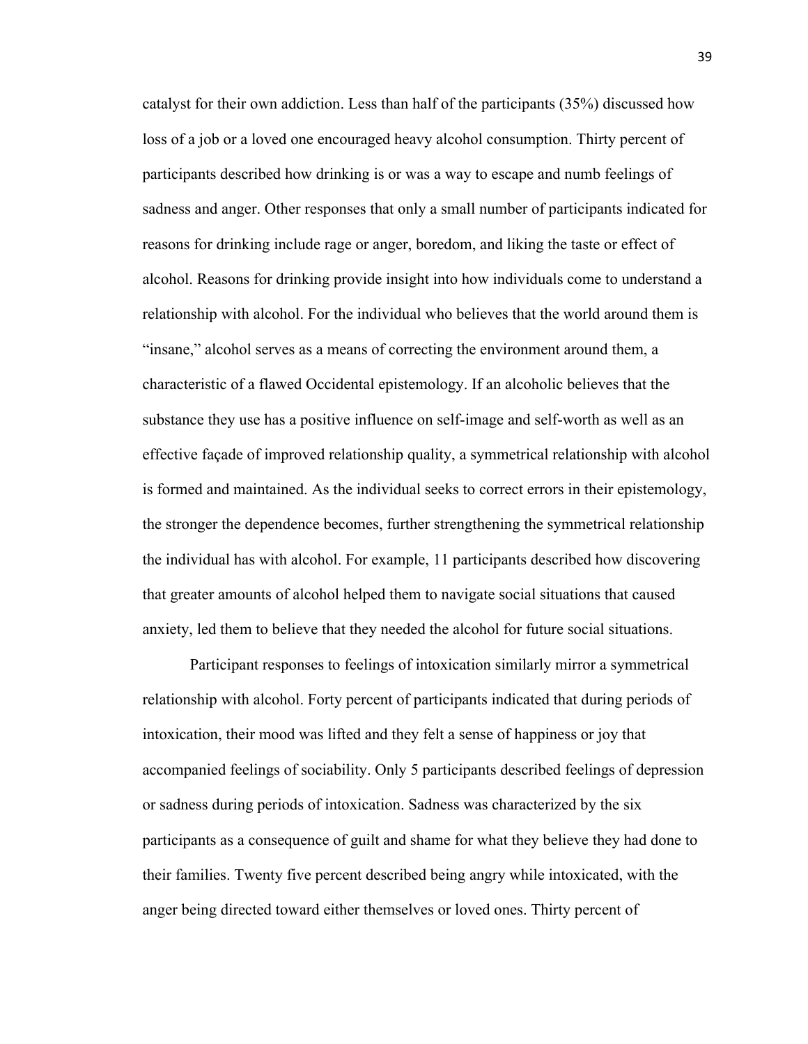catalyst for their own addiction. Less than half of the participants (35%) discussed how loss of a job or a loved one encouraged heavy alcohol consumption. Thirty percent of participants described how drinking is or was a way to escape and numb feelings of sadness and anger. Other responses that only a small number of participants indicated for reasons for drinking include rage or anger, boredom, and liking the taste or effect of alcohol. Reasons for drinking provide insight into how individuals come to understand a relationship with alcohol. For the individual who believes that the world around them is "insane," alcohol serves as a means of correcting the environment around them, a characteristic of a flawed Occidental epistemology. If an alcoholic believes that the substance they use has a positive influence on self-image and self-worth as well as an effective façade of improved relationship quality, a symmetrical relationship with alcohol is formed and maintained. As the individual seeks to correct errors in their epistemology, the stronger the dependence becomes, further strengthening the symmetrical relationship the individual has with alcohol. For example, 11 participants described how discovering that greater amounts of alcohol helped them to navigate social situations that caused anxiety, led them to believe that they needed the alcohol for future social situations.

Participant responses to feelings of intoxication similarly mirror a symmetrical relationship with alcohol. Forty percent of participants indicated that during periods of intoxication, their mood was lifted and they felt a sense of happiness or joy that accompanied feelings of sociability. Only 5 participants described feelings of depression or sadness during periods of intoxication. Sadness was characterized by the six participants as a consequence of guilt and shame for what they believe they had done to their families. Twenty five percent described being angry while intoxicated, with the anger being directed toward either themselves or loved ones. Thirty percent of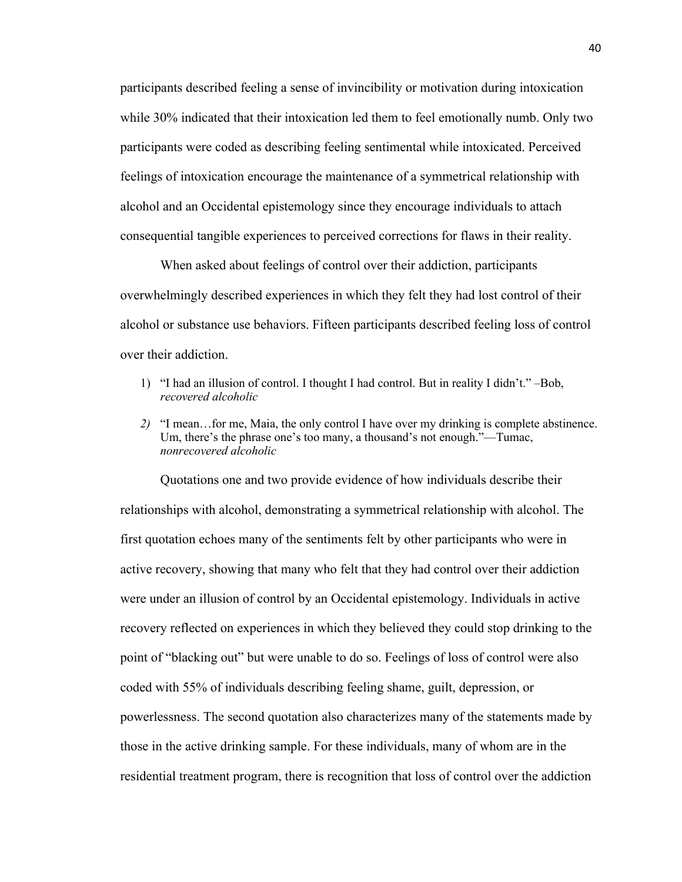participants described feeling a sense of invincibility or motivation during intoxication while 30% indicated that their intoxication led them to feel emotionally numb. Only two participants were coded as describing feeling sentimental while intoxicated. Perceived feelings of intoxication encourage the maintenance of a symmetrical relationship with alcohol and an Occidental epistemology since they encourage individuals to attach consequential tangible experiences to perceived corrections for flaws in their reality.

When asked about feelings of control over their addiction, participants overwhelmingly described experiences in which they felt they had lost control of their alcohol or substance use behaviors. Fifteen participants described feeling loss of control over their addiction.

1) "I had an illusion of control. I thought I had control. But in reality I didn't." –Bob, *recovered alcoholic*
2) "I mean…for me, Maia, the only control I have over my drinking is complete abstinence. Um, there's the phrase one's too many, a thousand's not enough."—Tumac, *nonrecovered alcoholic*

Quotations one and two provide evidence of how individuals describe their relationships with alcohol, demonstrating a symmetrical relationship with alcohol. The first quotation echoes many of the sentiments felt by other participants who were in active recovery, showing that many who felt that they had control over their addiction were under an illusion of control by an Occidental epistemology. Individuals in active recovery reflected on experiences in which they believed they could stop drinking to the point of "blacking out" but were unable to do so. Feelings of loss of control were also coded with 55% of individuals describing feeling shame, guilt, depression, or powerlessness. The second quotation also characterizes many of the statements made by those in the active drinking sample. For these individuals, many of whom are in the residential treatment program, there is recognition that loss of control over the addiction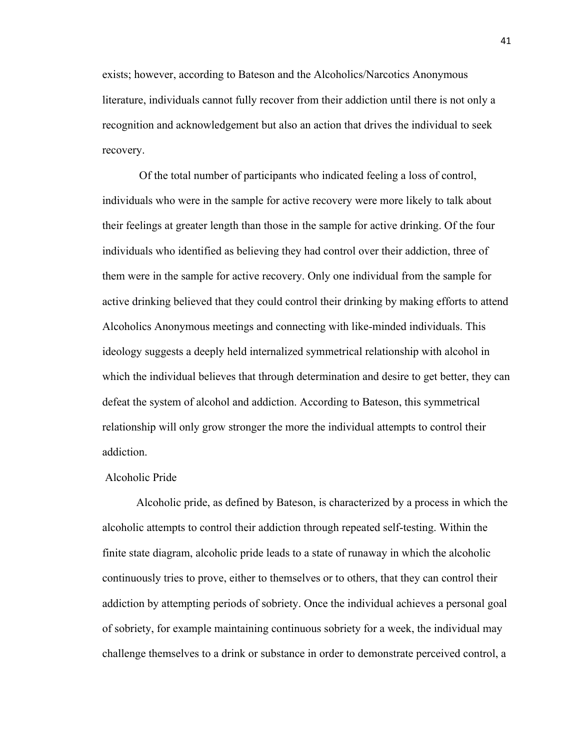exists; however, according to Bateson and the Alcoholics/Narcotics Anonymous literature, individuals cannot fully recover from their addiction until there is not only a recognition and acknowledgement but also an action that drives the individual to seek recovery.

Of the total number of participants who indicated feeling a loss of control, individuals who were in the sample for active recovery were more likely to talk about their feelings at greater length than those in the sample for active drinking. Of the four individuals who identified as believing they had control over their addiction, three of them were in the sample for active recovery. Only one individual from the sample for active drinking believed that they could control their drinking by making efforts to attend Alcoholics Anonymous meetings and connecting with like-minded individuals. This ideology suggests a deeply held internalized symmetrical relationship with alcohol in which the individual believes that through determination and desire to get better, they can defeat the system of alcohol and addiction. According to Bateson, this symmetrical relationship will only grow stronger the more the individual attempts to control their addiction.

### Alcoholic Pride

Alcoholic pride, as defined by Bateson, is characterized by a process in which the alcoholic attempts to control their addiction through repeated self-testing. Within the finite state diagram, alcoholic pride leads to a state of runaway in which the alcoholic continuously tries to prove, either to themselves or to others, that they can control their addiction by attempting periods of sobriety. Once the individual achieves a personal goal of sobriety, for example maintaining continuous sobriety for a week, the individual may challenge themselves to a drink or substance in order to demonstrate perceived control, a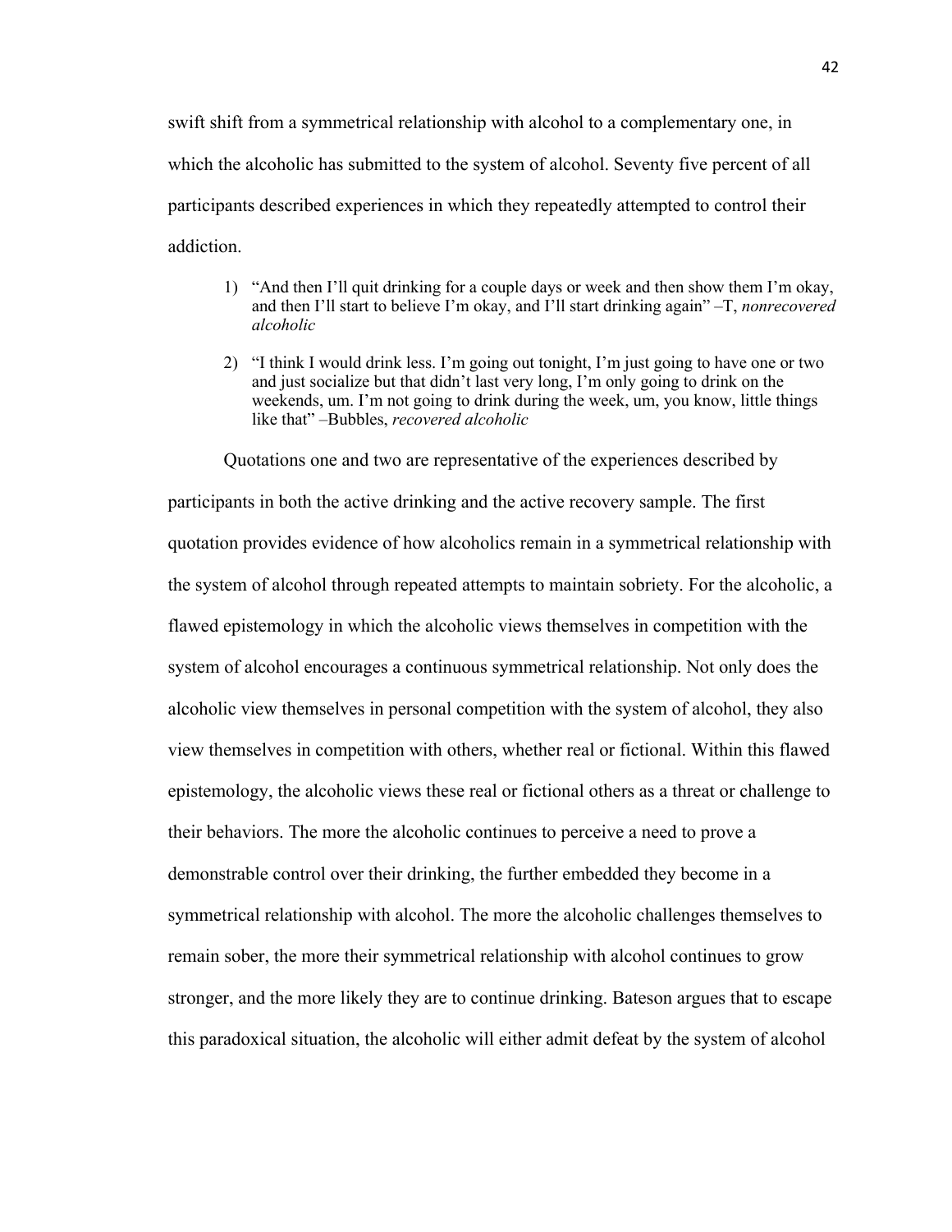swift shift from a symmetrical relationship with alcohol to a complementary one, in which the alcoholic has submitted to the system of alcohol. Seventy five percent of all participants described experiences in which they repeatedly attempted to control their addiction.

1) "And then I'll quit drinking for a couple days or week and then show them I'm okay, and then I'll start to believe I'm okay, and I'll start drinking again" –T, *nonrecovered alcoholic*

2) "I think I would drink less. I'm going out tonight, I'm just going to have one or two and just socialize but that didn't last very long, I'm only going to drink on the weekends, um. I'm not going to drink during the week, um, you know, little things like that" –Bubbles, *recovered alcoholic*

Quotations one and two are representative of the experiences described by participants in both the active drinking and the active recovery sample. The first quotation provides evidence of how alcoholics remain in a symmetrical relationship with the system of alcohol through repeated attempts to maintain sobriety. For the alcoholic, a flawed epistemology in which the alcoholic views themselves in competition with the system of alcohol encourages a continuous symmetrical relationship. Not only does the alcoholic view themselves in personal competition with the system of alcohol, they also view themselves in competition with others, whether real or fictional. Within this flawed epistemology, the alcoholic views these real or fictional others as a threat or challenge to their behaviors. The more the alcoholic continues to perceive a need to prove a demonstrable control over their drinking, the further embedded they become in a symmetrical relationship with alcohol. The more the alcoholic challenges themselves to remain sober, the more their symmetrical relationship with alcohol continues to grow stronger, and the more likely they are to continue drinking. Bateson argues that to escape this paradoxical situation, the alcoholic will either admit defeat by the system of alcohol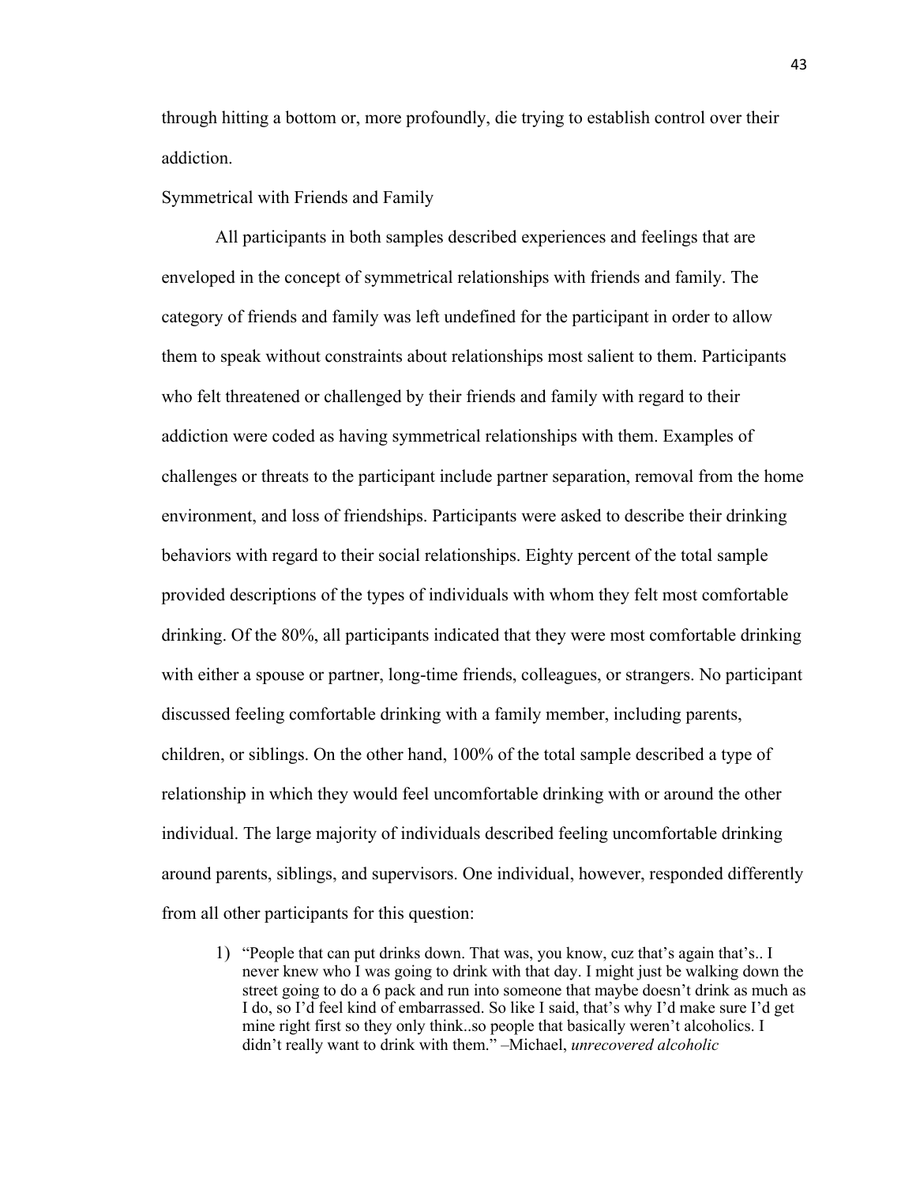through hitting a bottom or, more profoundly, die trying to establish control over their addiction.

### Symmetrical with Friends and Family

All participants in both samples described experiences and feelings that are enveloped in the concept of symmetrical relationships with friends and family. The category of friends and family was left undefined for the participant in order to allow them to speak without constraints about relationships most salient to them. Participants who felt threatened or challenged by their friends and family with regard to their addiction were coded as having symmetrical relationships with them. Examples of challenges or threats to the participant include partner separation, removal from the home environment, and loss of friendships. Participants were asked to describe their drinking behaviors with regard to their social relationships. Eighty percent of the total sample provided descriptions of the types of individuals with whom they felt most comfortable drinking. Of the 80%, all participants indicated that they were most comfortable drinking with either a spouse or partner, long-time friends, colleagues, or strangers. No participant discussed feeling comfortable drinking with a family member, including parents, children, or siblings. On the other hand, 100% of the total sample described a type of relationship in which they would feel uncomfortable drinking with or around the other individual. The large majority of individuals described feeling uncomfortable drinking around parents, siblings, and supervisors. One individual, however, responded differently from all other participants for this question:

1) "People that can put drinks down. That was, you know, cuz that's again that's.. I never knew who I was going to drink with that day. I might just be walking down the street going to do a 6 pack and run into someone that maybe doesn't drink as much as I do, so I'd feel kind of embarrassed. So like I said, that's why I'd make sure I'd get mine right first so they only think..so people that basically weren't alcoholics. I didn't really want to drink with them." –Michael, *unrecovered alcoholic*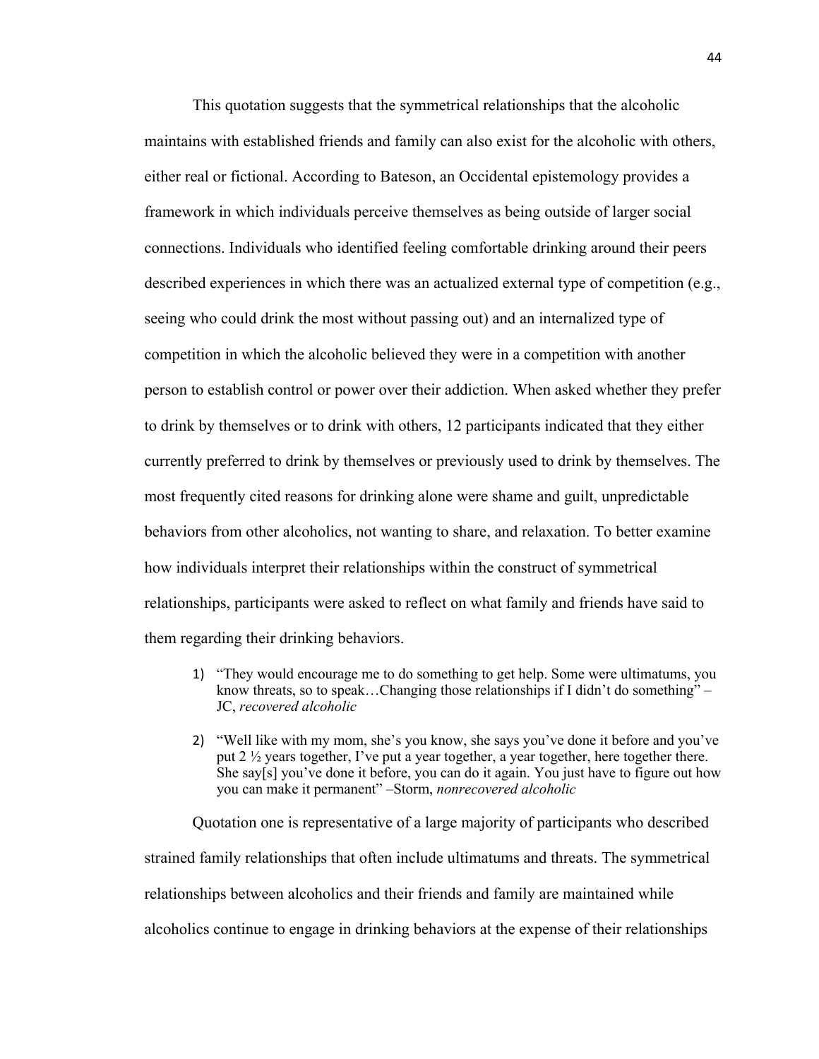This quotation suggests that the symmetrical relationships that the alcoholic maintains with established friends and family can also exist for the alcoholic with others, either real or fictional. According to Bateson, an Occidental epistemology provides a framework in which individuals perceive themselves as being outside of larger social connections. Individuals who identified feeling comfortable drinking around their peers described experiences in which there was an actualized external type of competition (e.g., seeing who could drink the most without passing out) and an internalized type of competition in which the alcoholic believed they were in a competition with another person to establish control or power over their addiction. When asked whether they prefer to drink by themselves or to drink with others, 12 participants indicated that they either currently preferred to drink by themselves or previously used to drink by themselves. The most frequently cited reasons for drinking alone were shame and guilt, unpredictable behaviors from other alcoholics, not wanting to share, and relaxation. To better examine how individuals interpret their relationships within the construct of symmetrical relationships, participants were asked to reflect on what family and friends have said to them regarding their drinking behaviors.

1) "They would encourage me to do something to get help. Some were ultimatums, you know threats, so to speak…Changing those relationships if I didn't do something" – JC, *recovered alcoholic*

2) "Well like with my mom, she's you know, she says you've done it before and you've put 2 ½ years together, I've put a year together, a year together, here together there. She say[s] you've done it before, you can do it again. You just have to figure out how you can make it permanent" –Storm, *nonrecovered alcoholic*

Quotation one is representative of a large majority of participants who described strained family relationships that often include ultimatums and threats. The symmetrical relationships between alcoholics and their friends and family are maintained while alcoholics continue to engage in drinking behaviors at the expense of their relationships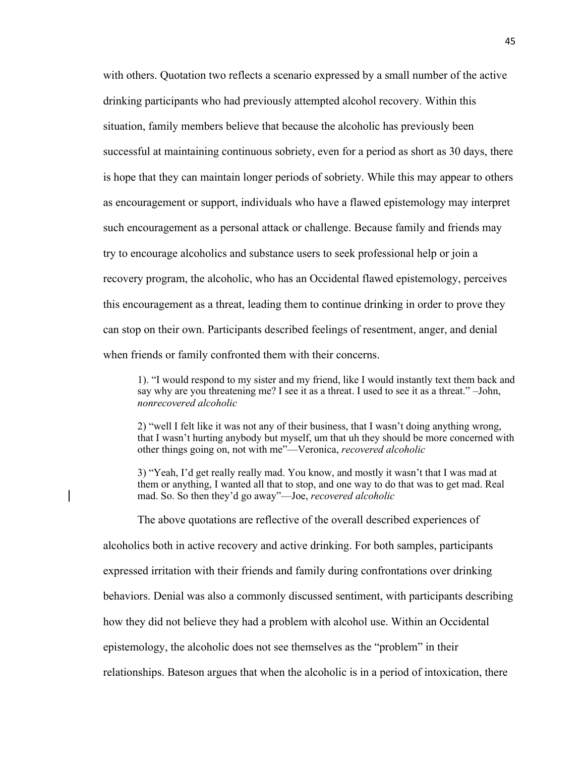with others. Quotation two reflects a scenario expressed by a small number of the active drinking participants who had previously attempted alcohol recovery. Within this situation, family members believe that because the alcoholic has previously been successful at maintaining continuous sobriety, even for a period as short as 30 days, there is hope that they can maintain longer periods of sobriety. While this may appear to others as encouragement or support, individuals who have a flawed epistemology may interpret such encouragement as a personal attack or challenge. Because family and friends may try to encourage alcoholics and substance users to seek professional help or join a recovery program, the alcoholic, who has an Occidental flawed epistemology, perceives this encouragement as a threat, leading them to continue drinking in order to prove they can stop on their own. Participants described feelings of resentment, anger, and denial when friends or family confronted them with their concerns.

> 1). "I would respond to my sister and my friend, like I would instantly text them back and say why are you threatening me? I see it as a threat. I used to see it as a threat." –John, *nonrecovered alcoholic*
>
> 2) "well I felt like it was not any of their business, that I wasn't doing anything wrong, that I wasn't hurting anybody but myself, um that uh they should be more concerned with other things going on, not with me"—Veronica, *recovered alcoholic*
>
> 3) "Yeah, I'd get really really mad. You know, and mostly it wasn't that I was mad at them or anything, I wanted all that to stop, and one way to do that was to get mad. Real mad. So. So then they'd go away"—Joe, *recovered alcoholic*

The above quotations are reflective of the overall described experiences of alcoholics both in active recovery and active drinking. For both samples, participants expressed irritation with their friends and family during confrontations over drinking behaviors. Denial was also a commonly discussed sentiment, with participants describing how they did not believe they had a problem with alcohol use. Within an Occidental epistemology, the alcoholic does not see themselves as the "problem" in their relationships. Bateson argues that when the alcoholic is in a period of intoxication, there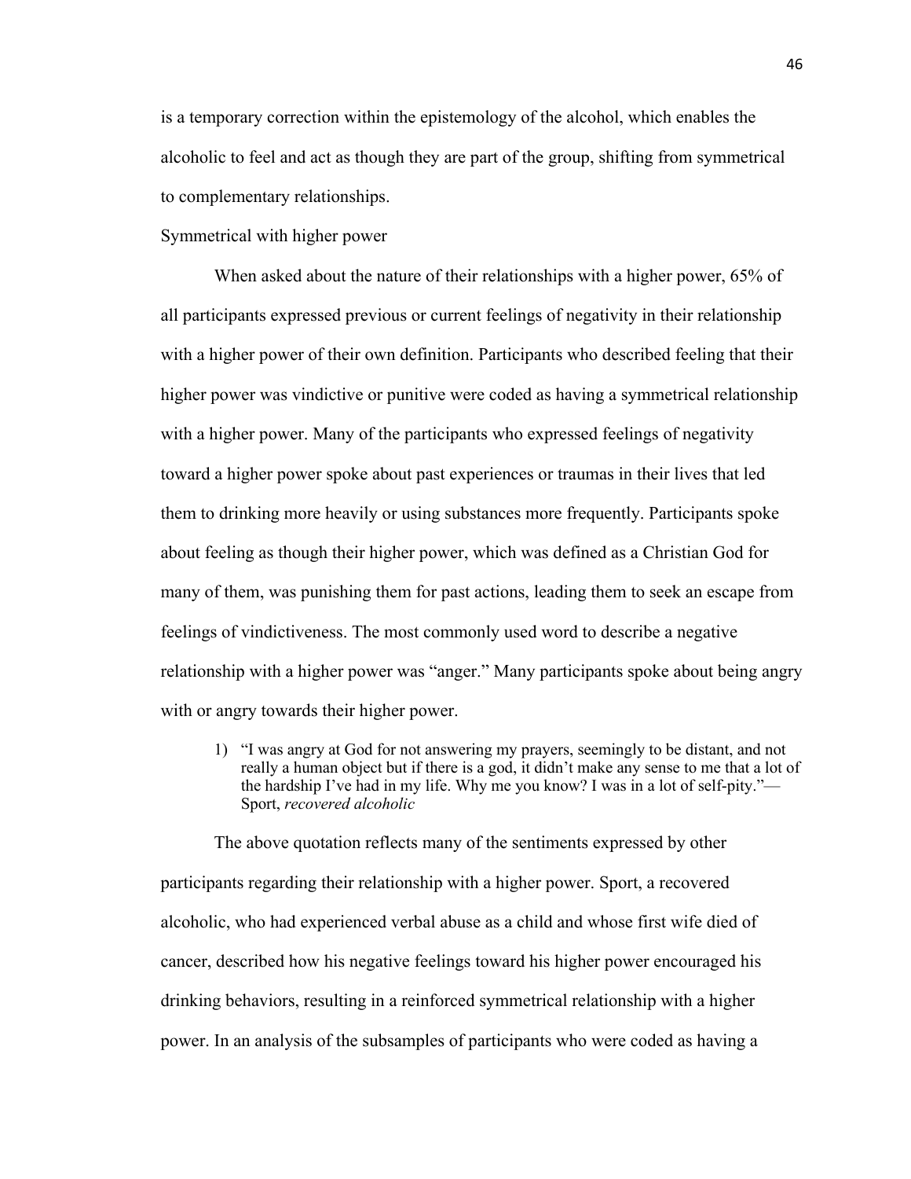is a temporary correction within the epistemology of the alcohol, which enables the alcoholic to feel and act as though they are part of the group, shifting from symmetrical to complementary relationships.

Symmetrical with higher power

When asked about the nature of their relationships with a higher power, 65% of all participants expressed previous or current feelings of negativity in their relationship with a higher power of their own definition. Participants who described feeling that their higher power was vindictive or punitive were coded as having a symmetrical relationship with a higher power. Many of the participants who expressed feelings of negativity toward a higher power spoke about past experiences or traumas in their lives that led them to drinking more heavily or using substances more frequently. Participants spoke about feeling as though their higher power, which was defined as a Christian God for many of them, was punishing them for past actions, leading them to seek an escape from feelings of vindictiveness. The most commonly used word to describe a negative relationship with a higher power was "anger." Many participants spoke about being angry with or angry towards their higher power.

1) "I was angry at God for not answering my prayers, seemingly to be distant, and not really a human object but if there is a god, it didn't make any sense to me that a lot of the hardship I've had in my life. Why me you know? I was in a lot of self-pity."— Sport, *recovered alcoholic*

The above quotation reflects many of the sentiments expressed by other participants regarding their relationship with a higher power. Sport, a recovered alcoholic, who had experienced verbal abuse as a child and whose first wife died of cancer, described how his negative feelings toward his higher power encouraged his drinking behaviors, resulting in a reinforced symmetrical relationship with a higher power. In an analysis of the subsamples of participants who were coded as having a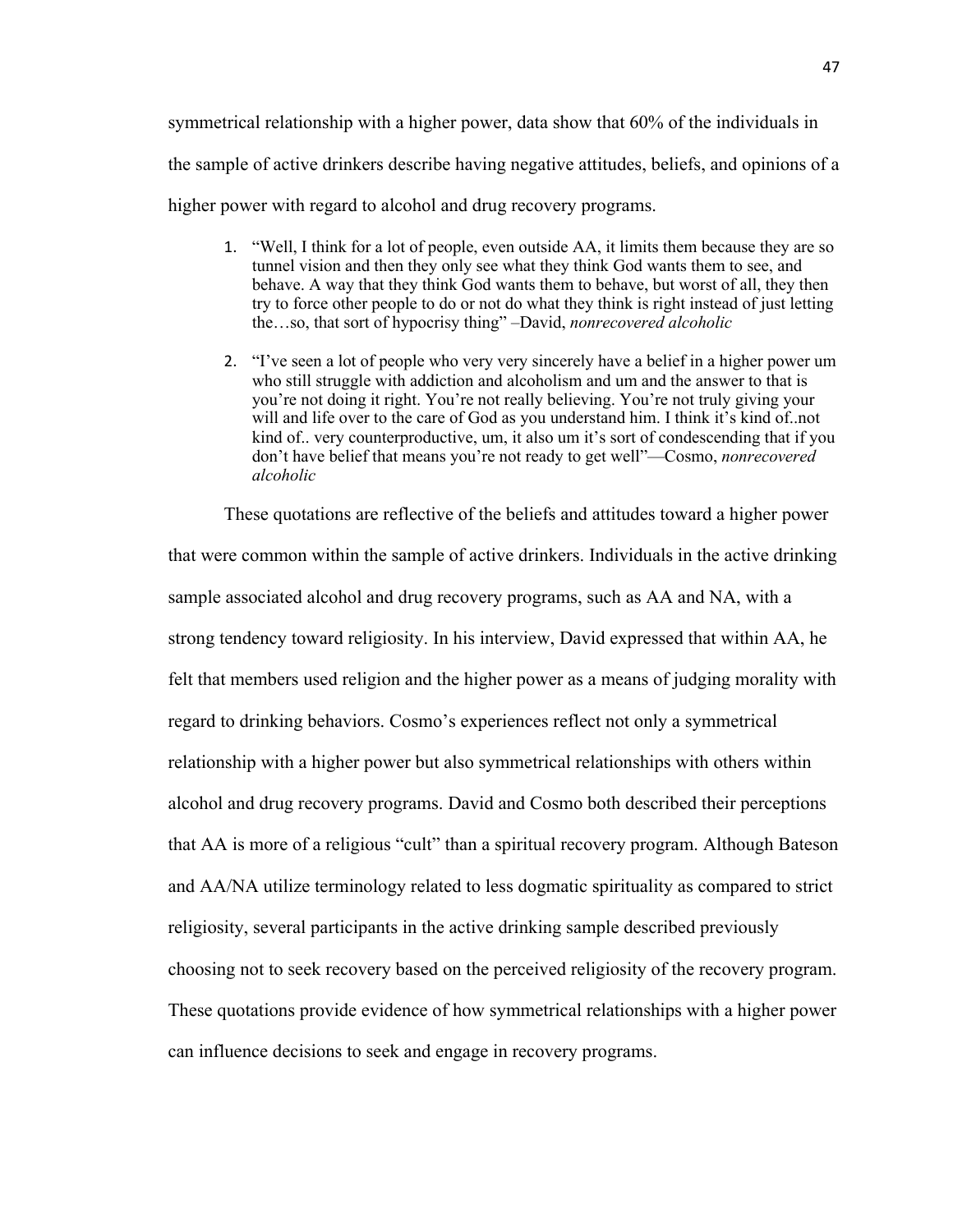symmetrical relationship with a higher power, data show that 60% of the individuals in the sample of active drinkers describe having negative attitudes, beliefs, and opinions of a higher power with regard to alcohol and drug recovery programs.

1. "Well, I think for a lot of people, even outside AA, it limits them because they are so tunnel vision and then they only see what they think God wants them to see, and behave. A way that they think God wants them to behave, but worst of all, they then try to force other people to do or not do what they think is right instead of just letting the…so, that sort of hypocrisy thing" –David, *nonrecovered alcoholic*

2. "I've seen a lot of people who very very sincerely have a belief in a higher power um who still struggle with addiction and alcoholism and um and the answer to that is you're not doing it right. You're not really believing. You're not truly giving your will and life over to the care of God as you understand him. I think it's kind of..not kind of.. very counterproductive, um, it also um it's sort of condescending that if you don't have belief that means you're not ready to get well"—Cosmo, *nonrecovered alcoholic*

These quotations are reflective of the beliefs and attitudes toward a higher power that were common within the sample of active drinkers. Individuals in the active drinking sample associated alcohol and drug recovery programs, such as AA and NA, with a strong tendency toward religiosity. In his interview, David expressed that within AA, he felt that members used religion and the higher power as a means of judging morality with regard to drinking behaviors. Cosmo's experiences reflect not only a symmetrical relationship with a higher power but also symmetrical relationships with others within alcohol and drug recovery programs. David and Cosmo both described their perceptions that AA is more of a religious "cult" than a spiritual recovery program. Although Bateson and AA/NA utilize terminology related to less dogmatic spirituality as compared to strict religiosity, several participants in the active drinking sample described previously choosing not to seek recovery based on the perceived religiosity of the recovery program. These quotations provide evidence of how symmetrical relationships with a higher power can influence decisions to seek and engage in recovery programs.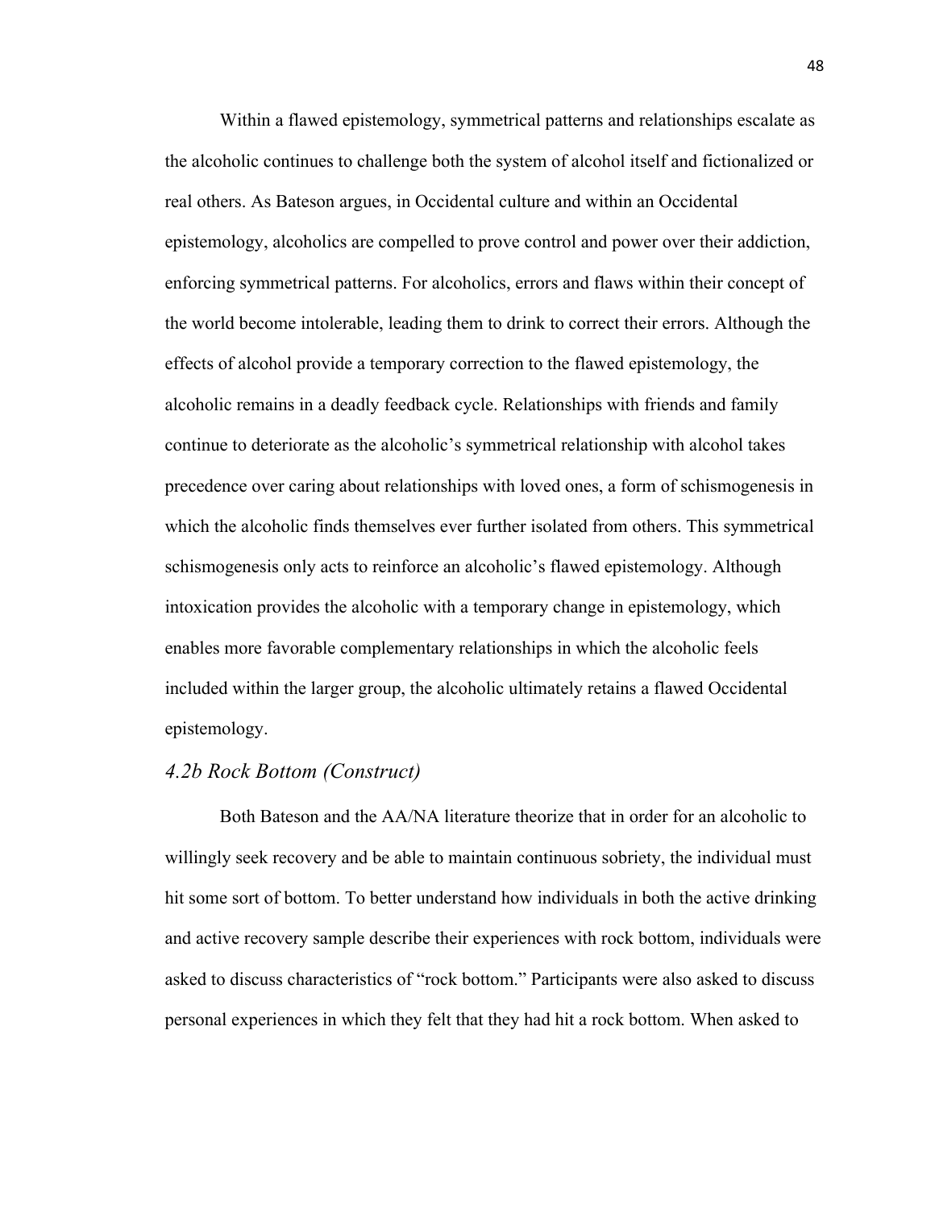Within a flawed epistemology, symmetrical patterns and relationships escalate as the alcoholic continues to challenge both the system of alcohol itself and fictionalized or real others. As Bateson argues, in Occidental culture and within an Occidental epistemology, alcoholics are compelled to prove control and power over their addiction, enforcing symmetrical patterns. For alcoholics, errors and flaws within their concept of the world become intolerable, leading them to drink to correct their errors. Although the effects of alcohol provide a temporary correction to the flawed epistemology, the alcoholic remains in a deadly feedback cycle. Relationships with friends and family continue to deteriorate as the alcoholic's symmetrical relationship with alcohol takes precedence over caring about relationships with loved ones, a form of schismogenesis in which the alcoholic finds themselves ever further isolated from others. This symmetrical schismogenesis only acts to reinforce an alcoholic's flawed epistemology. Although intoxication provides the alcoholic with a temporary change in epistemology, which enables more favorable complementary relationships in which the alcoholic feels included within the larger group, the alcoholic ultimately retains a flawed Occidental epistemology.

### *4.2b Rock Bottom (Construct)*

Both Bateson and the AA/NA literature theorize that in order for an alcoholic to willingly seek recovery and be able to maintain continuous sobriety, the individual must hit some sort of bottom. To better understand how individuals in both the active drinking and active recovery sample describe their experiences with rock bottom, individuals were asked to discuss characteristics of "rock bottom." Participants were also asked to discuss personal experiences in which they felt that they had hit a rock bottom. When asked to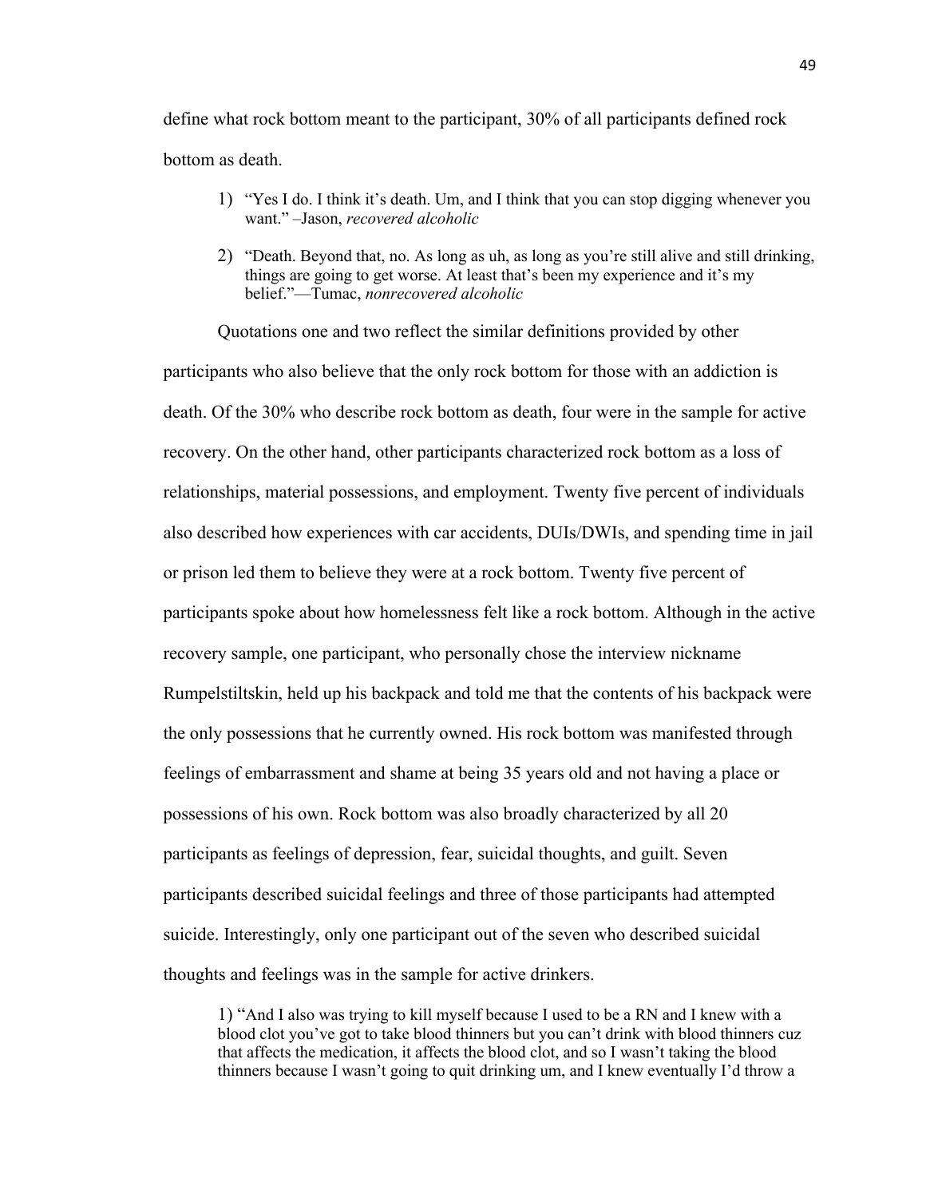define what rock bottom meant to the participant, 30% of all participants defined rock bottom as death.

> 1) "Yes I do. I think it's death. Um, and I think that you can stop digging whenever you want." –Jason, *recovered alcoholic*
>
> 2) "Death. Beyond that, no. As long as uh, as long as you're still alive and still drinking, things are going to get worse. At least that's been my experience and it's my belief."—Tumac, *nonrecovered alcoholic*

Quotations one and two reflect the similar definitions provided by other participants who also believe that the only rock bottom for those with an addiction is death. Of the 30% who describe rock bottom as death, four were in the sample for active recovery. On the other hand, other participants characterized rock bottom as a loss of relationships, material possessions, and employment. Twenty five percent of individuals also described how experiences with car accidents, DUIs/DWIs, and spending time in jail or prison led them to believe they were at a rock bottom. Twenty five percent of participants spoke about how homelessness felt like a rock bottom. Although in the active recovery sample, one participant, who personally chose the interview nickname Rumpelstiltskin, held up his backpack and told me that the contents of his backpack were the only possessions that he currently owned. His rock bottom was manifested through feelings of embarrassment and shame at being 35 years old and not having a place or possessions of his own. Rock bottom was also broadly characterized by all 20 participants as feelings of depression, fear, suicidal thoughts, and guilt. Seven participants described suicidal feelings and three of those participants had attempted suicide. Interestingly, only one participant out of the seven who described suicidal thoughts and feelings was in the sample for active drinkers.

> 1) "And I also was trying to kill myself because I used to be a RN and I knew with a blood clot you've got to take blood thinners but you can't drink with blood thinners cuz that affects the medication, it affects the blood clot, and so I wasn't taking the blood thinners because I wasn't going to quit drinking um, and I knew eventually I'd throw a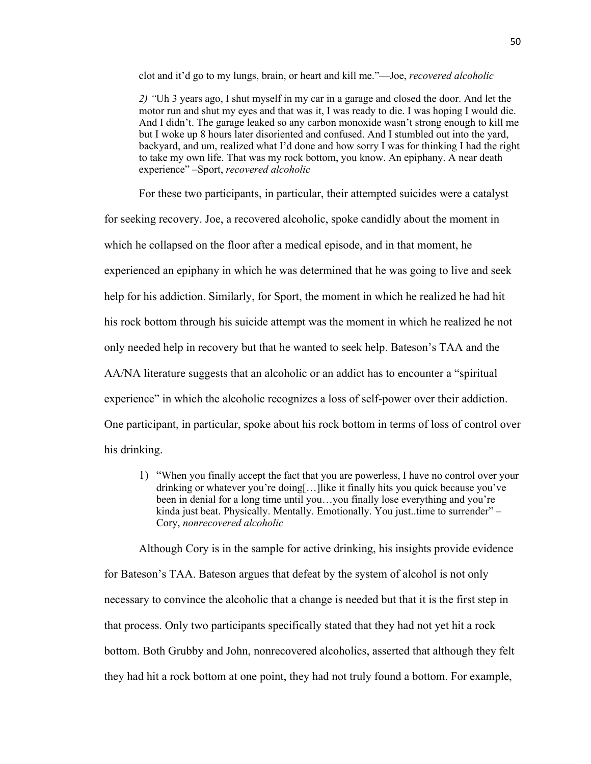clot and it'd go to my lungs, brain, or heart and kill me."—Joe, *recovered alcoholic*

> 2) "Uh 3 years ago, I shut myself in my car in a garage and closed the door. And let the motor run and shut my eyes and that was it, I was ready to die. I was hoping I would die. And I didn't. The garage leaked so any carbon monoxide wasn't strong enough to kill me but I woke up 8 hours later disoriented and confused. And I stumbled out into the yard, backyard, and um, realized what I'd done and how sorry I was for thinking I had the right to take my own life. That was my rock bottom, you know. An epiphany. A near death experience" –Sport, *recovered alcoholic*

For these two participants, in particular, their attempted suicides were a catalyst for seeking recovery. Joe, a recovered alcoholic, spoke candidly about the moment in which he collapsed on the floor after a medical episode, and in that moment, he experienced an epiphany in which he was determined that he was going to live and seek help for his addiction. Similarly, for Sport, the moment in which he realized he had hit his rock bottom through his suicide attempt was the moment in which he realized he not only needed help in recovery but that he wanted to seek help. Bateson's TAA and the AA/NA literature suggests that an alcoholic or an addict has to encounter a "spiritual experience" in which the alcoholic recognizes a loss of self-power over their addiction. One participant, in particular, spoke about his rock bottom in terms of loss of control over his drinking.

> 1) "When you finally accept the fact that you are powerless, I have no control over your drinking or whatever you're doing[…]like it finally hits you quick because you've been in denial for a long time until you…you finally lose everything and you're kinda just beat. Physically. Mentally. Emotionally. You just..time to surrender" – Cory, *nonrecovered alcoholic*

Although Cory is in the sample for active drinking, his insights provide evidence for Bateson's TAA. Bateson argues that defeat by the system of alcohol is not only necessary to convince the alcoholic that a change is needed but that it is the first step in that process. Only two participants specifically stated that they had not yet hit a rock bottom. Both Grubby and John, nonrecovered alcoholics, asserted that although they felt they had hit a rock bottom at one point, they had not truly found a bottom. For example,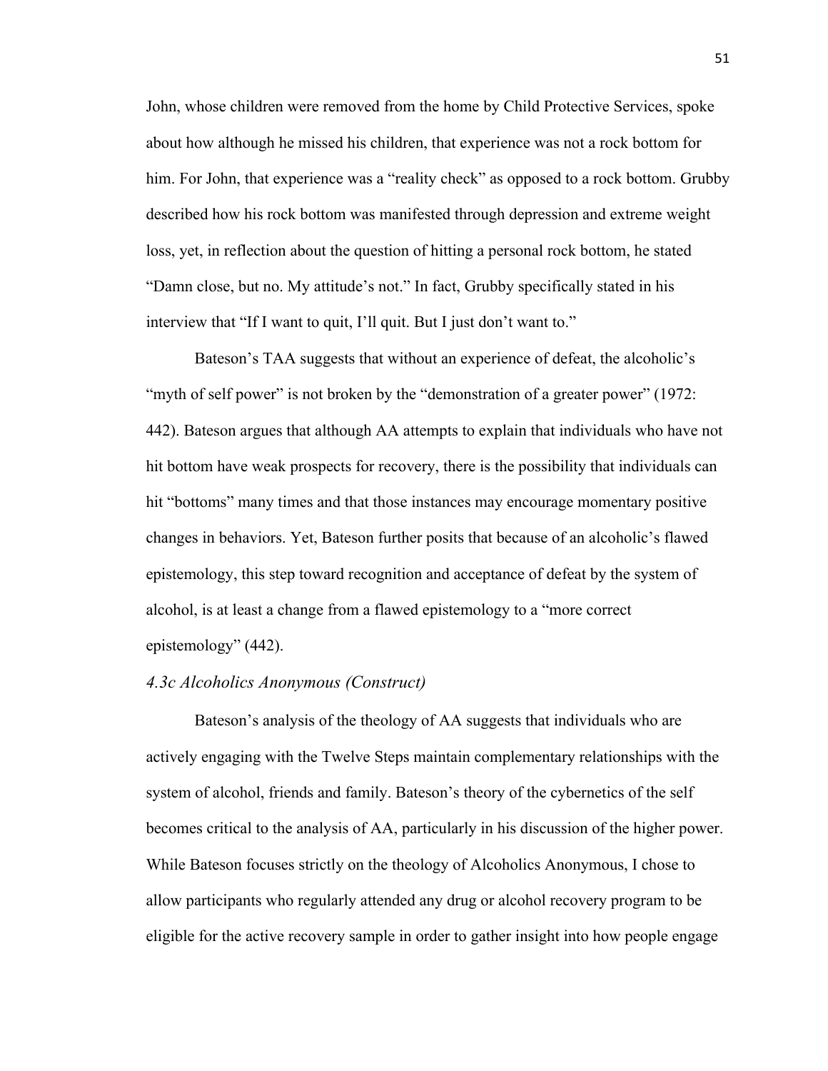John, whose children were removed from the home by Child Protective Services, spoke about how although he missed his children, that experience was not a rock bottom for him. For John, that experience was a "reality check" as opposed to a rock bottom. Grubby described how his rock bottom was manifested through depression and extreme weight loss, yet, in reflection about the question of hitting a personal rock bottom, he stated "Damn close, but no. My attitude's not." In fact, Grubby specifically stated in his interview that "If I want to quit, I'll quit. But I just don't want to."

Bateson's TAA suggests that without an experience of defeat, the alcoholic's "myth of self power" is not broken by the "demonstration of a greater power" (1972: 442). Bateson argues that although AA attempts to explain that individuals who have not hit bottom have weak prospects for recovery, there is the possibility that individuals can hit "bottoms" many times and that those instances may encourage momentary positive changes in behaviors. Yet, Bateson further posits that because of an alcoholic's flawed epistemology, this step toward recognition and acceptance of defeat by the system of alcohol, is at least a change from a flawed epistemology to a "more correct epistemology" (442).

### *4.3c Alcoholics Anonymous (Construct)*

Bateson's analysis of the theology of AA suggests that individuals who are actively engaging with the Twelve Steps maintain complementary relationships with the system of alcohol, friends and family. Bateson's theory of the cybernetics of the self becomes critical to the analysis of AA, particularly in his discussion of the higher power. While Bateson focuses strictly on the theology of Alcoholics Anonymous, I chose to allow participants who regularly attended any drug or alcohol recovery program to be eligible for the active recovery sample in order to gather insight into how people engage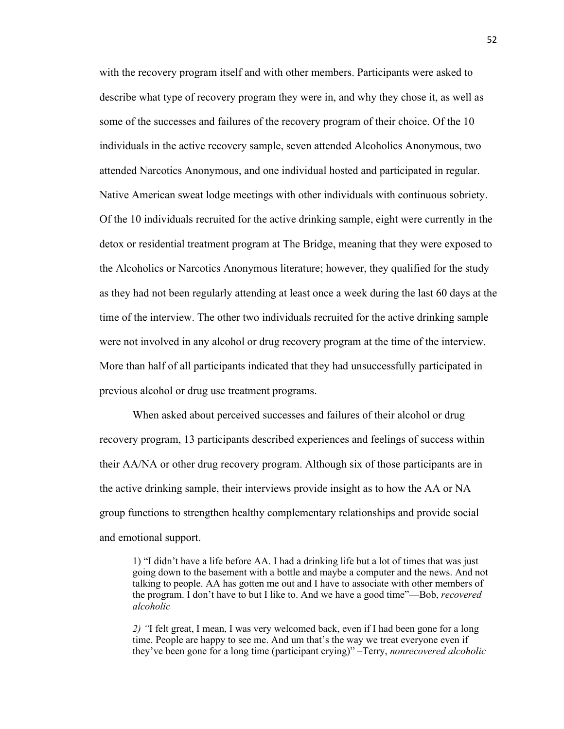with the recovery program itself and with other members. Participants were asked to describe what type of recovery program they were in, and why they chose it, as well as some of the successes and failures of the recovery program of their choice. Of the 10 individuals in the active recovery sample, seven attended Alcoholics Anonymous, two attended Narcotics Anonymous, and one individual hosted and participated in regular. Native American sweat lodge meetings with other individuals with continuous sobriety. Of the 10 individuals recruited for the active drinking sample, eight were currently in the detox or residential treatment program at The Bridge, meaning that they were exposed to the Alcoholics or Narcotics Anonymous literature; however, they qualified for the study as they had not been regularly attending at least once a week during the last 60 days at the time of the interview. The other two individuals recruited for the active drinking sample were not involved in any alcohol or drug recovery program at the time of the interview. More than half of all participants indicated that they had unsuccessfully participated in previous alcohol or drug use treatment programs.

When asked about perceived successes and failures of their alcohol or drug recovery program, 13 participants described experiences and feelings of success within their AA/NA or other drug recovery program. Although six of those participants are in the active drinking sample, their interviews provide insight as to how the AA or NA group functions to strengthen healthy complementary relationships and provide social and emotional support.

> 1) "I didn't have a life before AA. I had a drinking life but a lot of times that was just going down to the basement with a bottle and maybe a computer and the news. And not talking to people. AA has gotten me out and I have to associate with other members of the program. I don't have to but I like to. And we have a good time"—Bob, *recovered alcoholic*
>
> *2) "*I felt great, I mean, I was very welcomed back, even if I had been gone for a long time. People are happy to see me. And um that's the way we treat everyone even if they've been gone for a long time (participant crying)" –Terry, *nonrecovered alcoholic*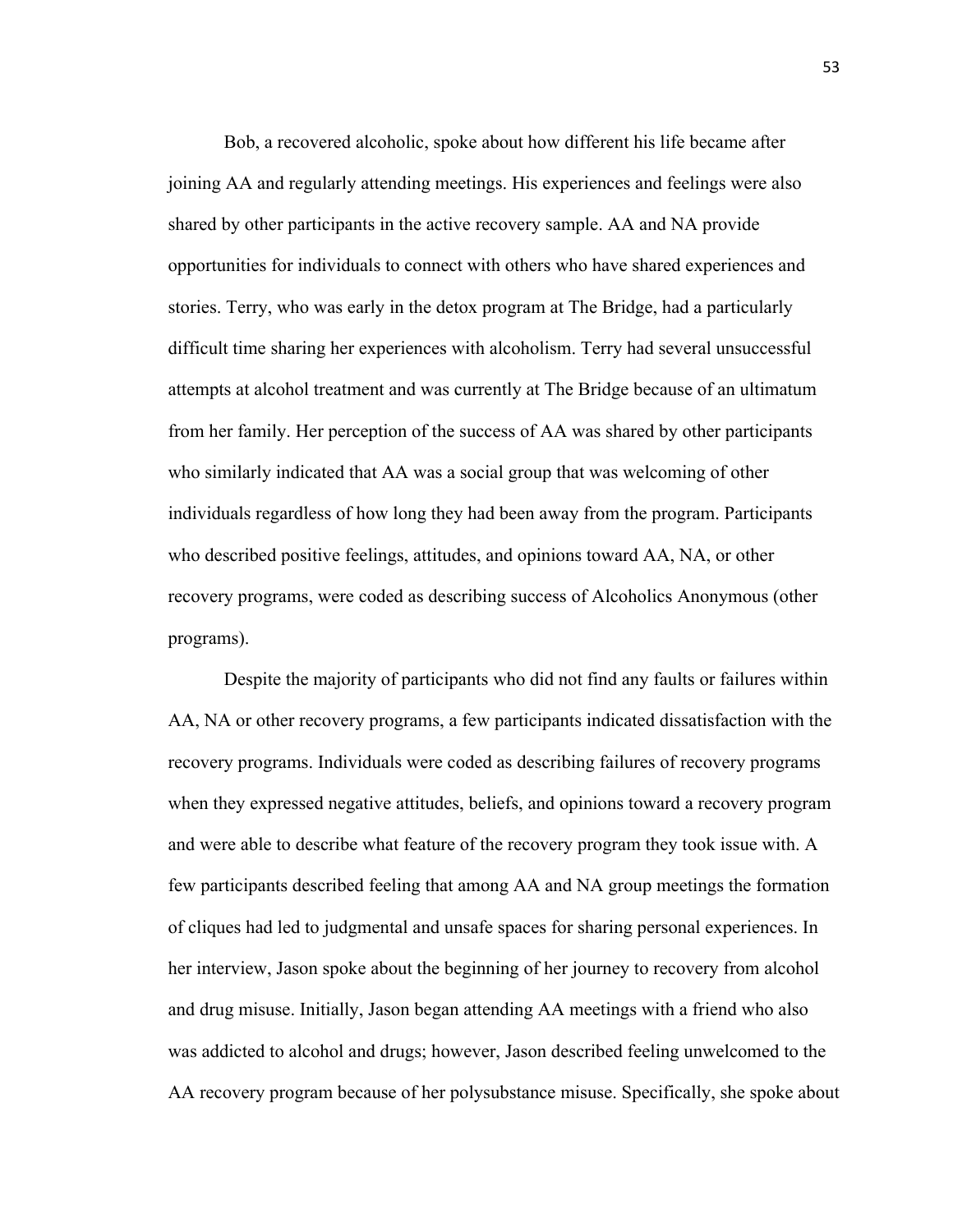Bob, a recovered alcoholic, spoke about how different his life became after joining AA and regularly attending meetings. His experiences and feelings were also shared by other participants in the active recovery sample. AA and NA provide opportunities for individuals to connect with others who have shared experiences and stories. Terry, who was early in the detox program at The Bridge, had a particularly difficult time sharing her experiences with alcoholism. Terry had several unsuccessful attempts at alcohol treatment and was currently at The Bridge because of an ultimatum from her family. Her perception of the success of AA was shared by other participants who similarly indicated that AA was a social group that was welcoming of other individuals regardless of how long they had been away from the program. Participants who described positive feelings, attitudes, and opinions toward AA, NA, or other recovery programs, were coded as describing success of Alcoholics Anonymous (other programs).

Despite the majority of participants who did not find any faults or failures within AA, NA or other recovery programs, a few participants indicated dissatisfaction with the recovery programs. Individuals were coded as describing failures of recovery programs when they expressed negative attitudes, beliefs, and opinions toward a recovery program and were able to describe what feature of the recovery program they took issue with. A few participants described feeling that among AA and NA group meetings the formation of cliques had led to judgmental and unsafe spaces for sharing personal experiences. In her interview, Jason spoke about the beginning of her journey to recovery from alcohol and drug misuse. Initially, Jason began attending AA meetings with a friend who also was addicted to alcohol and drugs; however, Jason described feeling unwelcomed to the AA recovery program because of her polysubstance misuse. Specifically, she spoke about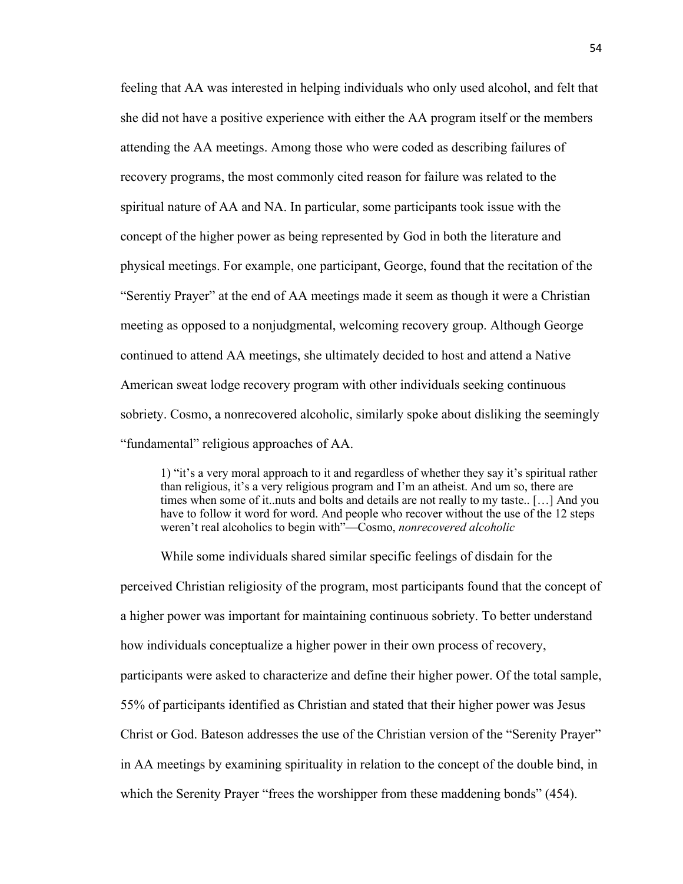feeling that AA was interested in helping individuals who only used alcohol, and felt that she did not have a positive experience with either the AA program itself or the members attending the AA meetings. Among those who were coded as describing failures of recovery programs, the most commonly cited reason for failure was related to the spiritual nature of AA and NA. In particular, some participants took issue with the concept of the higher power as being represented by God in both the literature and physical meetings. For example, one participant, George, found that the recitation of the "Serentiy Prayer" at the end of AA meetings made it seem as though it were a Christian meeting as opposed to a nonjudgmental, welcoming recovery group. Although George continued to attend AA meetings, she ultimately decided to host and attend a Native American sweat lodge recovery program with other individuals seeking continuous sobriety. Cosmo, a nonrecovered alcoholic, similarly spoke about disliking the seemingly "fundamental" religious approaches of AA.

> 1) "it's a very moral approach to it and regardless of whether they say it's spiritual rather than religious, it's a very religious program and I'm an atheist. And um so, there are times when some of it..nuts and bolts and details are not really to my taste.. […] And you have to follow it word for word. And people who recover without the use of the 12 steps weren't real alcoholics to begin with"—Cosmo, *nonrecovered alcoholic*

While some individuals shared similar specific feelings of disdain for the perceived Christian religiosity of the program, most participants found that the concept of a higher power was important for maintaining continuous sobriety. To better understand how individuals conceptualize a higher power in their own process of recovery, participants were asked to characterize and define their higher power. Of the total sample, 55% of participants identified as Christian and stated that their higher power was Jesus Christ or God. Bateson addresses the use of the Christian version of the "Serenity Prayer" in AA meetings by examining spirituality in relation to the concept of the double bind, in which the Serenity Prayer "frees the worshipper from these maddening bonds" (454).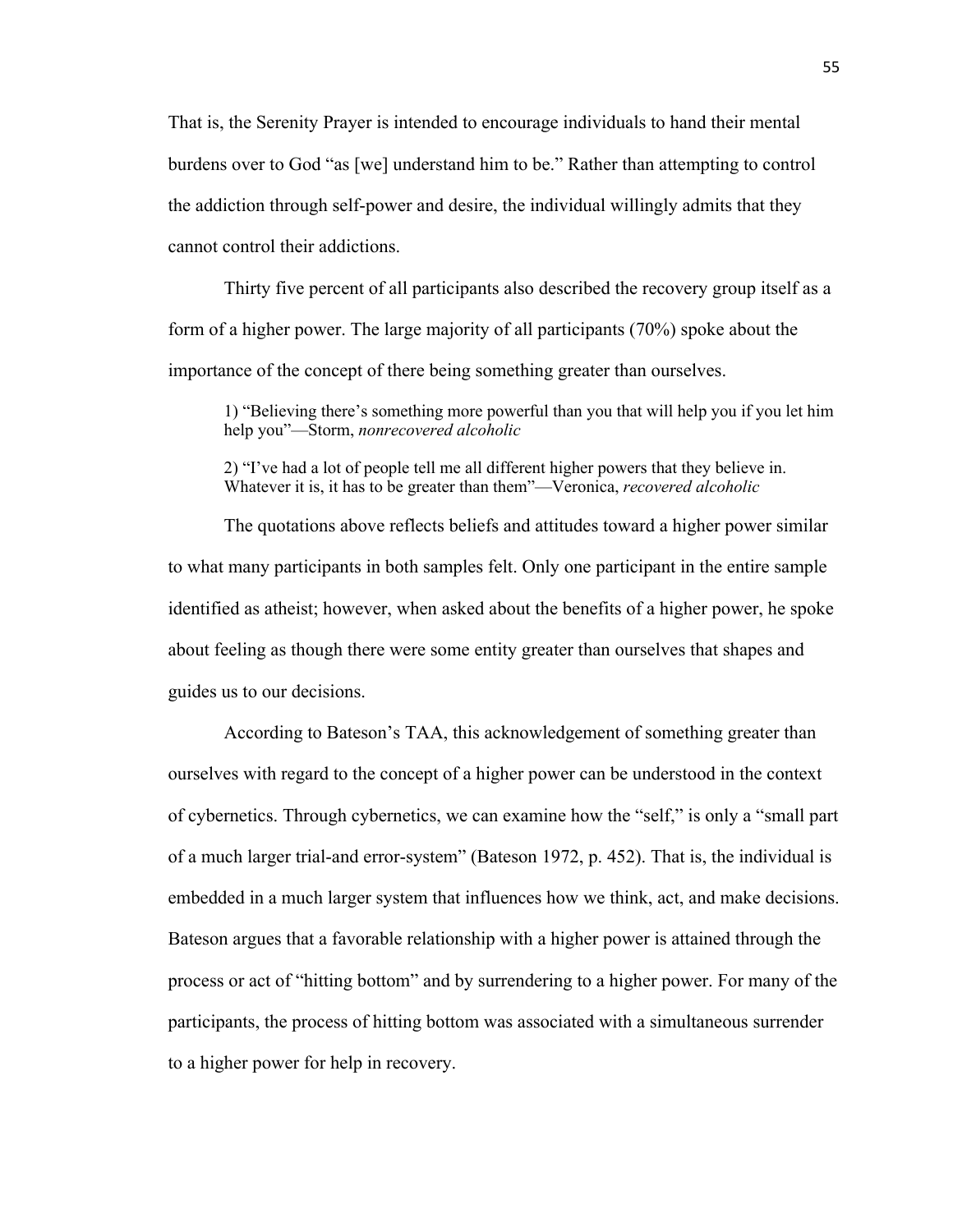That is, the Serenity Prayer is intended to encourage individuals to hand their mental burdens over to God "as [we] understand him to be." Rather than attempting to control the addiction through self-power and desire, the individual willingly admits that they cannot control their addictions.

Thirty five percent of all participants also described the recovery group itself as a form of a higher power. The large majority of all participants (70%) spoke about the importance of the concept of there being something greater than ourselves.

> 1) "Believing there's something more powerful than you that will help you if you let him help you"—Storm, *nonrecovered alcoholic*
>
> 2) "I've had a lot of people tell me all different higher powers that they believe in. Whatever it is, it has to be greater than them"—Veronica, *recovered alcoholic*

The quotations above reflects beliefs and attitudes toward a higher power similar to what many participants in both samples felt. Only one participant in the entire sample identified as atheist; however, when asked about the benefits of a higher power, he spoke about feeling as though there were some entity greater than ourselves that shapes and guides us to our decisions.

According to Bateson's TAA, this acknowledgement of something greater than ourselves with regard to the concept of a higher power can be understood in the context of cybernetics. Through cybernetics, we can examine how the "self," is only a "small part of a much larger trial-and error-system" (Bateson 1972, p. 452). That is, the individual is embedded in a much larger system that influences how we think, act, and make decisions. Bateson argues that a favorable relationship with a higher power is attained through the process or act of "hitting bottom" and by surrendering to a higher power. For many of the participants, the process of hitting bottom was associated with a simultaneous surrender to a higher power for help in recovery.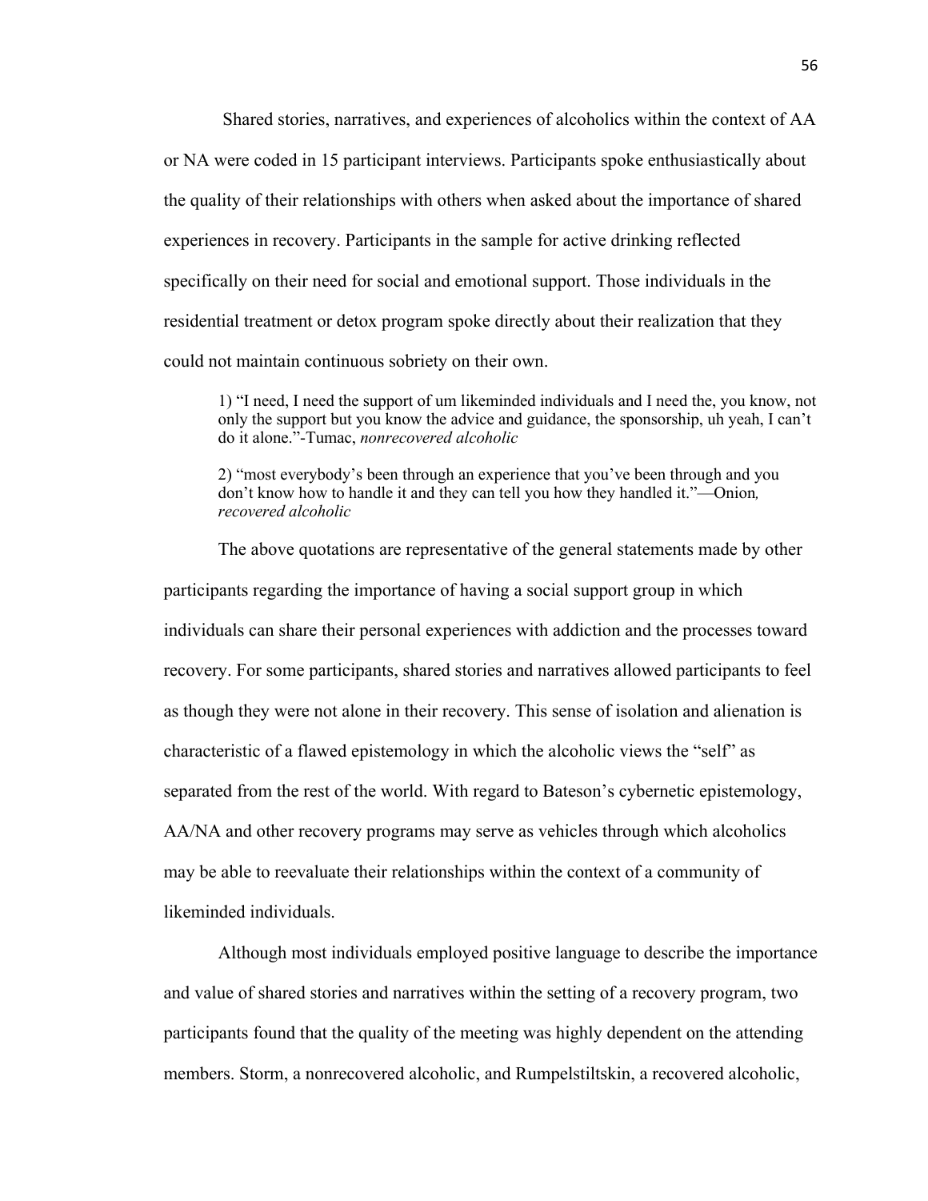Shared stories, narratives, and experiences of alcoholics within the context of AA or NA were coded in 15 participant interviews. Participants spoke enthusiastically about the quality of their relationships with others when asked about the importance of shared experiences in recovery. Participants in the sample for active drinking reflected specifically on their need for social and emotional support. Those individuals in the residential treatment or detox program spoke directly about their realization that they could not maintain continuous sobriety on their own.

> 1) "I need, I need the support of um likeminded individuals and I need the, you know, not only the support but you know the advice and guidance, the sponsorship, uh yeah, I can't do it alone."-Tumac, *nonrecovered alcoholic*
>
> 2) "most everybody's been through an experience that you've been through and you don't know how to handle it and they can tell you how they handled it."—Onion*, recovered alcoholic*

The above quotations are representative of the general statements made by other participants regarding the importance of having a social support group in which individuals can share their personal experiences with addiction and the processes toward recovery. For some participants, shared stories and narratives allowed participants to feel as though they were not alone in their recovery. This sense of isolation and alienation is characteristic of a flawed epistemology in which the alcoholic views the "self" as separated from the rest of the world. With regard to Bateson's cybernetic epistemology, AA/NA and other recovery programs may serve as vehicles through which alcoholics may be able to reevaluate their relationships within the context of a community of likeminded individuals.

Although most individuals employed positive language to describe the importance and value of shared stories and narratives within the setting of a recovery program, two participants found that the quality of the meeting was highly dependent on the attending members. Storm, a nonrecovered alcoholic, and Rumpelstiltskin, a recovered alcoholic,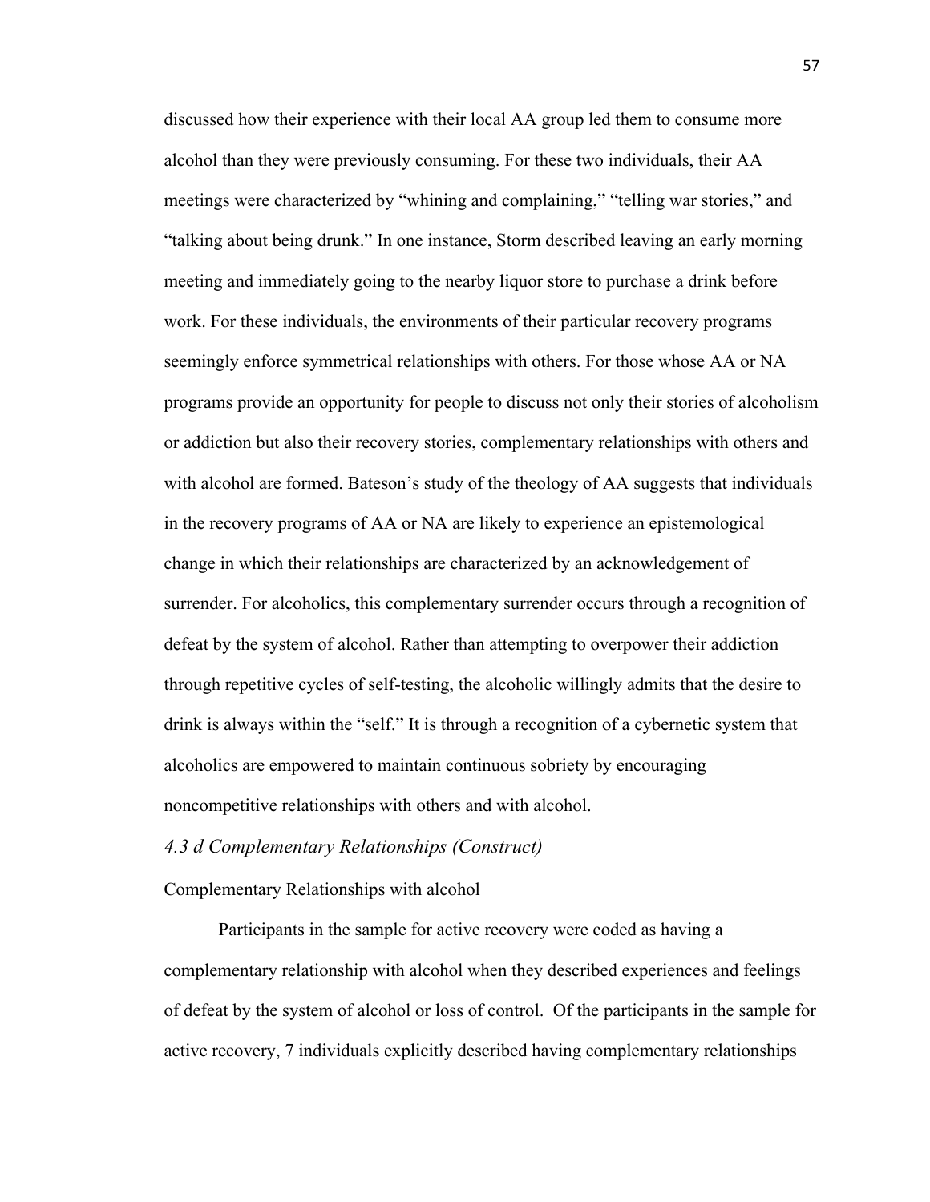discussed how their experience with their local AA group led them to consume more alcohol than they were previously consuming. For these two individuals, their AA meetings were characterized by "whining and complaining," "telling war stories," and "talking about being drunk." In one instance, Storm described leaving an early morning meeting and immediately going to the nearby liquor store to purchase a drink before work. For these individuals, the environments of their particular recovery programs seemingly enforce symmetrical relationships with others. For those whose AA or NA programs provide an opportunity for people to discuss not only their stories of alcoholism or addiction but also their recovery stories, complementary relationships with others and with alcohol are formed. Bateson's study of the theology of AA suggests that individuals in the recovery programs of AA or NA are likely to experience an epistemological change in which their relationships are characterized by an acknowledgement of surrender. For alcoholics, this complementary surrender occurs through a recognition of defeat by the system of alcohol. Rather than attempting to overpower their addiction through repetitive cycles of self-testing, the alcoholic willingly admits that the desire to drink is always within the "self." It is through a recognition of a cybernetic system that alcoholics are empowered to maintain continuous sobriety by encouraging noncompetitive relationships with others and with alcohol.

### *4.3 d Complementary Relationships (Construct)*

Complementary Relationships with alcohol

Participants in the sample for active recovery were coded as having a complementary relationship with alcohol when they described experiences and feelings of defeat by the system of alcohol or loss of control. Of the participants in the sample for active recovery, 7 individuals explicitly described having complementary relationships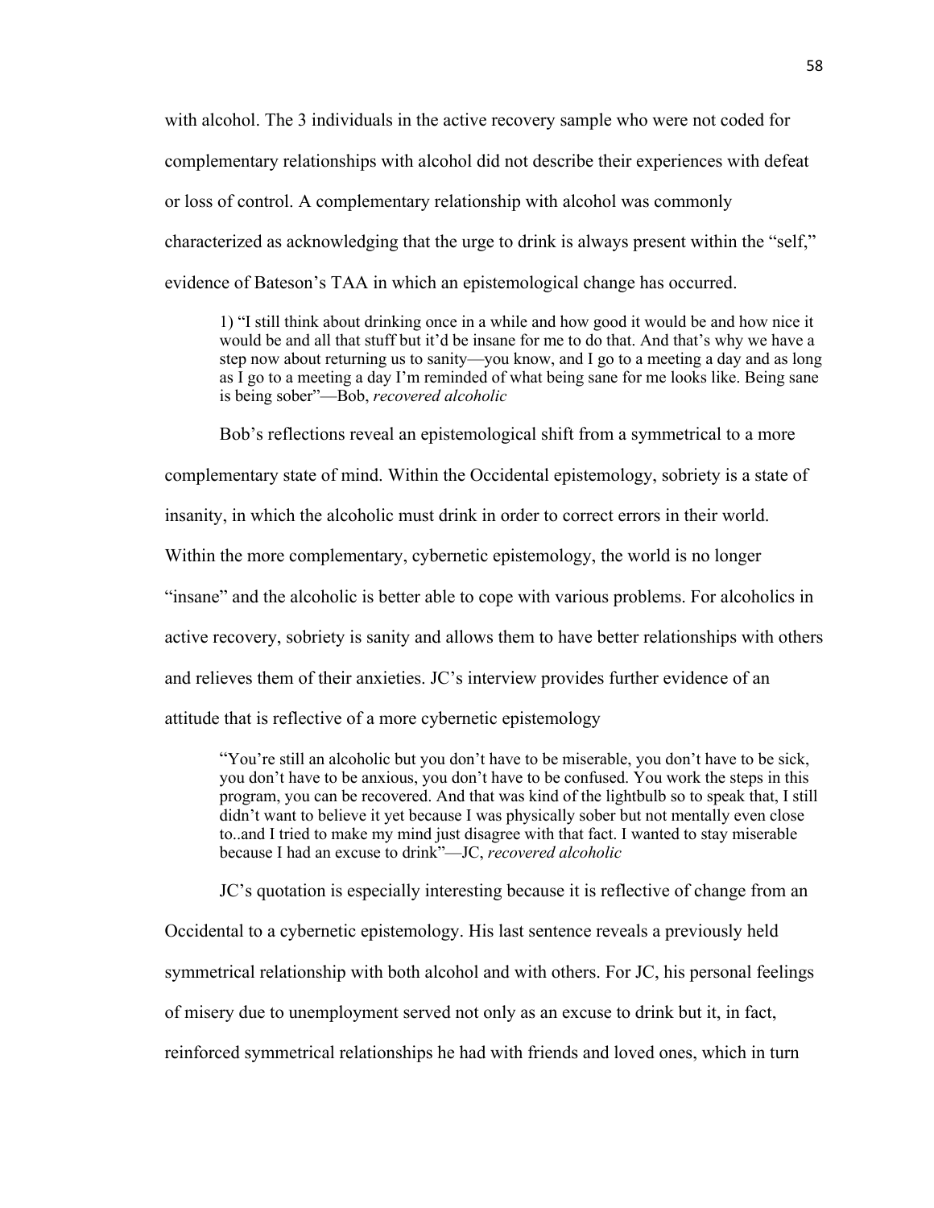with alcohol. The 3 individuals in the active recovery sample who were not coded for complementary relationships with alcohol did not describe their experiences with defeat or loss of control. A complementary relationship with alcohol was commonly characterized as acknowledging that the urge to drink is always present within the "self," evidence of Bateson's TAA in which an epistemological change has occurred.

> 1) "I still think about drinking once in a while and how good it would be and how nice it would be and all that stuff but it'd be insane for me to do that. And that's why we have a step now about returning us to sanity—you know, and I go to a meeting a day and as long as I go to a meeting a day I'm reminded of what being sane for me looks like. Being sane is being sober"—Bob, *recovered alcoholic*

Bob's reflections reveal an epistemological shift from a symmetrical to a more complementary state of mind. Within the Occidental epistemology, sobriety is a state of insanity, in which the alcoholic must drink in order to correct errors in their world. Within the more complementary, cybernetic epistemology, the world is no longer "insane" and the alcoholic is better able to cope with various problems. For alcoholics in active recovery, sobriety is sanity and allows them to have better relationships with others and relieves them of their anxieties. JC's interview provides further evidence of an attitude that is reflective of a more cybernetic epistemology

> "You're still an alcoholic but you don't have to be miserable, you don't have to be sick, you don't have to be anxious, you don't have to be confused. You work the steps in this program, you can be recovered. And that was kind of the lightbulb so to speak that, I still didn't want to believe it yet because I was physically sober but not mentally even close to..and I tried to make my mind just disagree with that fact. I wanted to stay miserable because I had an excuse to drink"—JC, *recovered alcoholic*

JC's quotation is especially interesting because it is reflective of change from an Occidental to a cybernetic epistemology. His last sentence reveals a previously held symmetrical relationship with both alcohol and with others. For JC, his personal feelings of misery due to unemployment served not only as an excuse to drink but it, in fact, reinforced symmetrical relationships he had with friends and loved ones, which in turn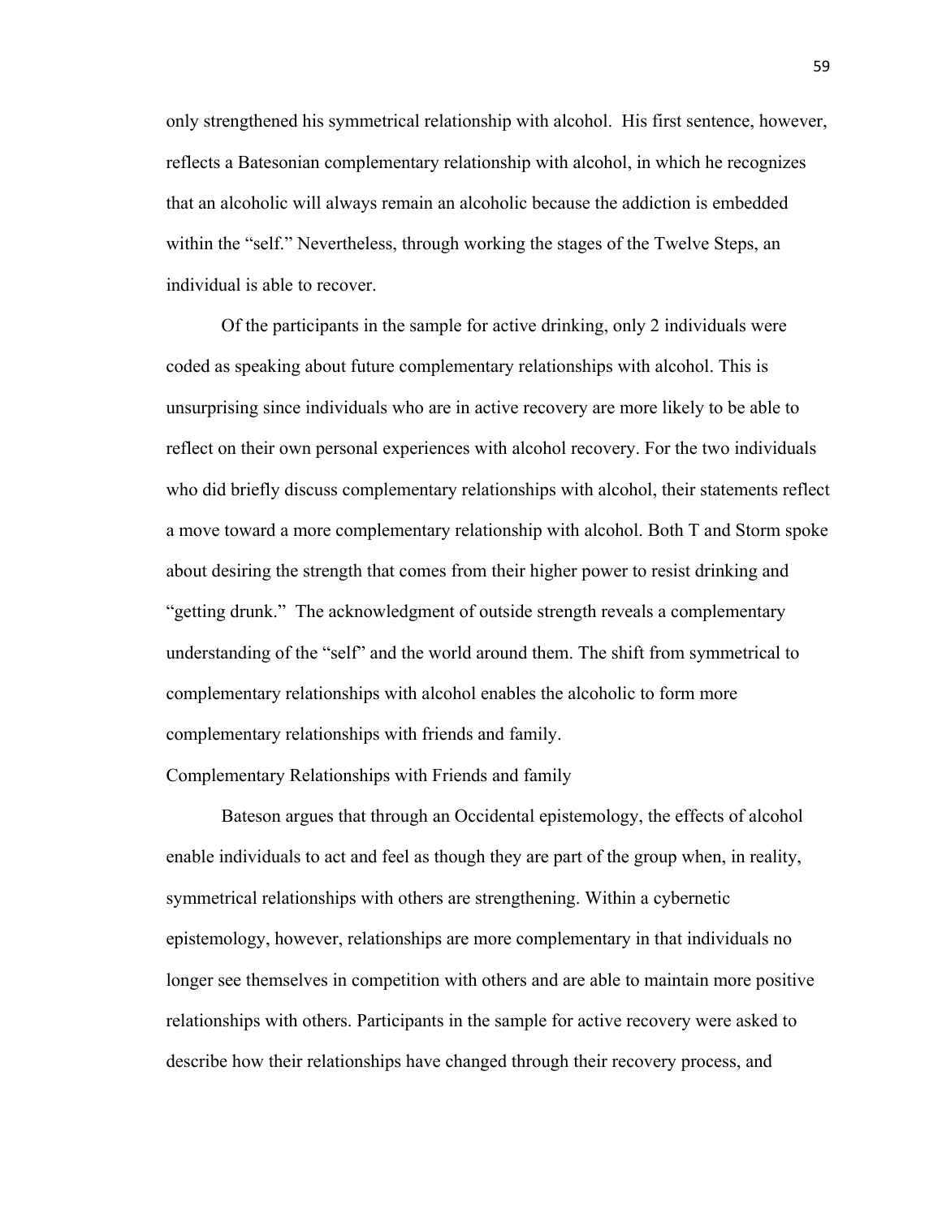only strengthened his symmetrical relationship with alcohol. His first sentence, however, reflects a Batesonian complementary relationship with alcohol, in which he recognizes that an alcoholic will always remain an alcoholic because the addiction is embedded within the "self." Nevertheless, through working the stages of the Twelve Steps, an individual is able to recover.

Of the participants in the sample for active drinking, only 2 individuals were coded as speaking about future complementary relationships with alcohol. This is unsurprising since individuals who are in active recovery are more likely to be able to reflect on their own personal experiences with alcohol recovery. For the two individuals who did briefly discuss complementary relationships with alcohol, their statements reflect a move toward a more complementary relationship with alcohol. Both T and Storm spoke about desiring the strength that comes from their higher power to resist drinking and "getting drunk." The acknowledgment of outside strength reveals a complementary understanding of the "self" and the world around them. The shift from symmetrical to complementary relationships with alcohol enables the alcoholic to form more complementary relationships with friends and family.

## Complementary Relationships with Friends and family

Bateson argues that through an Occidental epistemology, the effects of alcohol enable individuals to act and feel as though they are part of the group when, in reality, symmetrical relationships with others are strengthening. Within a cybernetic epistemology, however, relationships are more complementary in that individuals no longer see themselves in competition with others and are able to maintain more positive relationships with others. Participants in the sample for active recovery were asked to describe how their relationships have changed through their recovery process, and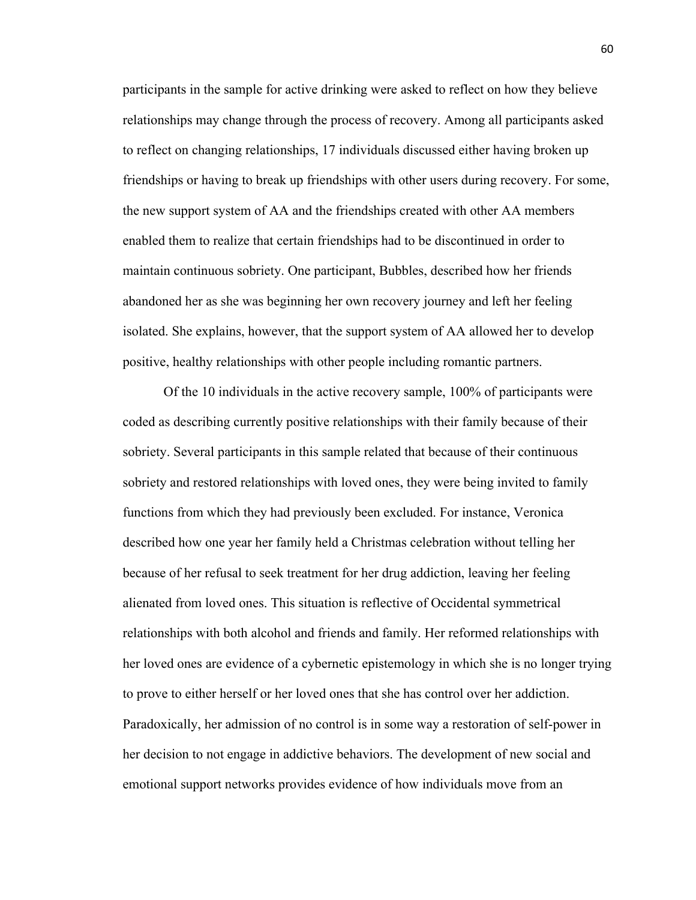participants in the sample for active drinking were asked to reflect on how they believe relationships may change through the process of recovery. Among all participants asked to reflect on changing relationships, 17 individuals discussed either having broken up friendships or having to break up friendships with other users during recovery. For some, the new support system of AA and the friendships created with other AA members enabled them to realize that certain friendships had to be discontinued in order to maintain continuous sobriety. One participant, Bubbles, described how her friends abandoned her as she was beginning her own recovery journey and left her feeling isolated. She explains, however, that the support system of AA allowed her to develop positive, healthy relationships with other people including romantic partners.

Of the 10 individuals in the active recovery sample, 100% of participants were coded as describing currently positive relationships with their family because of their sobriety. Several participants in this sample related that because of their continuous sobriety and restored relationships with loved ones, they were being invited to family functions from which they had previously been excluded. For instance, Veronica described how one year her family held a Christmas celebration without telling her because of her refusal to seek treatment for her drug addiction, leaving her feeling alienated from loved ones. This situation is reflective of Occidental symmetrical relationships with both alcohol and friends and family. Her reformed relationships with her loved ones are evidence of a cybernetic epistemology in which she is no longer trying to prove to either herself or her loved ones that she has control over her addiction. Paradoxically, her admission of no control is in some way a restoration of self-power in her decision to not engage in addictive behaviors. The development of new social and emotional support networks provides evidence of how individuals move from an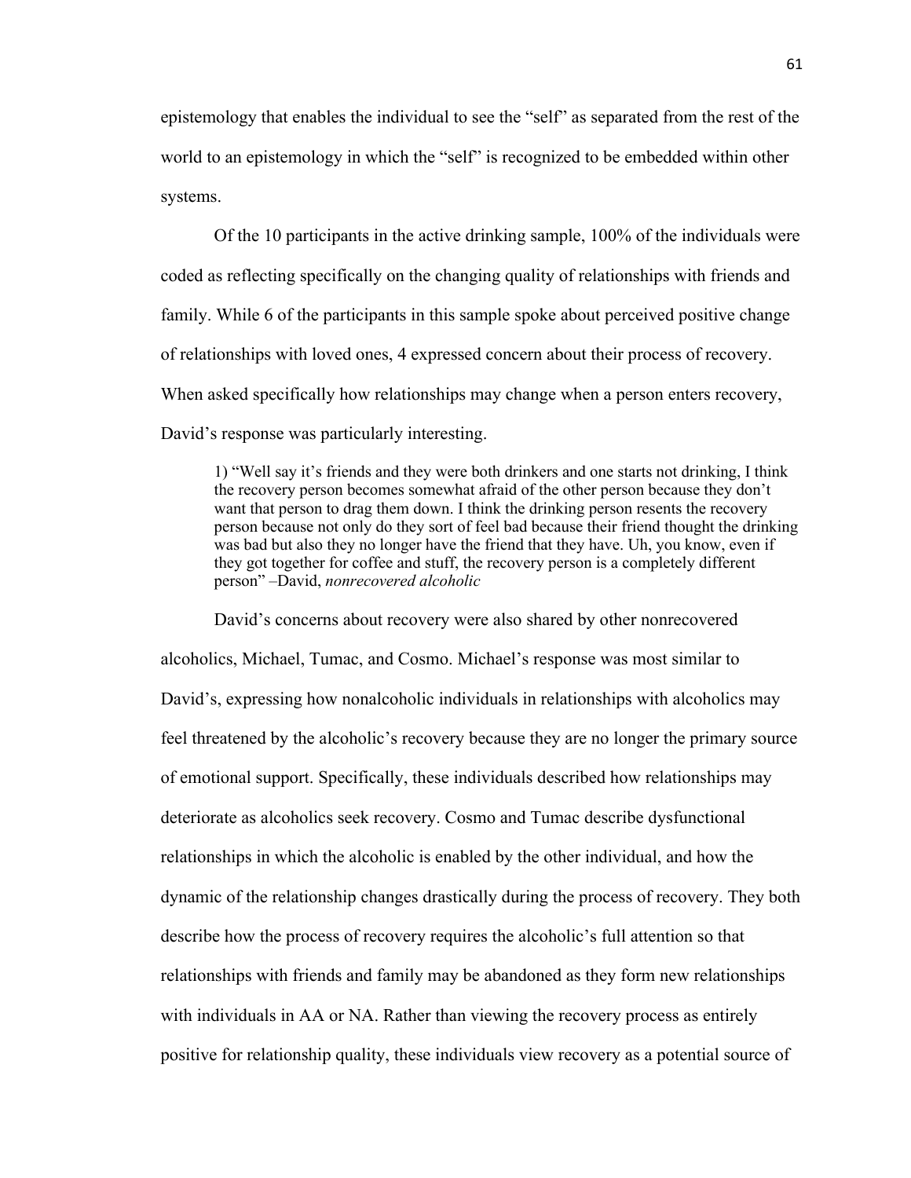epistemology that enables the individual to see the "self" as separated from the rest of the world to an epistemology in which the "self" is recognized to be embedded within other systems.

Of the 10 participants in the active drinking sample, 100% of the individuals were coded as reflecting specifically on the changing quality of relationships with friends and family. While 6 of the participants in this sample spoke about perceived positive change of relationships with loved ones, 4 expressed concern about their process of recovery. When asked specifically how relationships may change when a person enters recovery, David's response was particularly interesting.

> 1) "Well say it's friends and they were both drinkers and one starts not drinking, I think the recovery person becomes somewhat afraid of the other person because they don't want that person to drag them down. I think the drinking person resents the recovery person because not only do they sort of feel bad because their friend thought the drinking was bad but also they no longer have the friend that they have. Uh, you know, even if they got together for coffee and stuff, the recovery person is a completely different person" –David, *nonrecovered alcoholic*

David's concerns about recovery were also shared by other nonrecovered alcoholics, Michael, Tumac, and Cosmo. Michael's response was most similar to David's, expressing how nonalcoholic individuals in relationships with alcoholics may feel threatened by the alcoholic's recovery because they are no longer the primary source of emotional support. Specifically, these individuals described how relationships may deteriorate as alcoholics seek recovery. Cosmo and Tumac describe dysfunctional relationships in which the alcoholic is enabled by the other individual, and how the dynamic of the relationship changes drastically during the process of recovery. They both describe how the process of recovery requires the alcoholic's full attention so that relationships with friends and family may be abandoned as they form new relationships with individuals in AA or NA. Rather than viewing the recovery process as entirely positive for relationship quality, these individuals view recovery as a potential source of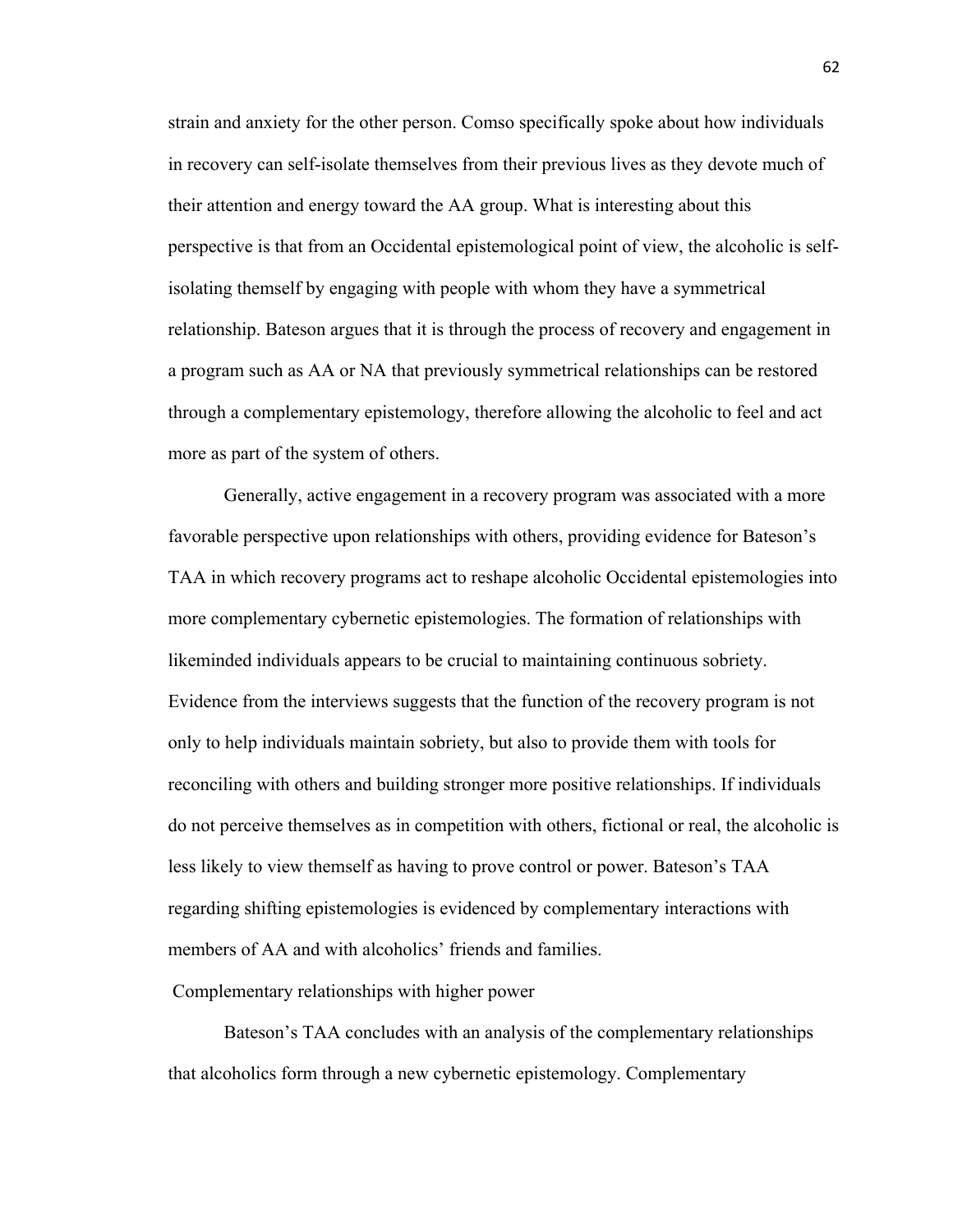strain and anxiety for the other person. Comso specifically spoke about how individuals in recovery can self-isolate themselves from their previous lives as they devote much of their attention and energy toward the AA group. What is interesting about this perspective is that from an Occidental epistemological point of view, the alcoholic is self-isolating themself by engaging with people with whom they have a symmetrical relationship. Bateson argues that it is through the process of recovery and engagement in a program such as AA or NA that previously symmetrical relationships can be restored through a complementary epistemology, therefore allowing the alcoholic to feel and act more as part of the system of others.

Generally, active engagement in a recovery program was associated with a more favorable perspective upon relationships with others, providing evidence for Bateson's TAA in which recovery programs act to reshape alcoholic Occidental epistemologies into more complementary cybernetic epistemologies. The formation of relationships with likeminded individuals appears to be crucial to maintaining continuous sobriety. Evidence from the interviews suggests that the function of the recovery program is not only to help individuals maintain sobriety, but also to provide them with tools for reconciling with others and building stronger more positive relationships. If individuals do not perceive themselves as in competition with others, fictional or real, the alcoholic is less likely to view themself as having to prove control or power. Bateson's TAA regarding shifting epistemologies is evidenced by complementary interactions with members of AA and with alcoholics' friends and families.

### Complementary relationships with higher power

Bateson's TAA concludes with an analysis of the complementary relationships that alcoholics form through a new cybernetic epistemology. Complementary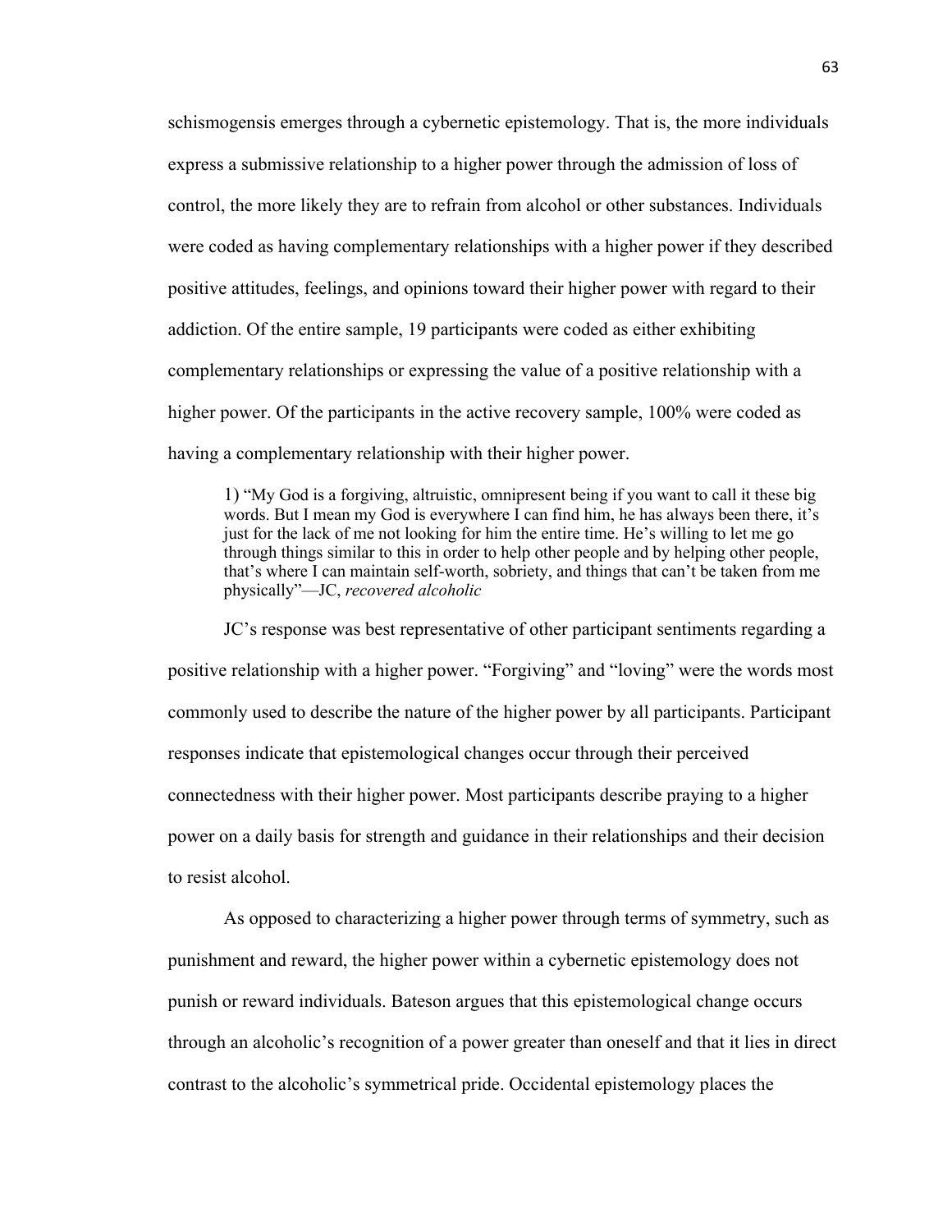schismogensis emerges through a cybernetic epistemology. That is, the more individuals express a submissive relationship to a higher power through the admission of loss of control, the more likely they are to refrain from alcohol or other substances. Individuals were coded as having complementary relationships with a higher power if they described positive attitudes, feelings, and opinions toward their higher power with regard to their addiction. Of the entire sample, 19 participants were coded as either exhibiting complementary relationships or expressing the value of a positive relationship with a higher power. Of the participants in the active recovery sample, 100% were coded as having a complementary relationship with their higher power.

> 1) "My God is a forgiving, altruistic, omnipresent being if you want to call it these big words. But I mean my God is everywhere I can find him, he has always been there, it's just for the lack of me not looking for him the entire time. He's willing to let me go through things similar to this in order to help other people and by helping other people, that's where I can maintain self-worth, sobriety, and things that can't be taken from me physically"—JC, *recovered alcoholic*

JC's response was best representative of other participant sentiments regarding a positive relationship with a higher power. "Forgiving" and "loving" were the words most commonly used to describe the nature of the higher power by all participants. Participant responses indicate that epistemological changes occur through their perceived connectedness with their higher power. Most participants describe praying to a higher power on a daily basis for strength and guidance in their relationships and their decision to resist alcohol.

As opposed to characterizing a higher power through terms of symmetry, such as punishment and reward, the higher power within a cybernetic epistemology does not punish or reward individuals. Bateson argues that this epistemological change occurs through an alcoholic's recognition of a power greater than oneself and that it lies in direct contrast to the alcoholic's symmetrical pride. Occidental epistemology places the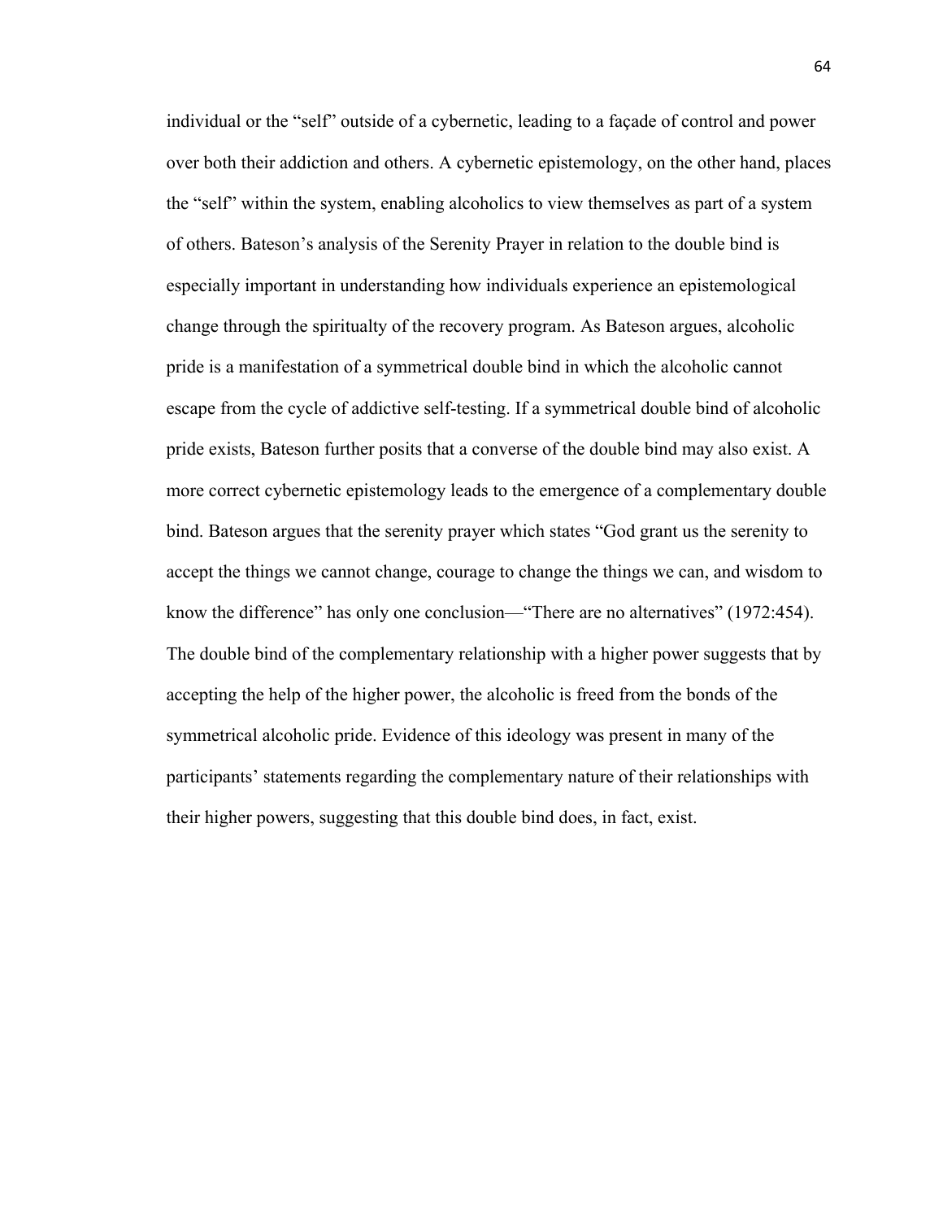individual or the "self" outside of a cybernetic, leading to a façade of control and power over both their addiction and others. A cybernetic epistemology, on the other hand, places the "self" within the system, enabling alcoholics to view themselves as part of a system of others. Bateson's analysis of the Serenity Prayer in relation to the double bind is especially important in understanding how individuals experience an epistemological change through the spiritualty of the recovery program. As Bateson argues, alcoholic pride is a manifestation of a symmetrical double bind in which the alcoholic cannot escape from the cycle of addictive self-testing. If a symmetrical double bind of alcoholic pride exists, Bateson further posits that a converse of the double bind may also exist. A more correct cybernetic epistemology leads to the emergence of a complementary double bind. Bateson argues that the serenity prayer which states "God grant us the serenity to accept the things we cannot change, courage to change the things we can, and wisdom to know the difference" has only one conclusion—"There are no alternatives" (1972:454). The double bind of the complementary relationship with a higher power suggests that by accepting the help of the higher power, the alcoholic is freed from the bonds of the symmetrical alcoholic pride. Evidence of this ideology was present in many of the participants' statements regarding the complementary nature of their relationships with their higher powers, suggesting that this double bind does, in fact, exist.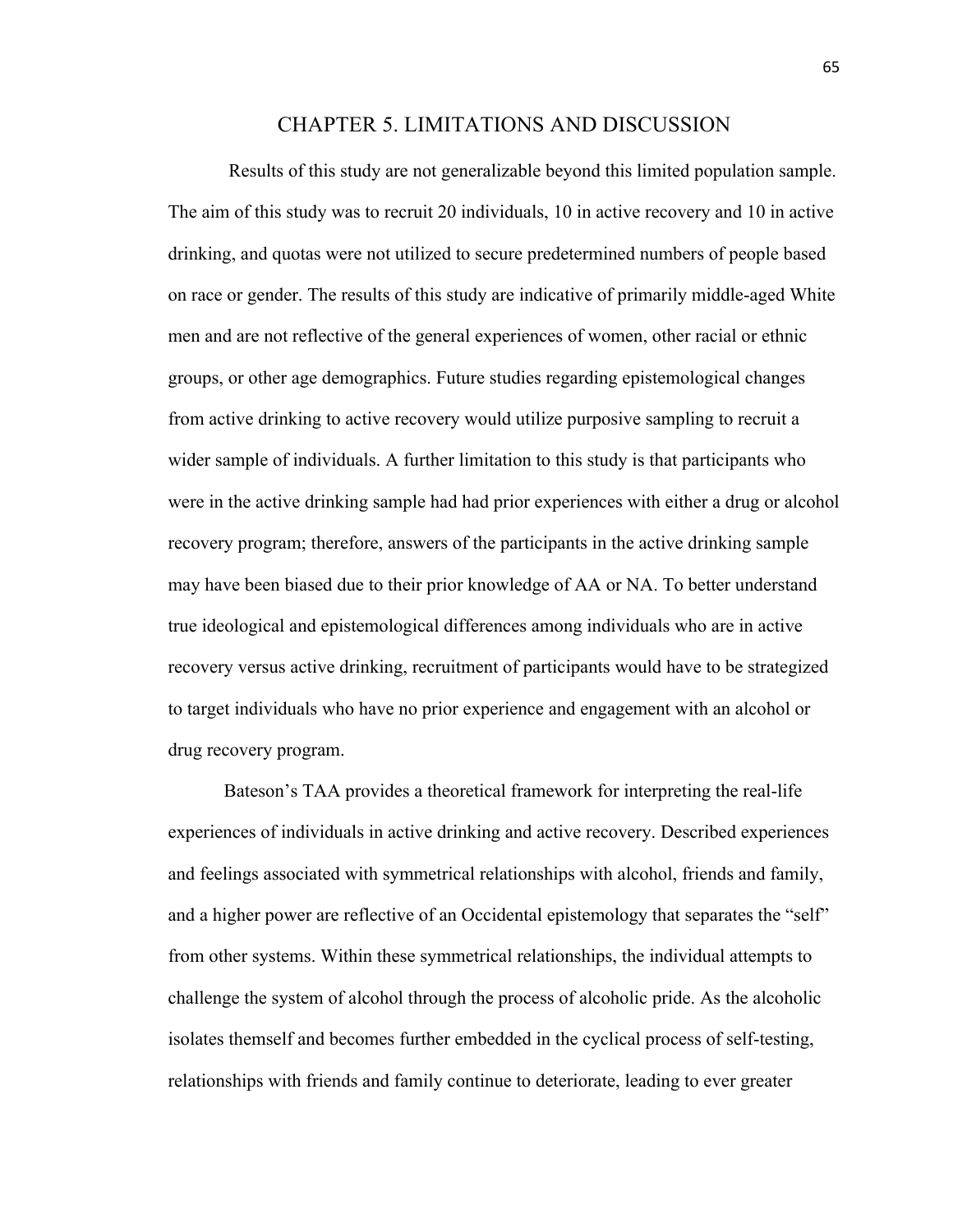# CHAPTER 5. LIMITATIONS AND DISCUSSION

Results of this study are not generalizable beyond this limited population sample. The aim of this study was to recruit 20 individuals, 10 in active recovery and 10 in active drinking, and quotas were not utilized to secure predetermined numbers of people based on race or gender. The results of this study are indicative of primarily middle-aged White men and are not reflective of the general experiences of women, other racial or ethnic groups, or other age demographics. Future studies regarding epistemological changes from active drinking to active recovery would utilize purposive sampling to recruit a wider sample of individuals. A further limitation to this study is that participants who were in the active drinking sample had had prior experiences with either a drug or alcohol recovery program; therefore, answers of the participants in the active drinking sample may have been biased due to their prior knowledge of AA or NA. To better understand true ideological and epistemological differences among individuals who are in active recovery versus active drinking, recruitment of participants would have to be strategized to target individuals who have no prior experience and engagement with an alcohol or drug recovery program.

Bateson's TAA provides a theoretical framework for interpreting the real-life experiences of individuals in active drinking and active recovery. Described experiences and feelings associated with symmetrical relationships with alcohol, friends and family, and a higher power are reflective of an Occidental epistemology that separates the "self" from other systems. Within these symmetrical relationships, the individual attempts to challenge the system of alcohol through the process of alcoholic pride. As the alcoholic isolates themself and becomes further embedded in the cyclical process of self-testing, relationships with friends and family continue to deteriorate, leading to ever greater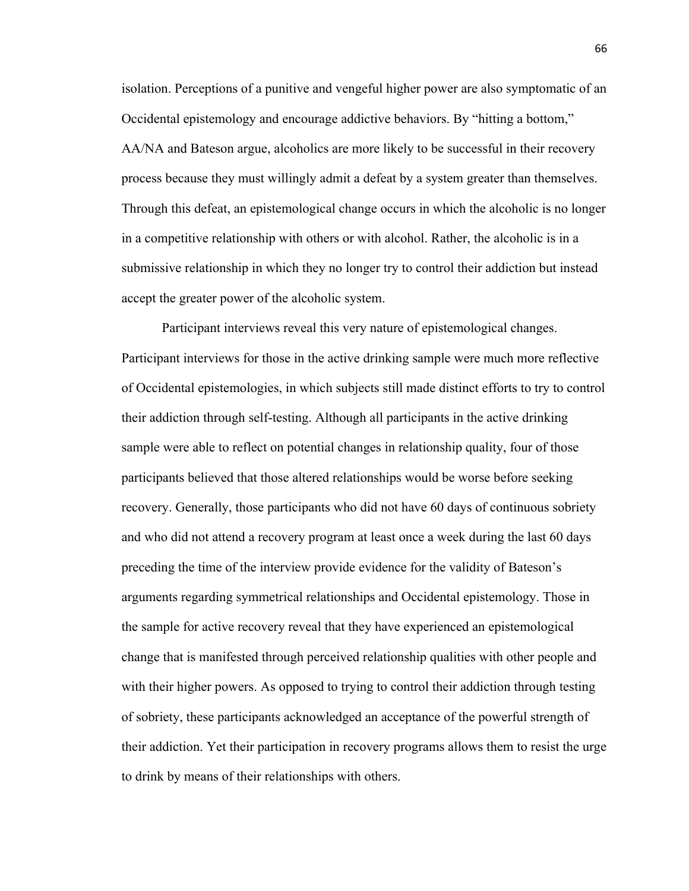isolation. Perceptions of a punitive and vengeful higher power are also symptomatic of an Occidental epistemology and encourage addictive behaviors. By "hitting a bottom," AA/NA and Bateson argue, alcoholics are more likely to be successful in their recovery process because they must willingly admit a defeat by a system greater than themselves. Through this defeat, an epistemological change occurs in which the alcoholic is no longer in a competitive relationship with others or with alcohol. Rather, the alcoholic is in a submissive relationship in which they no longer try to control their addiction but instead accept the greater power of the alcoholic system.

Participant interviews reveal this very nature of epistemological changes. Participant interviews for those in the active drinking sample were much more reflective of Occidental epistemologies, in which subjects still made distinct efforts to try to control their addiction through self-testing. Although all participants in the active drinking sample were able to reflect on potential changes in relationship quality, four of those participants believed that those altered relationships would be worse before seeking recovery. Generally, those participants who did not have 60 days of continuous sobriety and who did not attend a recovery program at least once a week during the last 60 days preceding the time of the interview provide evidence for the validity of Bateson's arguments regarding symmetrical relationships and Occidental epistemology. Those in the sample for active recovery reveal that they have experienced an epistemological change that is manifested through perceived relationship qualities with other people and with their higher powers. As opposed to trying to control their addiction through testing of sobriety, these participants acknowledged an acceptance of the powerful strength of their addiction. Yet their participation in recovery programs allows them to resist the urge to drink by means of their relationships with others.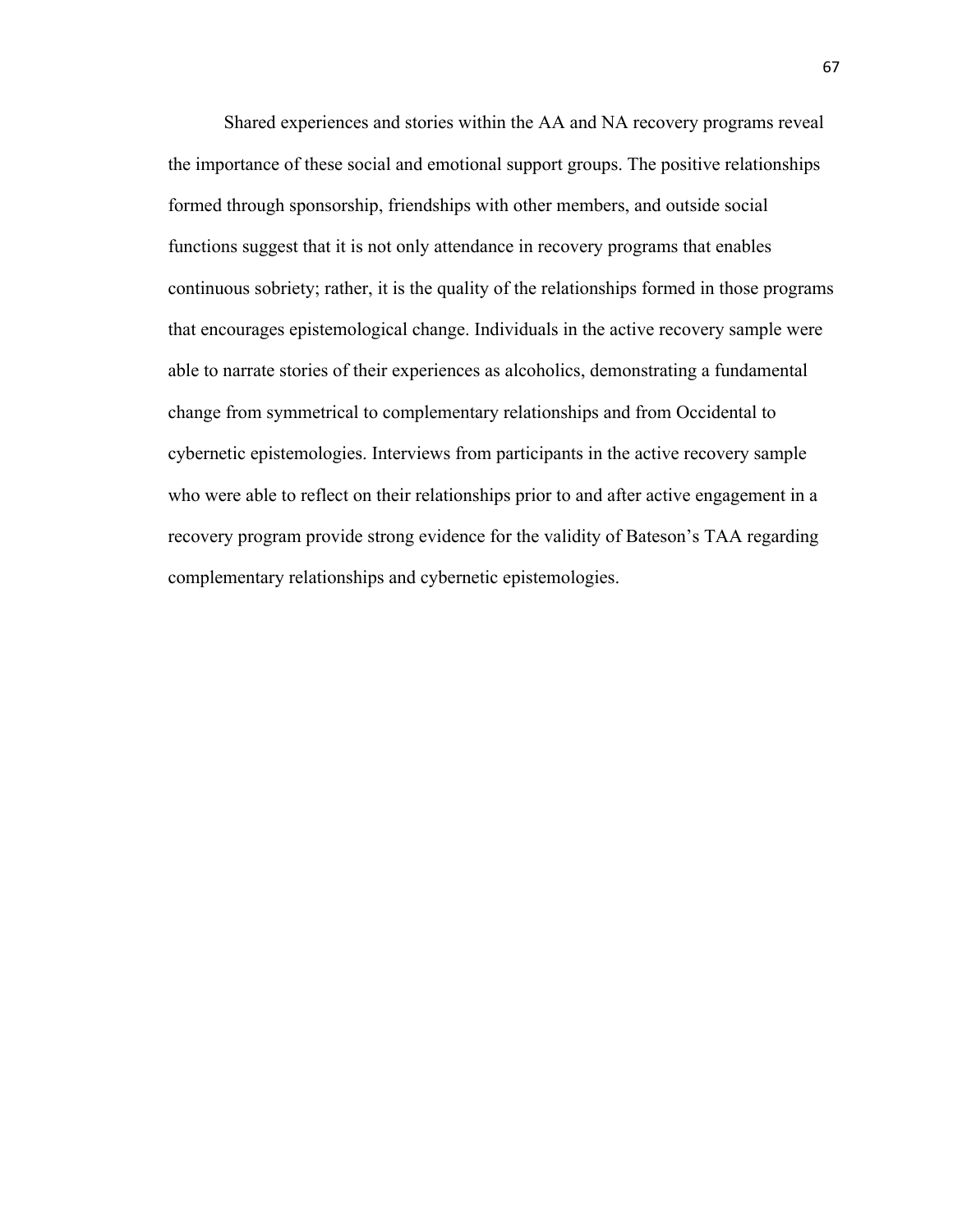Shared experiences and stories within the AA and NA recovery programs reveal the importance of these social and emotional support groups. The positive relationships formed through sponsorship, friendships with other members, and outside social functions suggest that it is not only attendance in recovery programs that enables continuous sobriety; rather, it is the quality of the relationships formed in those programs that encourages epistemological change. Individuals in the active recovery sample were able to narrate stories of their experiences as alcoholics, demonstrating a fundamental change from symmetrical to complementary relationships and from Occidental to cybernetic epistemologies. Interviews from participants in the active recovery sample who were able to reflect on their relationships prior to and after active engagement in a recovery program provide strong evidence for the validity of Bateson's TAA regarding complementary relationships and cybernetic epistemologies.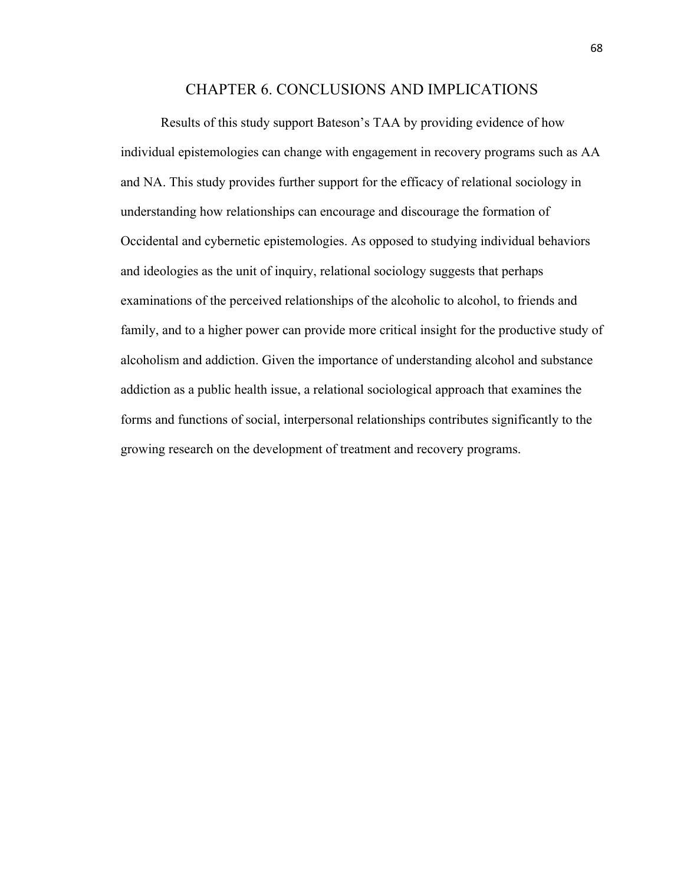# CHAPTER 6. CONCLUSIONS AND IMPLICATIONS

Results of this study support Bateson's TAA by providing evidence of how individual epistemologies can change with engagement in recovery programs such as AA and NA. This study provides further support for the efficacy of relational sociology in understanding how relationships can encourage and discourage the formation of Occidental and cybernetic epistemologies. As opposed to studying individual behaviors and ideologies as the unit of inquiry, relational sociology suggests that perhaps examinations of the perceived relationships of the alcoholic to alcohol, to friends and family, and to a higher power can provide more critical insight for the productive study of alcoholism and addiction. Given the importance of understanding alcohol and substance addiction as a public health issue, a relational sociological approach that examines the forms and functions of social, interpersonal relationships contributes significantly to the growing research on the development of treatment and recovery programs.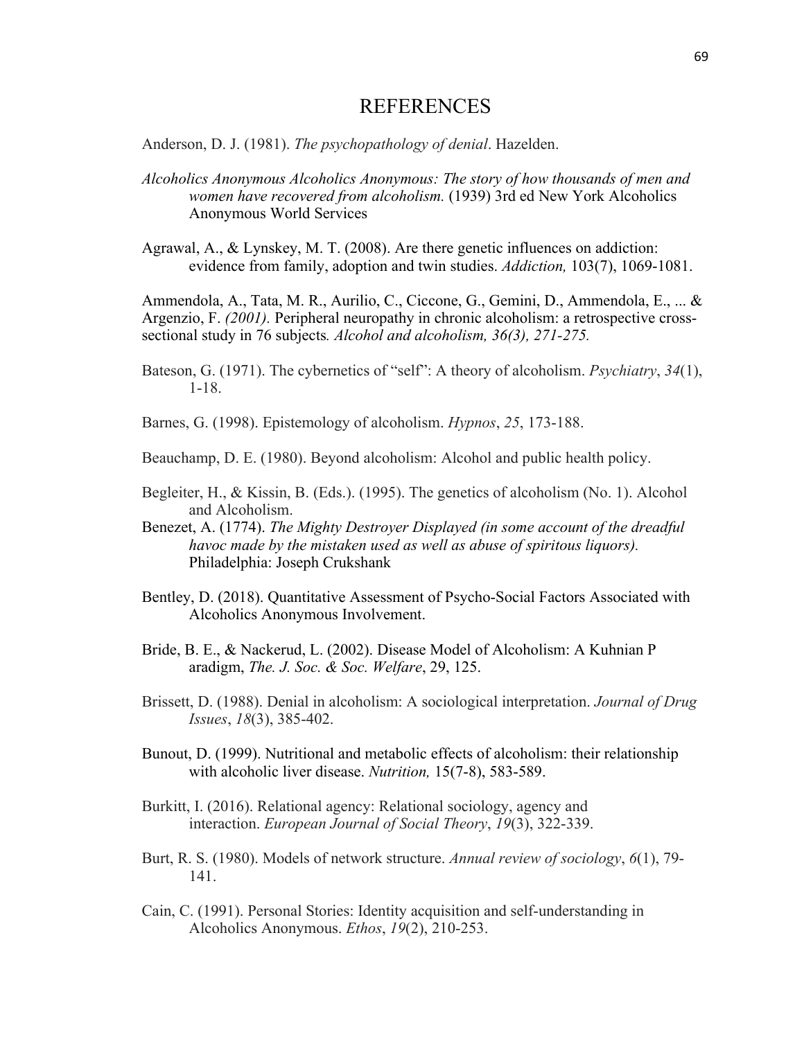# REFERENCES

Anderson, D. J. (1981). *The psychopathology of denial*. Hazelden.

*Alcoholics Anonymous Alcoholics Anonymous: The story of how thousands of men and women have recovered from alcoholism.* (1939) 3rd ed New York Alcoholics Anonymous World Services

Agrawal, A., & Lynskey, M. T. (2008). Are there genetic influences on addiction: evidence from family, adoption and twin studies. *Addiction,* 103(7), 1069-1081.

Ammendola, A., Tata, M. R., Aurilio, C., Ciccone, G., Gemini, D., Ammendola, E., ... & Argenzio, F. *(2001).* Peripheral neuropathy in chronic alcoholism: a retrospective cross-sectional study in 76 subjects*. Alcohol and alcoholism, 36(3), 271-275.*

Bateson, G. (1971). The cybernetics of "self": A theory of alcoholism. *Psychiatry*, *34*(1), 1-18.

Barnes, G. (1998). Epistemology of alcoholism. *Hypnos*, *25*, 173-188.

Beauchamp, D. E. (1980). Beyond alcoholism: Alcohol and public health policy.

Begleiter, H., & Kissin, B. (Eds.). (1995). The genetics of alcoholism (No. 1). Alcohol and Alcoholism.

Benezet, A. (1774). *The Mighty Destroyer Displayed (in some account of the dreadful havoc made by the mistaken used as well as abuse of spiritous liquors).* Philadelphia: Joseph Crukshank

Bentley, D. (2018). Quantitative Assessment of Psycho-Social Factors Associated with Alcoholics Anonymous Involvement.

Bride, B. E., & Nackerud, L. (2002). Disease Model of Alcoholism: A Kuhnian P aradigm, *The. J. Soc. & Soc. Welfare*, 29, 125.

Brissett, D. (1988). Denial in alcoholism: A sociological interpretation. *Journal of Drug Issues*, *18*(3), 385-402.

Bunout, D. (1999). Nutritional and metabolic effects of alcoholism: their relationship with alcoholic liver disease. *Nutrition,* 15(7-8), 583-589.

Burkitt, I. (2016). Relational agency: Relational sociology, agency and interaction. *European Journal of Social Theory*, *19*(3), 322-339.

Burt, R. S. (1980). Models of network structure. *Annual review of sociology*, *6*(1), 79-141.

Cain, C. (1991). Personal Stories: Identity acquisition and self-understanding in Alcoholics Anonymous. *Ethos*, *19*(2), 210-253.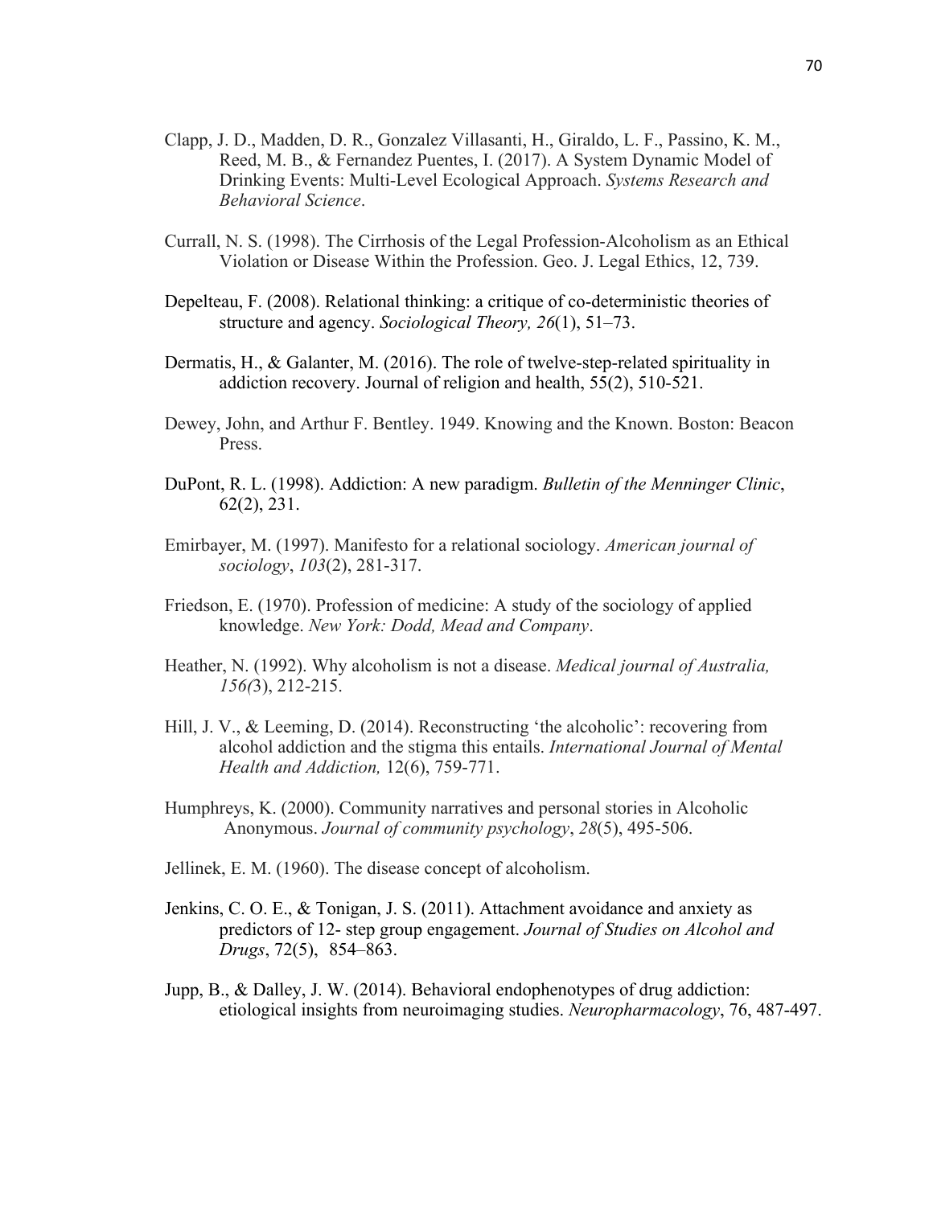Clapp, J. D., Madden, D. R., Gonzalez Villasanti, H., Giraldo, L. F., Passino, K. M., Reed, M. B., & Fernandez Puentes, I. (2017). A System Dynamic Model of Drinking Events: Multi-Level Ecological Approach. *Systems Research and Behavioral Science*.

Currall, N. S. (1998). The Cirrhosis of the Legal Profession-Alcoholism as an Ethical Violation or Disease Within the Profession. Geo. J. Legal Ethics, 12, 739.

Depelteau, F. (2008). Relational thinking: a critique of co-deterministic theories of structure and agency. *Sociological Theory, 26*(1), 51–73.

Dermatis, H., & Galanter, M. (2016). The role of twelve-step-related spirituality in addiction recovery. Journal of religion and health, 55(2), 510-521.

Dewey, John, and Arthur F. Bentley. 1949. Knowing and the Known. Boston: Beacon Press.

DuPont, R. L. (1998). Addiction: A new paradigm. *Bulletin of the Menninger Clinic*, 62(2), 231.

Emirbayer, M. (1997). Manifesto for a relational sociology. *American journal of sociology*, *103*(2), 281-317.

Friedson, E. (1970). Profession of medicine: A study of the sociology of applied knowledge. *New York: Dodd, Mead and Company*.

Heather, N. (1992). Why alcoholism is not a disease. *Medical journal of Australia, 156(*3), 212-215.

Hill, J. V., & Leeming, D. (2014). Reconstructing 'the alcoholic': recovering from alcohol addiction and the stigma this entails. *International Journal of Mental Health and Addiction,* 12(6), 759-771.

Humphreys, K. (2000). Community narratives and personal stories in Alcoholic Anonymous. *Journal of community psychology*, *28*(5), 495-506.

Jellinek, E. M. (1960). The disease concept of alcoholism.

Jenkins, C. O. E., & Tonigan, J. S. (2011). Attachment avoidance and anxiety as predictors of 12- step group engagement. *Journal of Studies on Alcohol and Drugs*, 72(5), 854–863.

Jupp, B., & Dalley, J. W. (2014). Behavioral endophenotypes of drug addiction: etiological insights from neuroimaging studies. *Neuropharmacology*, 76, 487-497.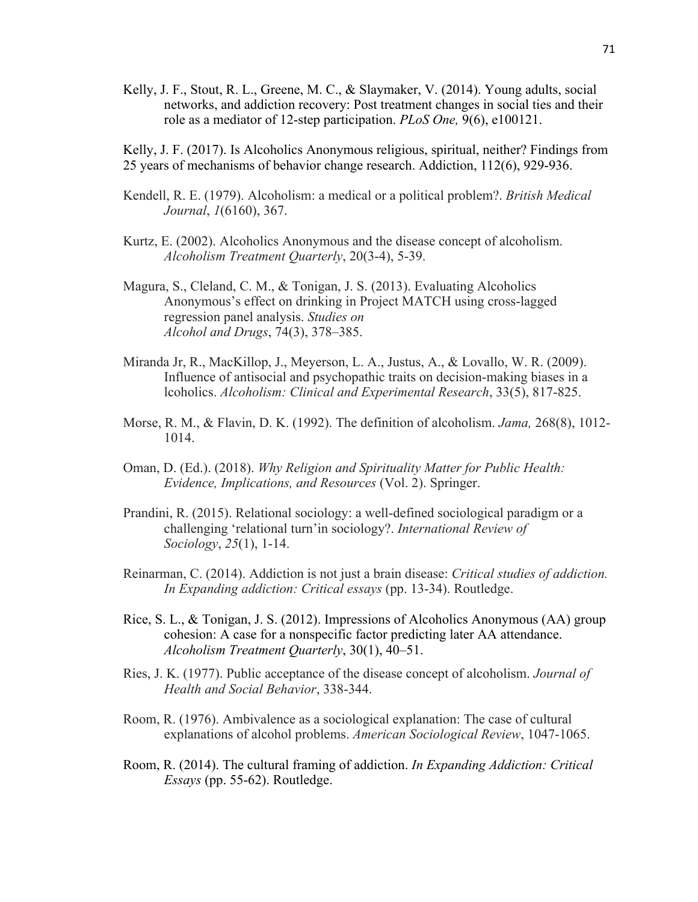Kelly, J. F., Stout, R. L., Greene, M. C., & Slaymaker, V. (2014). Young adults, social networks, and addiction recovery: Post treatment changes in social ties and their role as a mediator of 12-step participation. *PLoS One,* 9(6), e100121.

Kelly, J. F. (2017). Is Alcoholics Anonymous religious, spiritual, neither? Findings from 25 years of mechanisms of behavior change research. Addiction, 112(6), 929-936.

Kendell, R. E. (1979). Alcoholism: a medical or a political problem?. *British Medical Journal*, *1*(6160), 367.

Kurtz, E. (2002). Alcoholics Anonymous and the disease concept of alcoholism. *Alcoholism Treatment Quarterly*, 20(3-4), 5-39.

Magura, S., Cleland, C. M., & Tonigan, J. S. (2013). Evaluating Alcoholics Anonymous's effect on drinking in Project MATCH using cross-lagged regression panel analysis. *Studies on Alcohol and Drugs*, 74(3), 378–385.

Miranda Jr, R., MacKillop, J., Meyerson, L. A., Justus, A., & Lovallo, W. R. (2009). Influence of antisocial and psychopathic traits on decision-making biases in a lcoholics. *Alcoholism: Clinical and Experimental Research*, 33(5), 817-825.

Morse, R. M., & Flavin, D. K. (1992). The definition of alcoholism. *Jama,* 268(8), 1012-1014.

Oman, D. (Ed.). (2018). *Why Religion and Spirituality Matter for Public Health: Evidence, Implications, and Resources* (Vol. 2). Springer.

Prandini, R. (2015). Relational sociology: a well-defined sociological paradigm or a challenging 'relational turn'in sociology?. *International Review of Sociology*, *25*(1), 1-14.

Reinarman, C. (2014). Addiction is not just a brain disease: *Critical studies of addiction. In Expanding addiction: Critical essays* (pp. 13-34). Routledge.

Rice, S. L., & Tonigan, J. S. (2012). Impressions of Alcoholics Anonymous (AA) group cohesion: A case for a nonspecific factor predicting later AA attendance. *Alcoholism Treatment Quarterly*, 30(1), 40–51.

Ries, J. K. (1977). Public acceptance of the disease concept of alcoholism. *Journal of Health and Social Behavior*, 338-344.

Room, R. (1976). Ambivalence as a sociological explanation: The case of cultural explanations of alcohol problems. *American Sociological Review*, 1047-1065.

Room, R. (2014). The cultural framing of addiction. *In Expanding Addiction: Critical Essays* (pp. 55-62). Routledge.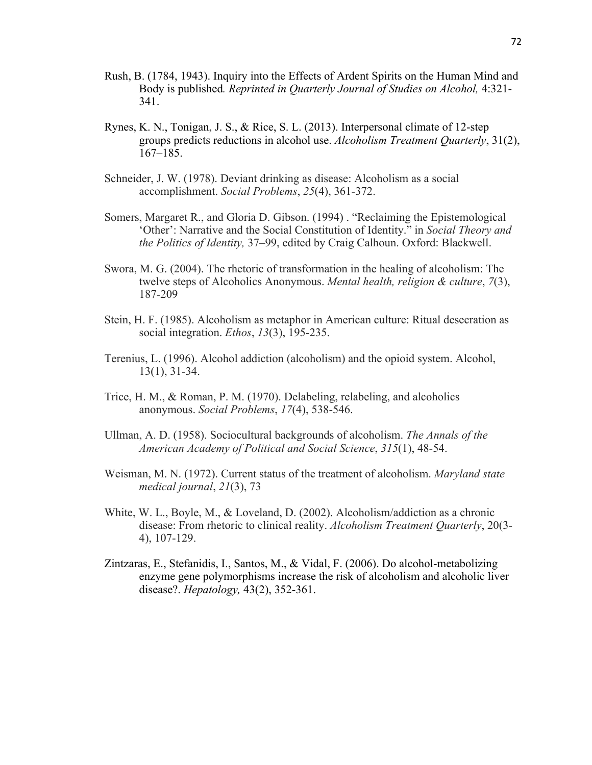Rush, B. (1784, 1943). Inquiry into the Effects of Ardent Spirits on the Human Mind and Body is published*. Reprinted in Quarterly Journal of Studies on Alcohol,* 4:321-341.

Rynes, K. N., Tonigan, J. S., & Rice, S. L. (2013). Interpersonal climate of 12-step groups predicts reductions in alcohol use. *Alcoholism Treatment Quarterly*, 31(2), 167–185.

Schneider, J. W. (1978). Deviant drinking as disease: Alcoholism as a social accomplishment. *Social Problems*, *25*(4), 361-372.

Somers, Margaret R., and Gloria D. Gibson. (1994) . "Reclaiming the Epistemological 'Other': Narrative and the Social Constitution of Identity." in *Social Theory and the Politics of Identity,* 37–99, edited by Craig Calhoun. Oxford: Blackwell.

Swora, M. G. (2004). The rhetoric of transformation in the healing of alcoholism: The twelve steps of Alcoholics Anonymous. *Mental health, religion & culture*, *7*(3), 187-209

Stein, H. F. (1985). Alcoholism as metaphor in American culture: Ritual desecration as social integration. *Ethos*, *13*(3), 195-235.

Terenius, L. (1996). Alcohol addiction (alcoholism) and the opioid system. Alcohol, 13(1), 31-34.

Trice, H. M., & Roman, P. M. (1970). Delabeling, relabeling, and alcoholics anonymous. *Social Problems*, *17*(4), 538-546.

Ullman, A. D. (1958). Sociocultural backgrounds of alcoholism. *The Annals of the American Academy of Political and Social Science*, *315*(1), 48-54.

Weisman, M. N. (1972). Current status of the treatment of alcoholism. *Maryland state medical journal*, *21*(3), 73

White, W. L., Boyle, M., & Loveland, D. (2002). Alcoholism/addiction as a chronic disease: From rhetoric to clinical reality. *Alcoholism Treatment Quarterly*, 20(3-4), 107-129.

Zintzaras, E., Stefanidis, I., Santos, M., & Vidal, F. (2006). Do alcohol-metabolizing enzyme gene polymorphisms increase the risk of alcoholism and alcoholic liver disease?. *Hepatology,* 43(2), 352-361.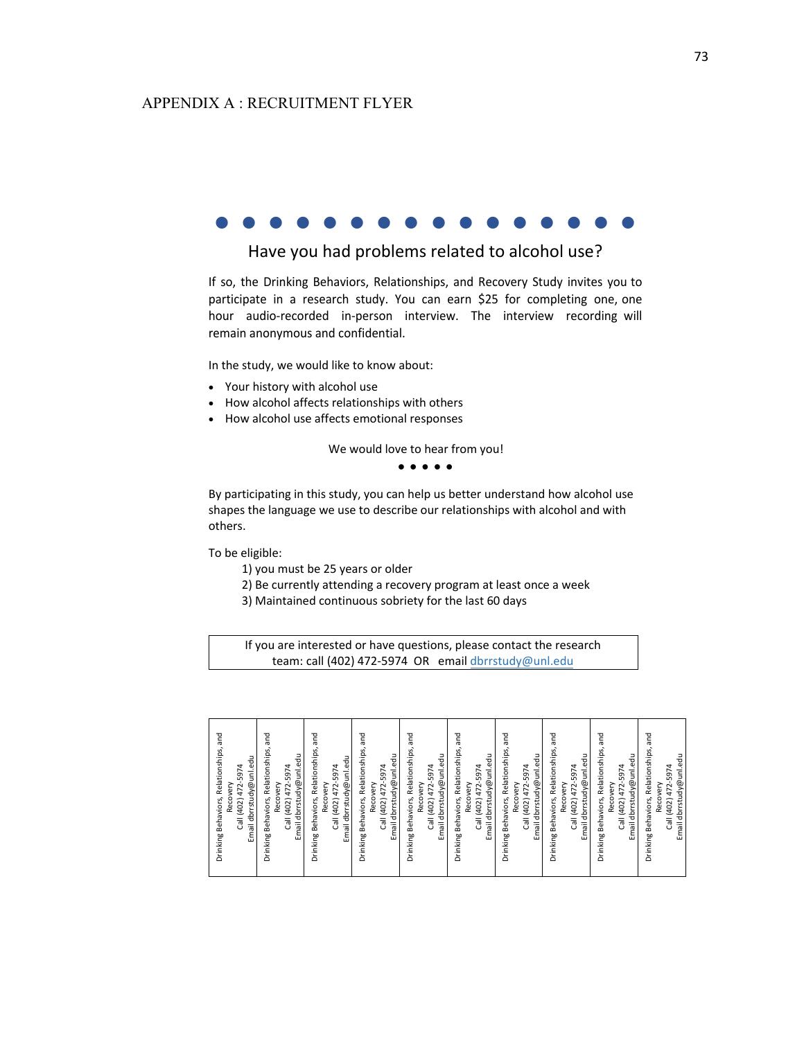# APPENDIX A : RECRUITMENT FLYER

## Have you had problems related to alcohol use?

If so, the Drinking Behaviors, Relationships, and Recovery Study invites you to participate in a research study. You can earn $25 for completing one, one hour audio-recorded in-person interview. The interview recording will remain anonymous and confidential.

In the study, we would like to know about:

- Your history with alcohol use
- How alcohol affects relationships with others
- How alcohol use affects emotional responses

We would love to hear from you!

By participating in this study, you can help us better understand how alcohol use shapes the language we use to describe our relationships with alcohol and with others.

To be eligible:

1) you must be 25 years or older
2) Be currently attending a recovery program at least once a week
3) Maintained continuous sobriety for the last 60 days

If you are interested or have questions, please contact the research team: call (402) 472-5974 OR email dbrrstudy@unl.edu

| Drinking Behaviors, Relationships, and Recovery Call (402) 472-5974 Email dbrrstudy@unl.edu | Drinking Behaviors, Relationships, and Recovery Call (402) 472-5974 Email dbrrstudy@unl.edu | Drinking Behaviors, Relationships, and Recovery Call (402) 472-5974 Email dbrrstudy@unl.edu | Drinking Behaviors, Relationships, and Recovery Call (402) 472-5974 Email dbrrstudy@unl.edu | Drinking Behaviors, Relationships, and Recovery Call (402) 472-5974 Email dbrrstudy@unl.edu | Drinking Behaviors, Relationships, and Recovery Call (402) 472-5974 Email dbrrstudy@unl.edu | Drinking Behaviors, Relationships, and Recovery Call (402) 472-5974 Email dbrrstudy@unl.edu | Drinking Behaviors, Relationships, and Recovery Call (402) 472-5974 Email dbrrstudy@unl.edu | Drinking Behaviors, Relationships, and Recovery Call (402) 472-5974 Email dbrrstudy@unl.edu | Drinking Behaviors, Relationships, and Recovery Call (402) 472-5974 Email dbrrstudy@unl.edu |
|---|---|---|---|---|---|---|---|---|---|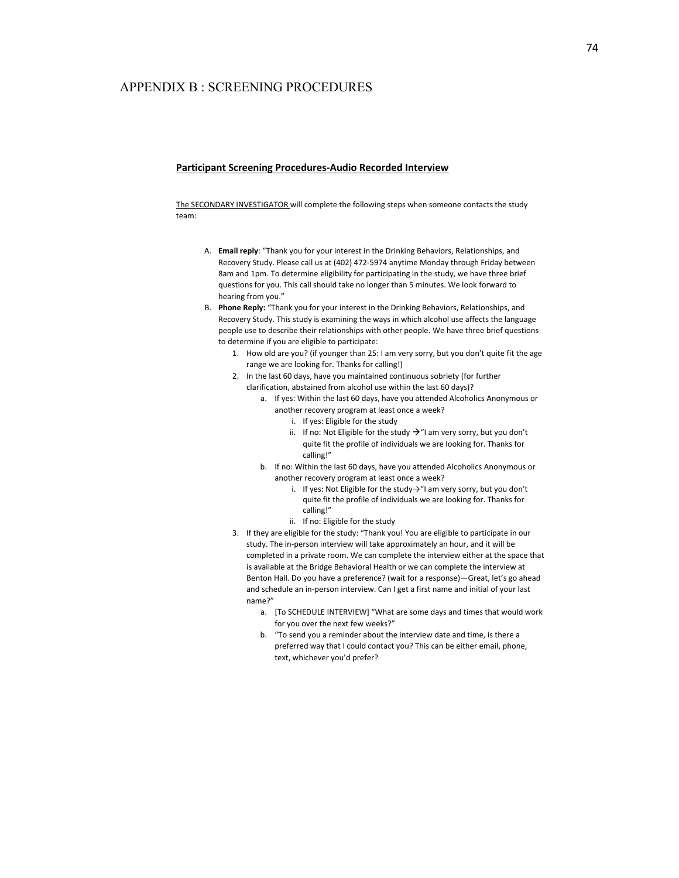# APPENDIX B : SCREENING PROCEDURES

**Participant Screening Procedures-Audio Recorded Interview**

The SECONDARY INVESTIGATOR will complete the following steps when someone contacts the study team:

A. **Email reply**: "Thank you for your interest in the Drinking Behaviors, Relationships, and Recovery Study. Please call us at (402) 472-5974 anytime Monday through Friday between 8am and 1pm. To determine eligibility for participating in the study, we have three brief questions for you. This call should take no longer than 5 minutes. We look forward to hearing from you."

B. **Phone Reply:** "Thank you for your interest in the Drinking Behaviors, Relationships, and Recovery Study. This study is examining the ways in which alcohol use affects the language people use to describe their relationships with other people. We have three brief questions to determine if you are eligible to participate:

   1. How old are you? (if younger than 25: I am very sorry, but you don't quite fit the age range we are looking for. Thanks for calling!)
   2. In the last 60 days, have you maintained continuous sobriety (for further clarification, abstained from alcohol use within the last 60 days)?
      a. If yes: Within the last 60 days, have you attended Alcoholics Anonymous or another recovery program at least once a week?
         i. If yes: Eligible for the study
         ii. If no: Not Eligible for the study →"I am very sorry, but you don't quite fit the profile of individuals we are looking for. Thanks for calling!"
      b. If no: Within the last 60 days, have you attended Alcoholics Anonymous or another recovery program at least once a week?
         i. If yes: Not Eligible for the study→"I am very sorry, but you don't quite fit the profile of individuals we are looking for. Thanks for calling!"
         ii. If no: Eligible for the study
   3. If they are eligible for the study: "Thank you! You are eligible to participate in our study. The in-person interview will take approximately an hour, and it will be completed in a private room. We can complete the interview either at the space that is available at the Bridge Behavioral Health or we can complete the interview at Benton Hall. Do you have a preference? (wait for a response)—Great, let's go ahead and schedule an in-person interview. Can I get a first name and initial of your last name?"
      a. [To SCHEDULE INTERVIEW] "What are some days and times that would work for you over the next few weeks?"
      b. "To send you a reminder about the interview date and time, is there a preferred way that I could contact you? This can be either email, phone, text, whichever you'd prefer?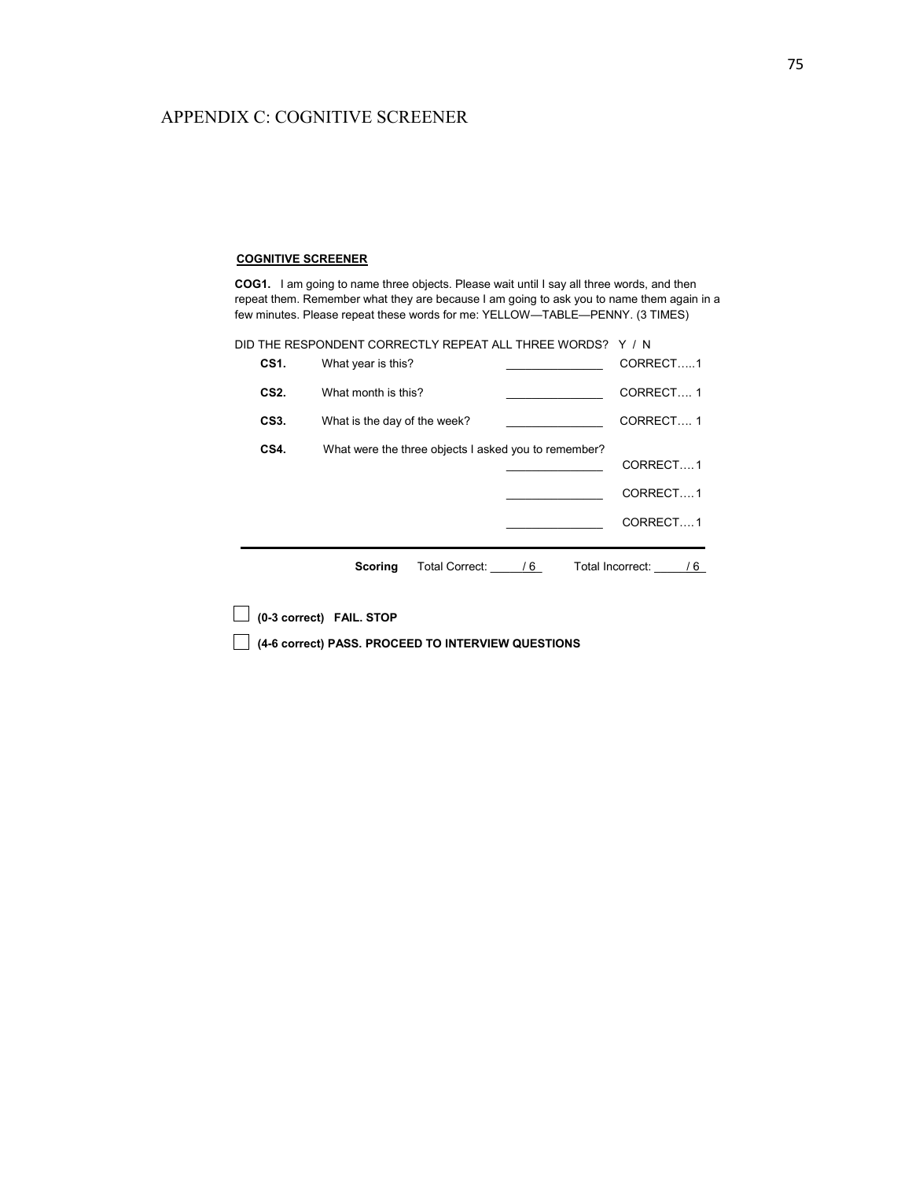# APPENDIX C: COGNITIVE SCREENER

**COGNITIVE SCREENER**

**COG1.** I am going to name three objects. Please wait until I say all three words, and then repeat them. Remember what they are because I am going to ask you to name them again in a few minutes. Please repeat these words for me: YELLOW—TABLE—PENNY. (3 TIMES)

DID THE RESPONDENT CORRECTLY REPEAT ALL THREE WORDS? Y / N

| | | | |
|---|---|---|---|
| **CS1.** | What year is this? | _______________ | CORRECT…..1 |
| **CS2.** | What month is this? | _______________ | CORRECT…. 1 |
| **CS3.** | What is the day of the week? | _______________ | CORRECT…. 1 |
| **CS4.** | What were the three objects I asked you to remember? | _______________ | CORRECT….1 |
| | | _______________ | CORRECT….1 |
| | | _______________ | CORRECT….1 |

**Scoring** Total Correct: _____ / 6 Total Incorrect: _____ / 6

☐ **(0-3 correct) FAIL. STOP**

☐ **(4-6 correct) PASS. PROCEED TO INTERVIEW QUESTIONS**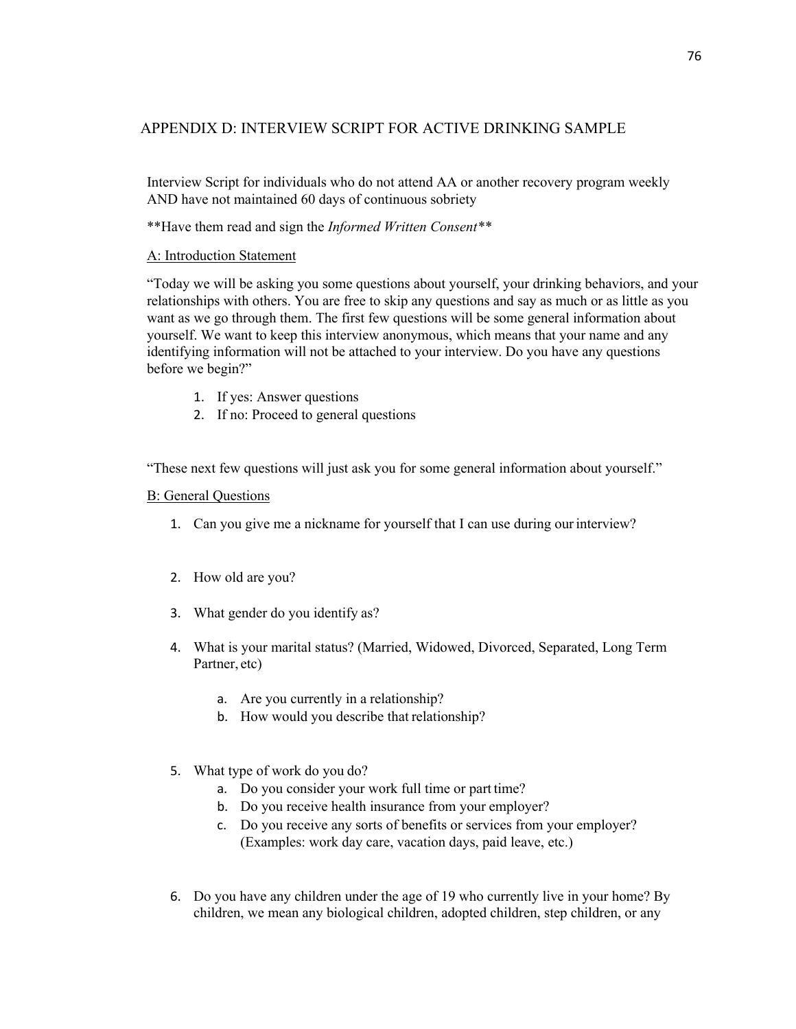## APPENDIX D: INTERVIEW SCRIPT FOR ACTIVE DRINKING SAMPLE

Interview Script for individuals who do not attend AA or another recovery program weekly AND have not maintained 60 days of continuous sobriety

**Have them read and sign the *Informed Written Consent***

A: Introduction Statement

"Today we will be asking you some questions about yourself, your drinking behaviors, and your relationships with others. You are free to skip any questions and say as much or as little as you want as we go through them. The first few questions will be some general information about yourself. We want to keep this interview anonymous, which means that your name and any identifying information will not be attached to your interview. Do you have any questions before we begin?"

1. If yes: Answer questions
2. If no: Proceed to general questions

"These next few questions will just ask you for some general information about yourself."

B: General Questions

1. Can you give me a nickname for yourself that I can use during our interview?
2. How old are you?
3. What gender do you identify as?
4. What is your marital status? (Married, Widowed, Divorced, Separated, Long Term Partner, etc)
   a. Are you currently in a relationship?
   b. How would you describe that relationship?
5. What type of work do you do?
   a. Do you consider your work full time or part time?
   b. Do you receive health insurance from your employer?
   c. Do you receive any sorts of benefits or services from your employer? (Examples: work day care, vacation days, paid leave, etc.)
6. Do you have any children under the age of 19 who currently live in your home? By children, we mean any biological children, adopted children, step children, or any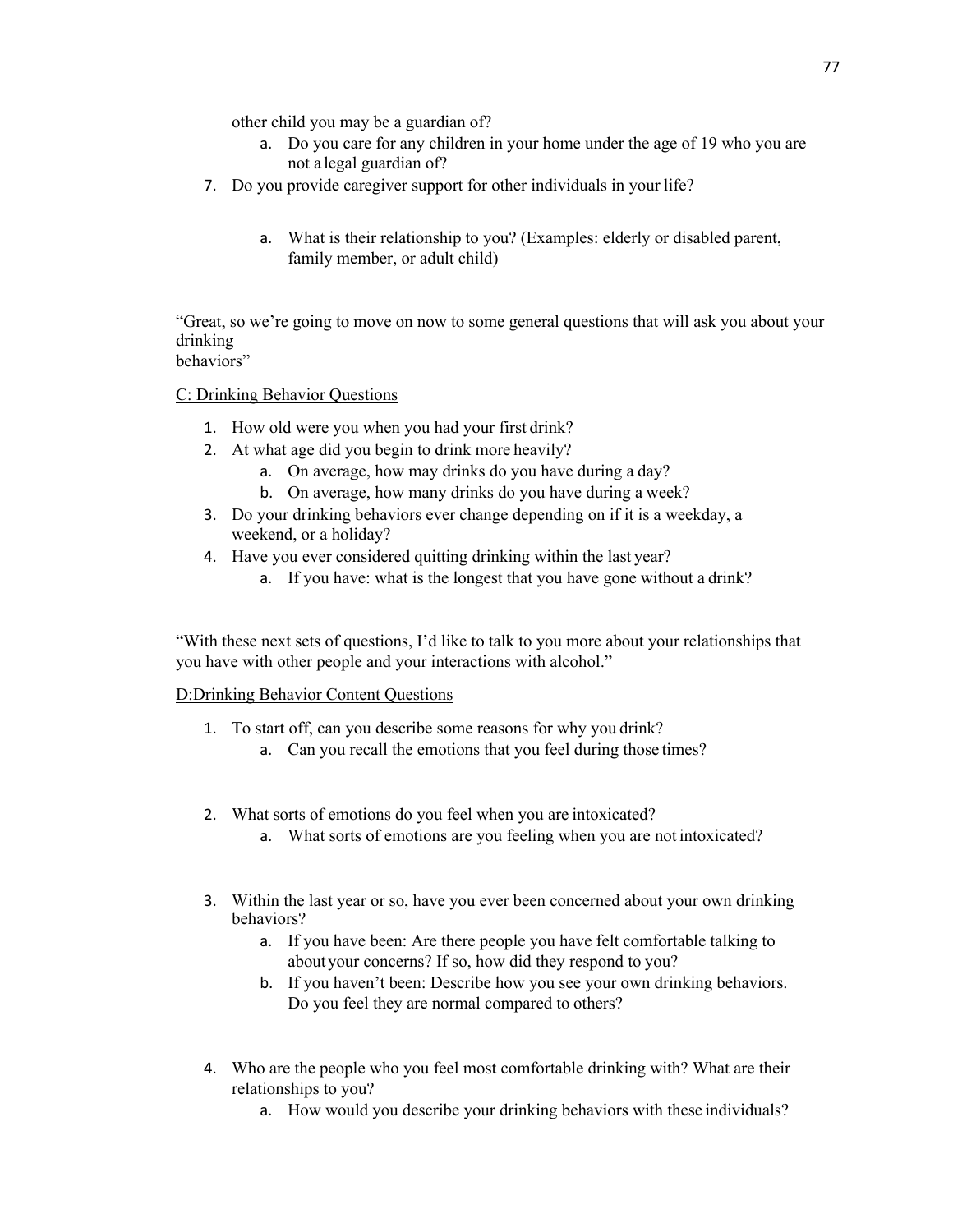other child you may be a guardian of?

   a. Do you care for any children in your home under the age of 19 who you are not a legal guardian of?

7. Do you provide caregiver support for other individuals in your life?

   a. What is their relationship to you? (Examples: elderly or disabled parent, family member, or adult child)

"Great, so we're going to move on now to some general questions that will ask you about your drinking behaviors"

C: Drinking Behavior Questions

1. How old were you when you had your first drink?
2. At what age did you begin to drink more heavily?
   a. On average, how may drinks do you have during a day?
   b. On average, how many drinks do you have during a week?
3. Do your drinking behaviors ever change depending on if it is a weekday, a weekend, or a holiday?
4. Have you ever considered quitting drinking within the last year?
   a. If you have: what is the longest that you have gone without a drink?

"With these next sets of questions, I'd like to talk to you more about your relationships that you have with other people and your interactions with alcohol."

D:Drinking Behavior Content Questions

1. To start off, can you describe some reasons for why you drink?
   a. Can you recall the emotions that you feel during those times?

2. What sorts of emotions do you feel when you are intoxicated?
   a. What sorts of emotions are you feeling when you are not intoxicated?

3. Within the last year or so, have you ever been concerned about your own drinking behaviors?
   a. If you have been: Are there people you have felt comfortable talking to about your concerns? If so, how did they respond to you?
   b. If you haven't been: Describe how you see your own drinking behaviors. Do you feel they are normal compared to others?

4. Who are the people who you feel most comfortable drinking with? What are their relationships to you?
   a. How would you describe your drinking behaviors with these individuals?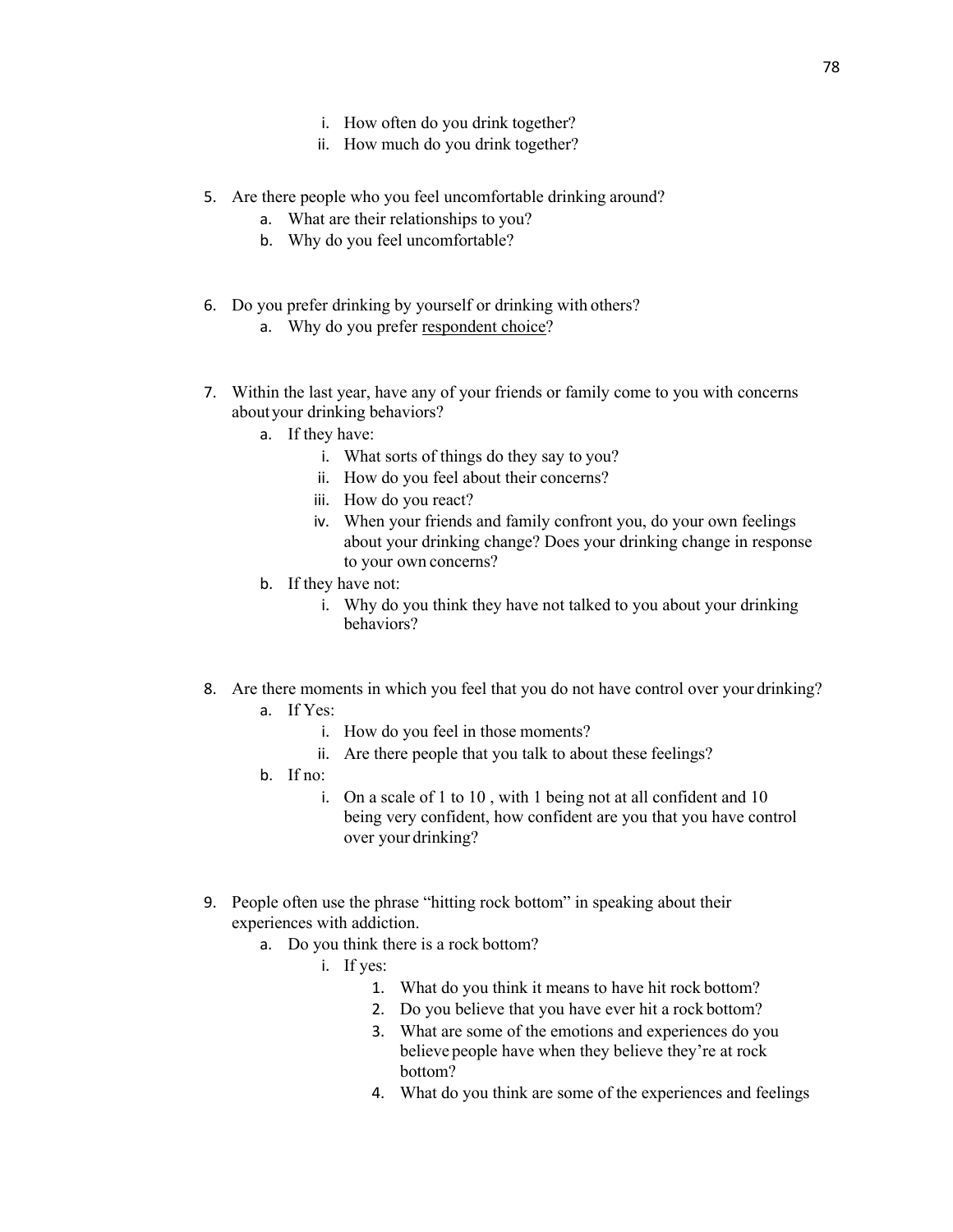i. How often do you drink together?
        ii. How much do you drink together?

5. Are there people who you feel uncomfortable drinking around?
    a. What are their relationships to you?
    b. Why do you feel uncomfortable?

6. Do you prefer drinking by yourself or drinking with others?
    a. Why do you prefer <u>respondent choice</u>?

7. Within the last year, have any of your friends or family come to you with concerns about your drinking behaviors?
    a. If they have:
        i. What sorts of things do they say to you?
        ii. How do you feel about their concerns?
        iii. How do you react?
        iv. When your friends and family confront you, do your own feelings about your drinking change? Does your drinking change in response to your own concerns?
    b. If they have not:
        i. Why do you think they have not talked to you about your drinking behaviors?

8. Are there moments in which you feel that you do not have control over your drinking?
    a. If Yes:
        i. How do you feel in those moments?
        ii. Are there people that you talk to about these feelings?
    b. If no:
        i. On a scale of 1 to 10 , with 1 being not at all confident and 10 being very confident, how confident are you that you have control over your drinking?

9. People often use the phrase "hitting rock bottom" in speaking about their experiences with addiction.
    a. Do you think there is a rock bottom?
        i. If yes:
            1. What do you think it means to have hit rock bottom?
            2. Do you believe that you have ever hit a rock bottom?
            3. What are some of the emotions and experiences do you believe people have when they believe they're at rock bottom?
            4. What do you think are some of the experiences and feelings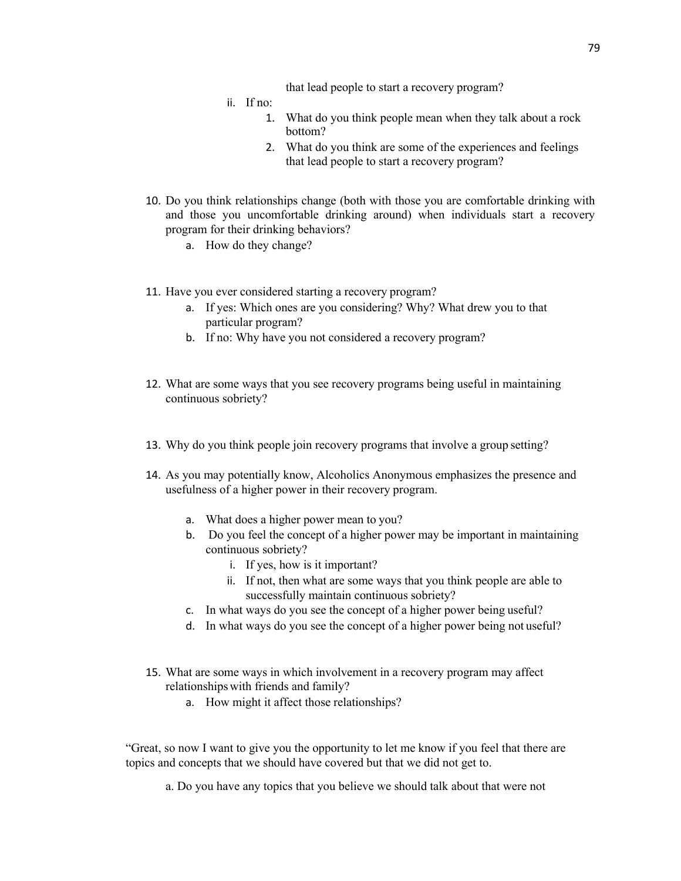that lead people to start a recovery program?

ii. If no:
   1. What do you think people mean when they talk about a rock bottom?
   2. What do you think are some of the experiences and feelings that lead people to start a recovery program?

10. Do you think relationships change (both with those you are comfortable drinking with and those you uncomfortable drinking around) when individuals start a recovery program for their drinking behaviors?
    a. How do they change?

11. Have you ever considered starting a recovery program?
    a. If yes: Which ones are you considering? Why? What drew you to that particular program?
    b. If no: Why have you not considered a recovery program?

12. What are some ways that you see recovery programs being useful in maintaining continuous sobriety?

13. Why do you think people join recovery programs that involve a group setting?

14. As you may potentially know, Alcoholics Anonymous emphasizes the presence and usefulness of a higher power in their recovery program.

    a. What does a higher power mean to you?
    b. Do you feel the concept of a higher power may be important in maintaining continuous sobriety?
       i. If yes, how is it important?
       ii. If not, then what are some ways that you think people are able to successfully maintain continuous sobriety?
    c. In what ways do you see the concept of a higher power being useful?
    d. In what ways do you see the concept of a higher power being not useful?

15. What are some ways in which involvement in a recovery program may affect relationships with friends and family?
    a. How might it affect those relationships?

"Great, so now I want to give you the opportunity to let me know if you feel that there are topics and concepts that we should have covered but that we did not get to.

a. Do you have any topics that you believe we should talk about that were not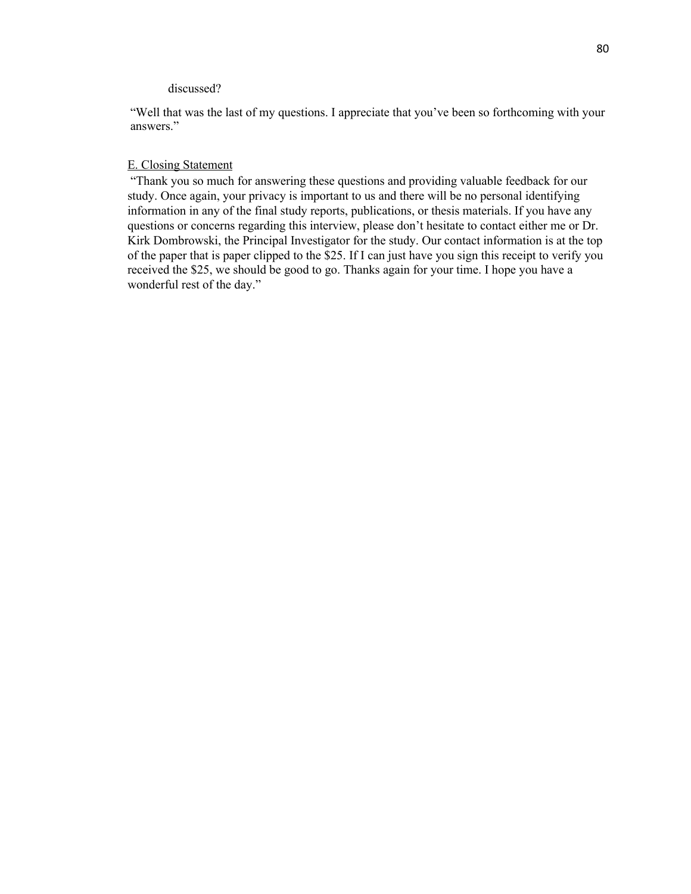discussed?

"Well that was the last of my questions. I appreciate that you've been so forthcoming with your answers."

<u>E. Closing Statement</u>

"Thank you so much for answering these questions and providing valuable feedback for our study. Once again, your privacy is important to us and there will be no personal identifying information in any of the final study reports, publications, or thesis materials. If you have any questions or concerns regarding this interview, please don't hesitate to contact either me or Dr. Kirk Dombrowski, the Principal Investigator for the study. Our contact information is at the top of the paper that is paper clipped to the $25. If I can just have you sign this receipt to verify you received the $25, we should be good to go. Thanks again for your time. I hope you have a wonderful rest of the day."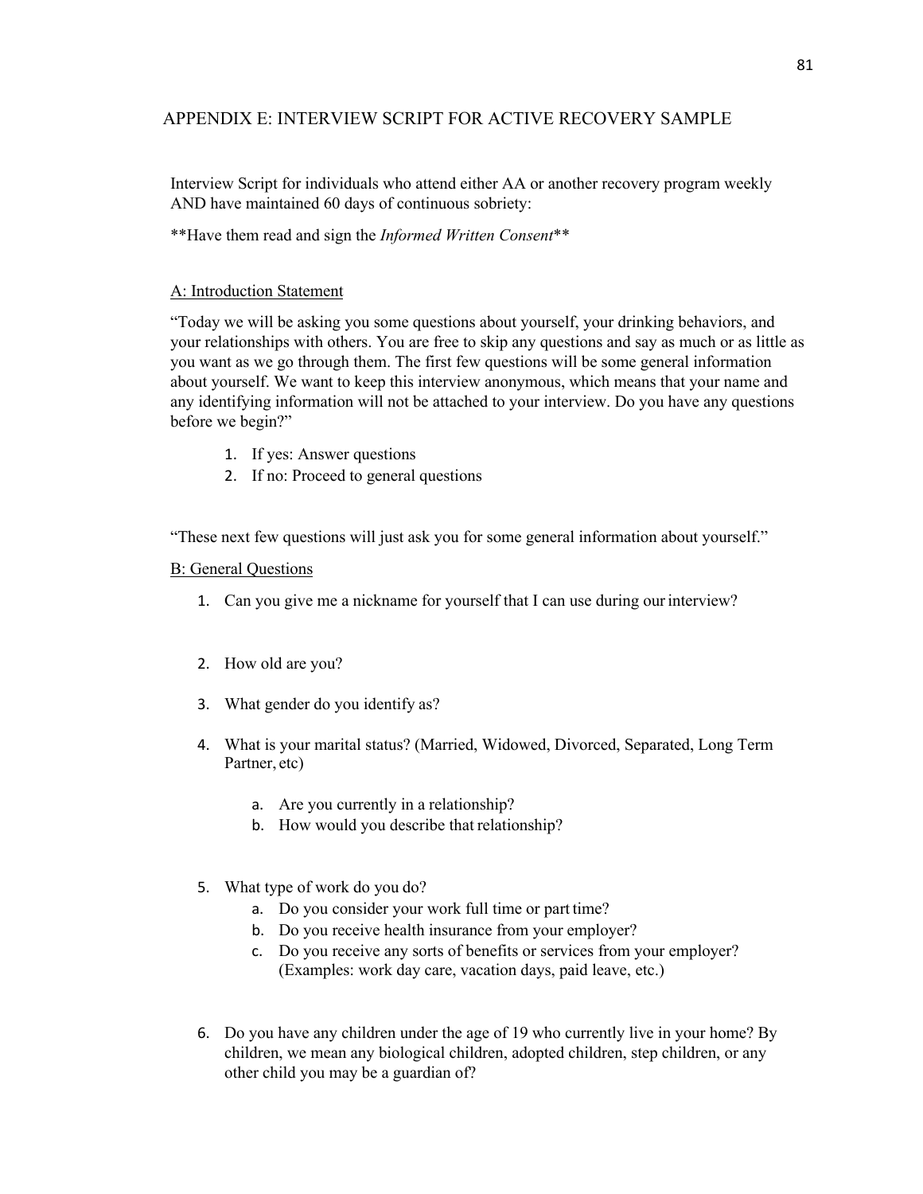## APPENDIX E: INTERVIEW SCRIPT FOR ACTIVE RECOVERY SAMPLE

Interview Script for individuals who attend either AA or another recovery program weekly AND have maintained 60 days of continuous sobriety:

**Have them read and sign the *Informed Written Consent***

<u>A: Introduction Statement</u>

"Today we will be asking you some questions about yourself, your drinking behaviors, and your relationships with others. You are free to skip any questions and say as much or as little as you want as we go through them. The first few questions will be some general information about yourself. We want to keep this interview anonymous, which means that your name and any identifying information will not be attached to your interview. Do you have any questions before we begin?"

1. If yes: Answer questions
2. If no: Proceed to general questions

"These next few questions will just ask you for some general information about yourself."

<u>B: General Questions</u>

1. Can you give me a nickname for yourself that I can use during our interview?

2. How old are you?

3. What gender do you identify as?

4. What is your marital status? (Married, Widowed, Divorced, Separated, Long Term Partner, etc)
   a. Are you currently in a relationship?
   b. How would you describe that relationship?

5. What type of work do you do?
   a. Do you consider your work full time or part time?
   b. Do you receive health insurance from your employer?
   c. Do you receive any sorts of benefits or services from your employer? (Examples: work day care, vacation days, paid leave, etc.)

6. Do you have any children under the age of 19 who currently live in your home? By children, we mean any biological children, adopted children, step children, or any other child you may be a guardian of?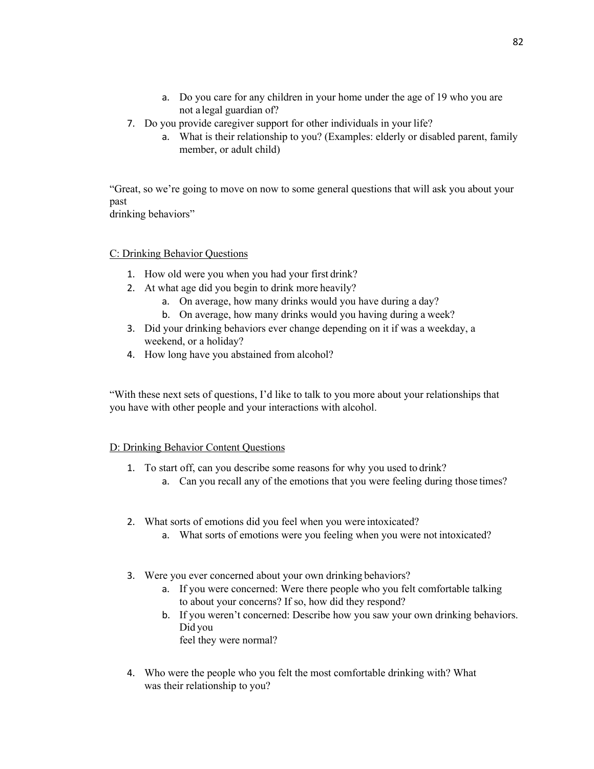a. Do you care for any children in your home under the age of 19 who you are not a legal guardian of?

7. Do you provide caregiver support for other individuals in your life?
   a. What is their relationship to you? (Examples: elderly or disabled parent, family member, or adult child)

"Great, so we're going to move on now to some general questions that will ask you about your past drinking behaviors"

<u>C: Drinking Behavior Questions</u>

1. How old were you when you had your first drink?
2. At what age did you begin to drink more heavily?
   a. On average, how many drinks would you have during a day?
   b. On average, how many drinks would you having during a week?
3. Did your drinking behaviors ever change depending on it if was a weekday, a weekend, or a holiday?
4. How long have you abstained from alcohol?

"With these next sets of questions, I'd like to talk to you more about your relationships that you have with other people and your interactions with alcohol.

<u>D: Drinking Behavior Content Questions</u>

1. To start off, can you describe some reasons for why you used to drink?
   a. Can you recall any of the emotions that you were feeling during those times?

2. What sorts of emotions did you feel when you were intoxicated?
   a. What sorts of emotions were you feeling when you were not intoxicated?

3. Were you ever concerned about your own drinking behaviors?
   a. If you were concerned: Were there people who you felt comfortable talking to about your concerns? If so, how did they respond?
   b. If you weren't concerned: Describe how you saw your own drinking behaviors. Did you feel they were normal?

4. Who were the people who you felt the most comfortable drinking with? What was their relationship to you?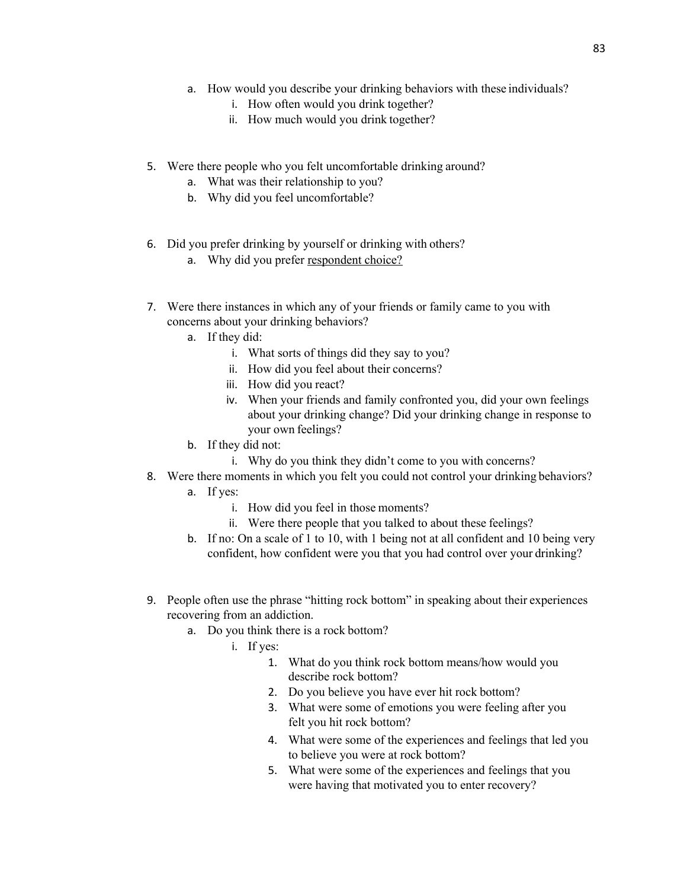a. How would you describe your drinking behaviors with these individuals?
      i. How often would you drink together?
      ii. How much would you drink together?

5. Were there people who you felt uncomfortable drinking around?
   a. What was their relationship to you?
   b. Why did you feel uncomfortable?

6. Did you prefer drinking by yourself or drinking with others?
   a. Why did you prefer <u>respondent choice?</u>

7. Were there instances in which any of your friends or family came to you with concerns about your drinking behaviors?
   a. If they did:
      i. What sorts of things did they say to you?
      ii. How did you feel about their concerns?
      iii. How did you react?
      iv. When your friends and family confronted you, did your own feelings about your drinking change? Did your drinking change in response to your own feelings?
   b. If they did not:
      i. Why do you think they didn't come to you with concerns?
8. Were there moments in which you felt you could not control your drinking behaviors?
   a. If yes:
      i. How did you feel in those moments?
      ii. Were there people that you talked to about these feelings?
   b. If no: On a scale of 1 to 10, with 1 being not at all confident and 10 being very confident, how confident were you that you had control over your drinking?

9. People often use the phrase "hitting rock bottom" in speaking about their experiences recovering from an addiction.
   a. Do you think there is a rock bottom?
      i. If yes:
         1. What do you think rock bottom means/how would you describe rock bottom?
         2. Do you believe you have ever hit rock bottom?
         3. What were some of emotions you were feeling after you felt you hit rock bottom?
         4. What were some of the experiences and feelings that led you to believe you were at rock bottom?
         5. What were some of the experiences and feelings that you were having that motivated you to enter recovery?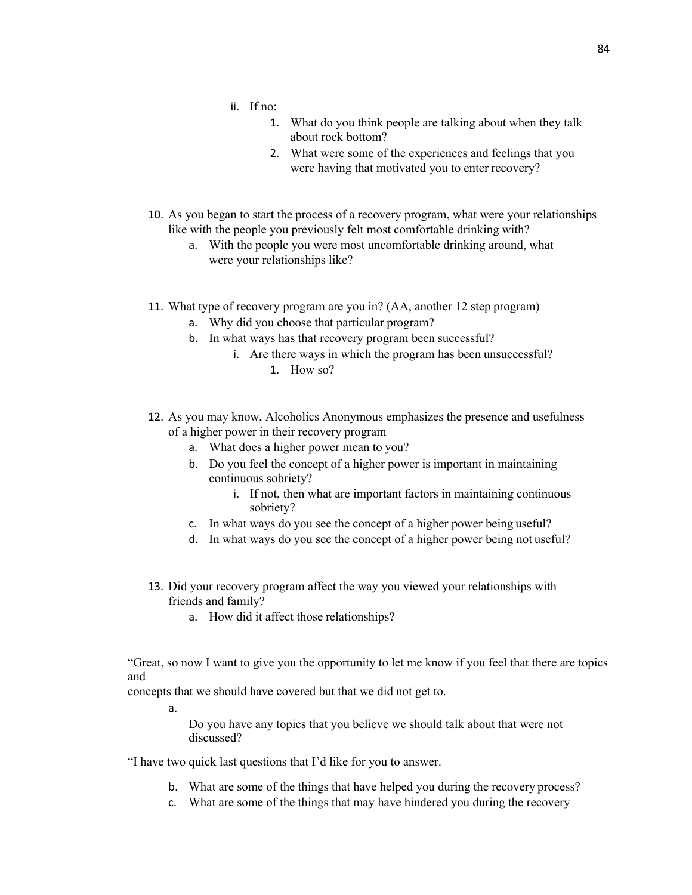ii. If no:
   1. What do you think people are talking about when they talk about rock bottom?
   2. What were some of the experiences and feelings that you were having that motivated you to enter recovery?

10. As you began to start the process of a recovery program, what were your relationships like with the people you previously felt most comfortable drinking with?
    a. With the people you were most uncomfortable drinking around, what were your relationships like?

11. What type of recovery program are you in? (AA, another 12 step program)
    a. Why did you choose that particular program?
    b. In what ways has that recovery program been successful?
       i. Are there ways in which the program has been unsuccessful?
          1. How so?

12. As you may know, Alcoholics Anonymous emphasizes the presence and usefulness of a higher power in their recovery program
    a. What does a higher power mean to you?
    b. Do you feel the concept of a higher power is important in maintaining continuous sobriety?
       i. If not, then what are important factors in maintaining continuous sobriety?
    c. In what ways do you see the concept of a higher power being useful?
    d. In what ways do you see the concept of a higher power being not useful?

13. Did your recovery program affect the way you viewed your relationships with friends and family?
    a. How did it affect those relationships?

"Great, so now I want to give you the opportunity to let me know if you feel that there are topics and
concepts that we should have covered but that we did not get to.

a. Do you have any topics that you believe we should talk about that were not discussed?

"I have two quick last questions that I'd like for you to answer.

b. What are some of the things that have helped you during the recovery process?
c. What are some of the things that may have hindered you during the recovery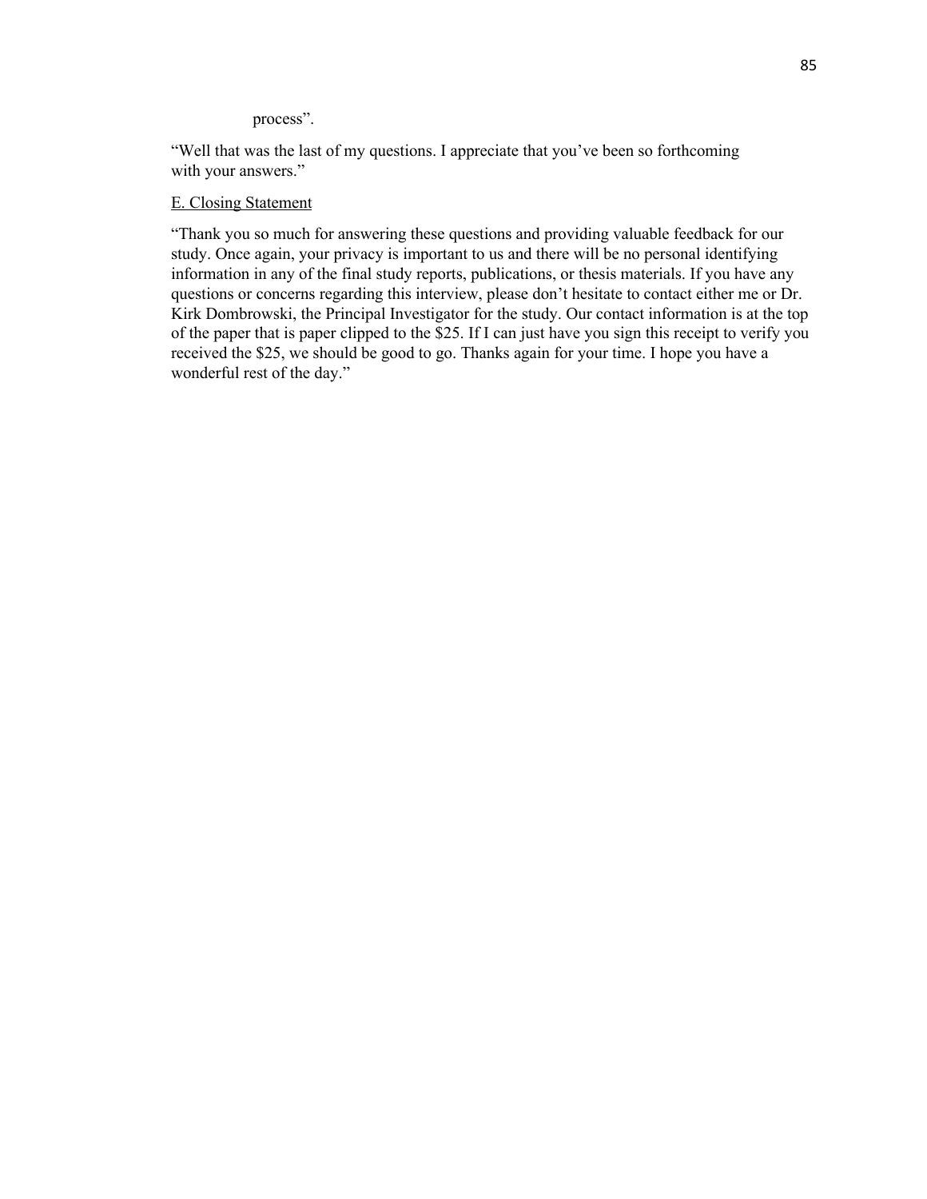process".

"Well that was the last of my questions. I appreciate that you've been so forthcoming with your answers."

<u>E. Closing Statement</u>

"Thank you so much for answering these questions and providing valuable feedback for our study. Once again, your privacy is important to us and there will be no personal identifying information in any of the final study reports, publications, or thesis materials. If you have any questions or concerns regarding this interview, please don't hesitate to contact either me or Dr. Kirk Dombrowski, the Principal Investigator for the study. Our contact information is at the top of the paper that is paper clipped to the $25. If I can just have you sign this receipt to verify you received the $25, we should be good to go. Thanks again for your time. I hope you have a wonderful rest of the day."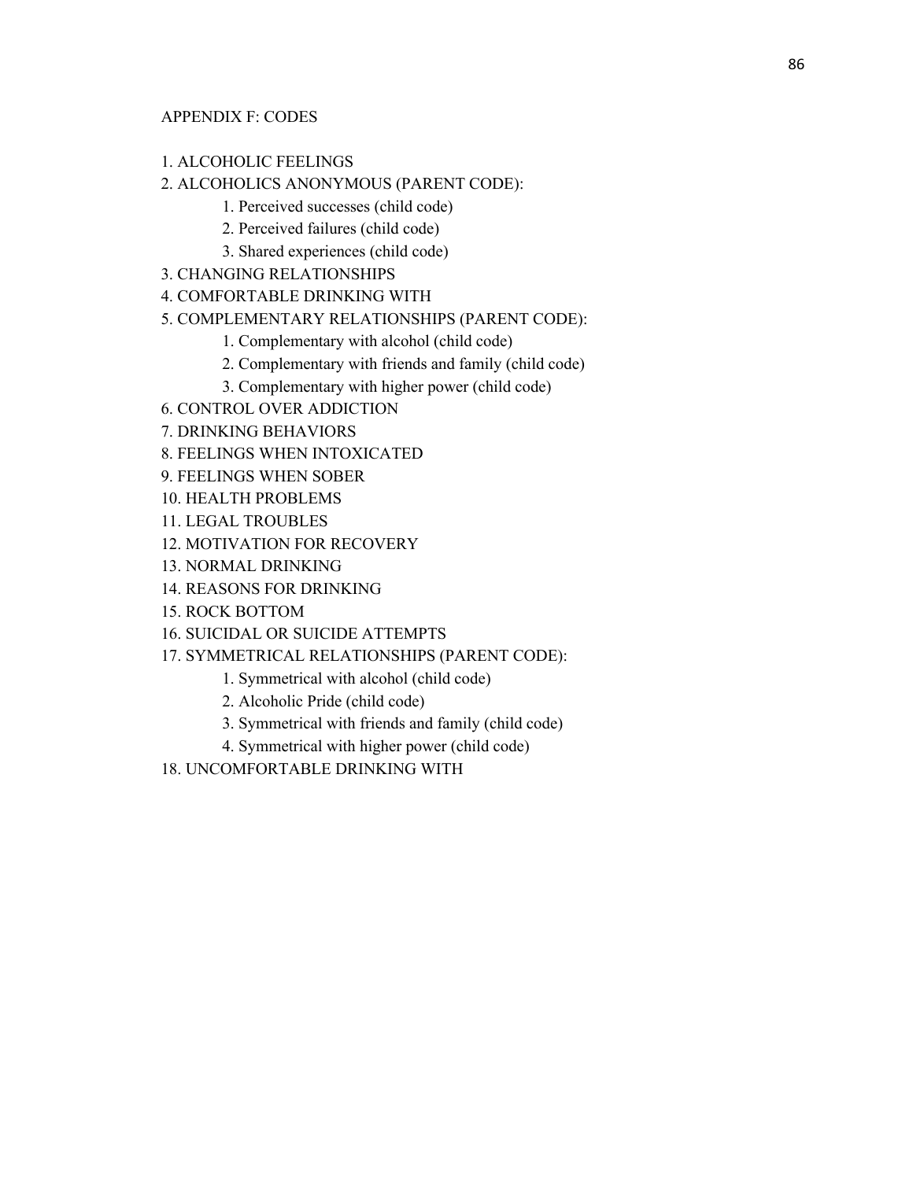## APPENDIX F: CODES

1. ALCOHOLIC FEELINGS
2. ALCOHOLICS ANONYMOUS (PARENT CODE):
    1. Perceived successes (child code)
    2. Perceived failures (child code)
    3. Shared experiences (child code)
3. CHANGING RELATIONSHIPS
4. COMFORTABLE DRINKING WITH
5. COMPLEMENTARY RELATIONSHIPS (PARENT CODE):
    1. Complementary with alcohol (child code)
    2. Complementary with friends and family (child code)
    3. Complementary with higher power (child code)
6. CONTROL OVER ADDICTION
7. DRINKING BEHAVIORS
8. FEELINGS WHEN INTOXICATED
9. FEELINGS WHEN SOBER
10. HEALTH PROBLEMS
11. LEGAL TROUBLES
12. MOTIVATION FOR RECOVERY
13. NORMAL DRINKING
14. REASONS FOR DRINKING
15. ROCK BOTTOM
16. SUICIDAL OR SUICIDE ATTEMPTS
17. SYMMETRICAL RELATIONSHIPS (PARENT CODE):
    1. Symmetrical with alcohol (child code)
    2. Alcoholic Pride (child code)
    3. Symmetrical with friends and family (child code)
    4. Symmetrical with higher power (child code)
18. UNCOMFORTABLE DRINKING WITH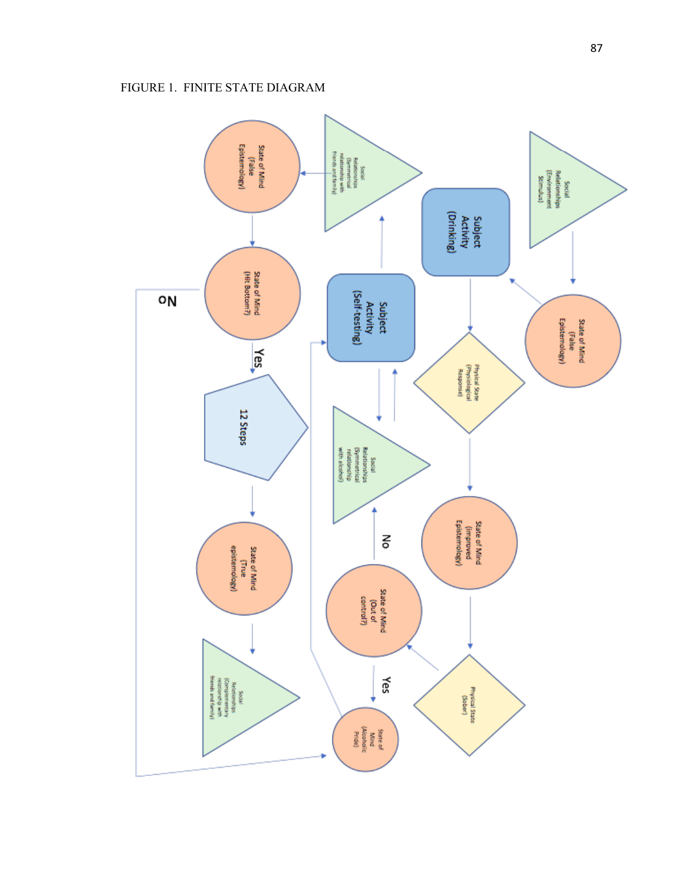FIGURE 1. FINITE STATE DIAGRAM

Social Relationships (Environment Stimulus)

State of Mind (False Epistemology)

Subject Activity (Drinking)

Physical State (Physiological Response)

State of Mind (Improved Epistemology)

Physical State (Sober)

State of Mind (Out of control?)

Yes

No

State of Mind (Alcoholic Pride)

Social Relationships (Symmetrical relationship with alcohol)

Subject Activity (Self-testing)

Social Relationships (Symmetrical relationship with friends and family)

State of Mind (False Epistemology)

State of Mind (Hit Bottom?)

No

Yes

12 Steps

State of Mind (True epistemology)

Social Relationships (Complementary relationship with friends and family)